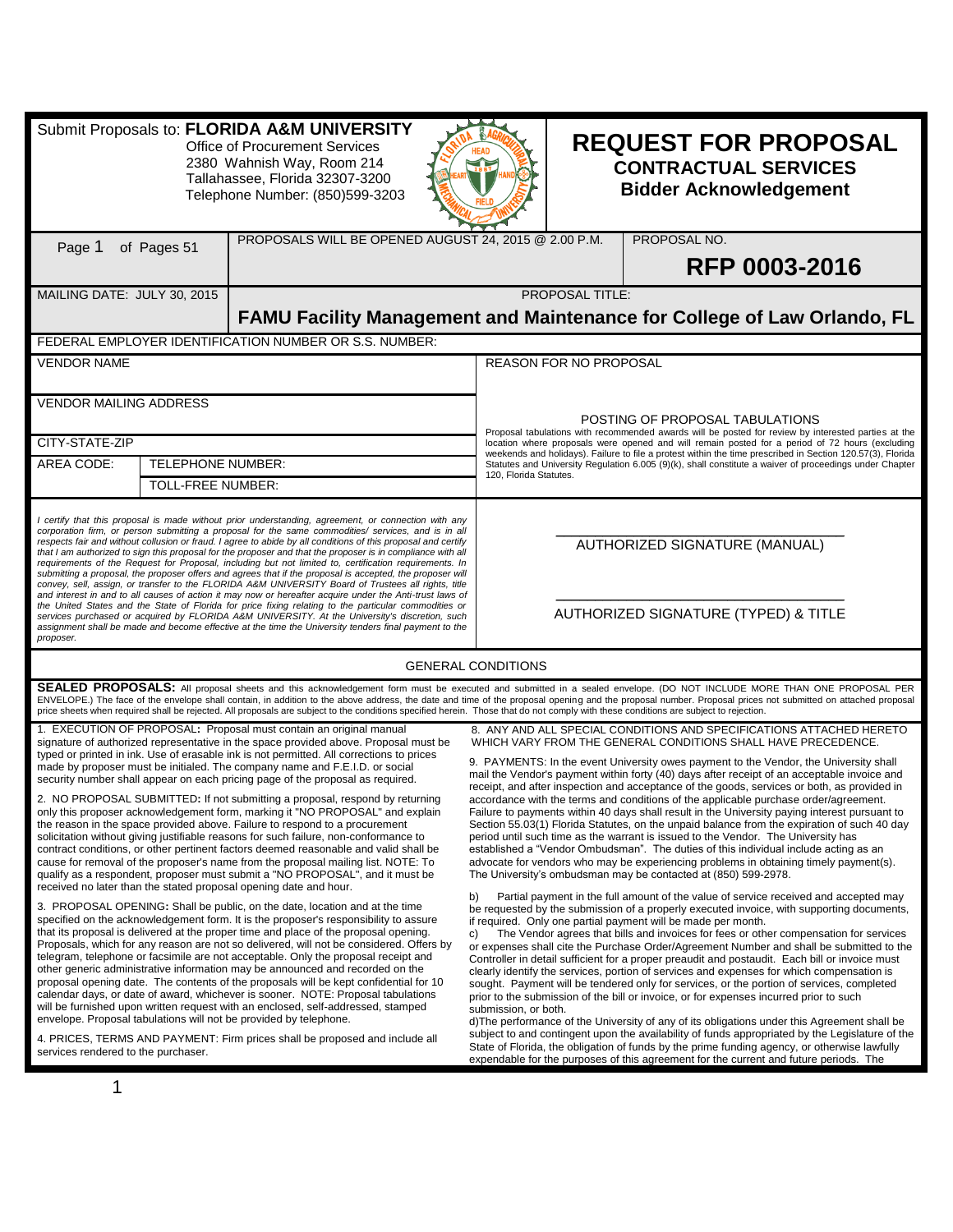Submit Proposals to: **FLORIDA A&M UNIVERSITY**
Office of Procurement Services
2380 Wahnish Way, Room 214
Tallahassee, Florida 32307-3200
Telephone Number: (850)599-3203

# REQUEST FOR PROPOSAL
## CONTRACTUAL SERVICES
## Bidder Acknowledgement

| Page 1 of Pages 51 | PROPOSALS WILL BE OPENED AUGUST 24, 2015 @ 2.00 P.M. | PROPOSAL NO. **RFP 0003-2016** |
|---|---|---|
| MAILING DATE: JULY 30, 2015 | PROPOSAL TITLE: **FAMU Facility Management and Maintenance for College of Law Orlando, FL** | |

FEDERAL EMPLOYER IDENTIFICATION NUMBER OR S.S. NUMBER:

| VENDOR NAME | REASON FOR NO PROPOSAL |
|---|---|
| VENDOR MAILING ADDRESS | POSTING OF PROPOSAL TABULATIONS |
| CITY-STATE-ZIP | Proposal tabulations with recommended awards will be posted for review by interested parties at the location where proposals were opened and will remain posted for a period of 72 hours (excluding weekends and holidays). Failure to file a protest within the time prescribed in Section 120.57(3), Florida Statutes and University Regulation 6.005 (9)(k), shall constitute a waiver of proceedings under Chapter 120, Florida Statutes. |
| AREA CODE: TELEPHONE NUMBER: | |
| TOLL-FREE NUMBER: | |

*I certify that this proposal is made without prior understanding, agreement, or connection with any corporation firm, or person submitting a proposal for the same commodities/ services, and is in all respects fair and without collusion or fraud. I agree to abide by all conditions of this proposal and certify that I am authorized to sign this proposal for the proposer and that the proposer is in compliance with all requirements of the Request for Proposal, including but not limited to, certification requirements. In submitting a proposal, the proposer offers and agrees that if the proposal is accepted, the proposer will convey, sell, assign, or transfer to the FLORIDA A&M UNIVERSITY Board of Trustees all rights, title and interest in and to all causes of action it may now or hereafter acquire under the Anti-trust laws of the United States and the State of Florida for price fixing relating to the particular commodities or services purchased or acquired by FLORIDA A&M UNIVERSITY. At the University's discretion, such assignment shall be made and become effective at the time the University tenders final payment to the proposer.*

AUTHORIZED SIGNATURE (MANUAL)

AUTHORIZED SIGNATURE (TYPED) & TITLE

## GENERAL CONDITIONS

**SEALED PROPOSALS:** All proposal sheets and this acknowledgement form must be executed and submitted in a sealed envelope. (DO NOT INCLUDE MORE THAN ONE PROPOSAL PER ENVELOPE.) The face of the envelope shall contain, in addition to the above address, the date and time of the proposal opening and the proposal number. Proposal prices not submitted on attached proposal price sheets when required shall be rejected. All proposals are subject to the conditions specified herein. Those that do not comply with these conditions are subject to rejection.

1. EXECUTION OF PROPOSAL**:** Proposal must contain an original manual signature of authorized representative in the space provided above. Proposal must be typed or printed in ink. Use of erasable ink is not permitted. All corrections to prices made by proposer must be initialed. The company name and F.E.I.D. or social security number shall appear on each pricing page of the proposal as required.

2. NO PROPOSAL SUBMITTED**:** If not submitting a proposal, respond by returning only this proposer acknowledgement form, marking it "NO PROPOSAL" and explain the reason in the space provided above. Failure to respond to a procurement solicitation without giving justifiable reasons for such failure, non-conformance to contract conditions, or other pertinent factors deemed reasonable and valid shall be cause for removal of the proposer's name from the proposal mailing list. NOTE: To qualify as a respondent, proposer must submit a "NO PROPOSAL", and it must be received no later than the stated proposal opening date and hour.

3. PROPOSAL OPENING**:** Shall be public, on the date, location and at the time specified on the acknowledgement form. It is the proposer's responsibility to assure that its proposal is delivered at the proper time and place of the proposal opening. Proposals, which for any reason are not so delivered, will not be considered. Offers by telegram, telephone or facsimile are not acceptable. Only the proposal receipt and other generic administrative information may be announced and recorded on the proposal opening date. The contents of the proposals will be kept confidential for 10 calendar days, or date of award, whichever is sooner. NOTE: Proposal tabulations will be furnished upon written request with an enclosed, self-addressed, stamped envelope. Proposal tabulations will not be provided by telephone.

4. PRICES, TERMS AND PAYMENT: Firm prices shall be proposed and include all services rendered to the purchaser.

8. ANY AND ALL SPECIAL CONDITIONS AND SPECIFICATIONS ATTACHED HERETO WHICH VARY FROM THE GENERAL CONDITIONS SHALL HAVE PRECEDENCE.

9. PAYMENTS: In the event University owes payment to the Vendor, the University shall mail the Vendor's payment within forty (40) days after receipt of an acceptable invoice and receipt, and after inspection and acceptance of the goods, services or both, as provided in accordance with the terms and conditions of the applicable purchase order/agreement. Failure to payments within 40 days shall result in the University paying interest pursuant to Section 55.03(1) Florida Statutes, on the unpaid balance from the expiration of such 40 day period until such time as the warrant is issued to the Vendor. The University has established a "Vendor Ombudsman". The duties of this individual include acting as an advocate for vendors who may be experiencing problems in obtaining timely payment(s). The University's ombudsman may be contacted at (850) 599-2978.

b) Partial payment in the full amount of the value of service received and accepted may be requested by the submission of a properly executed invoice, with supporting documents, if required. Only one partial payment will be made per month.

c) The Vendor agrees that bills and invoices for fees or other compensation for services or expenses shall cite the Purchase Order/Agreement Number and shall be submitted to the Controller in detail sufficient for a proper preaudit and postaudit. Each bill or invoice must clearly identify the services, portion of services and expenses for which compensation is sought. Payment will be tendered only for services, or the portion of services, completed prior to the submission of the bill or invoice, or for expenses incurred prior to such submission, or both.

d)The performance of the University of any of its obligations under this Agreement shall be subject to and contingent upon the availability of funds appropriated by the Legislature of the State of Florida, the obligation of funds by the prime funding agency, or otherwise lawfully expendable for the purposes of this agreement for the current and future periods. The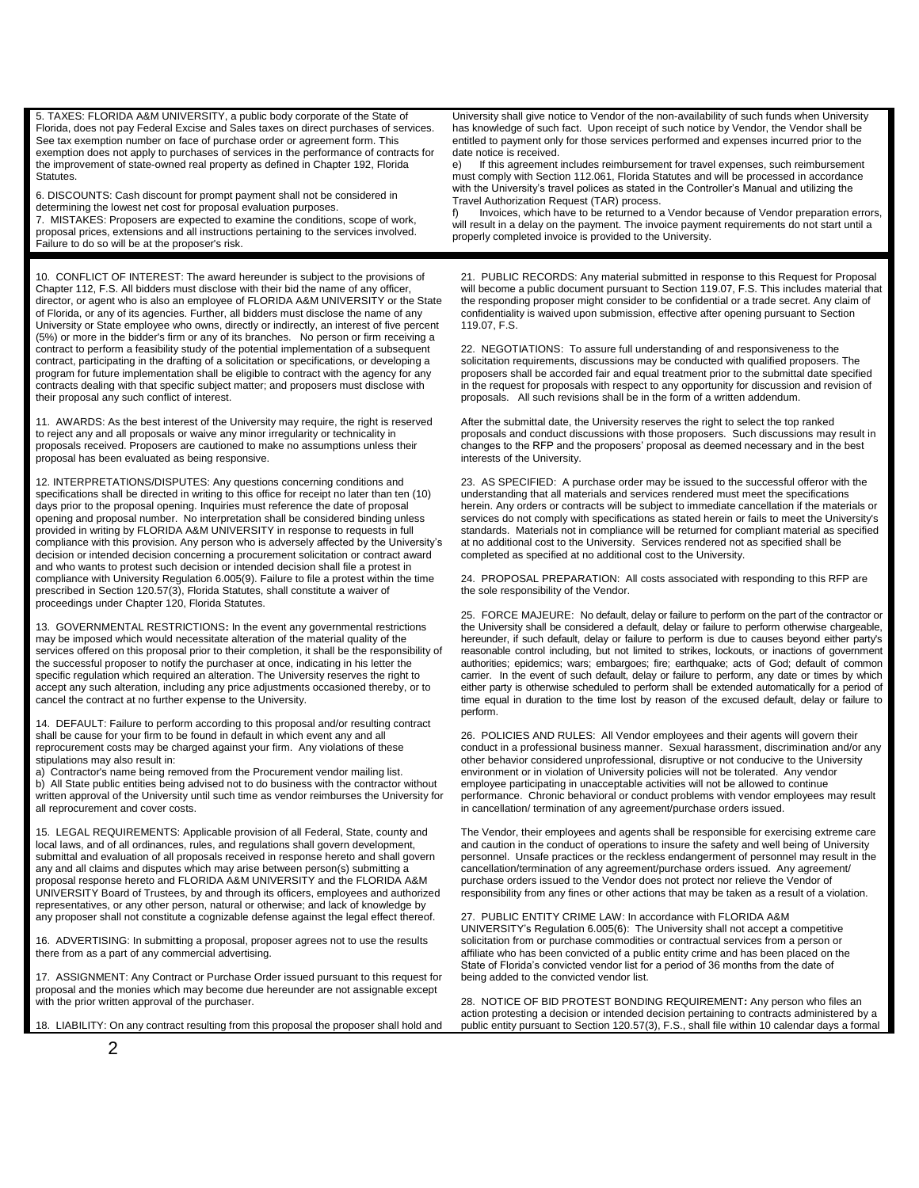5. TAXES: FLORIDA A&M UNIVERSITY, a public body corporate of the State of Florida, does not pay Federal Excise and Sales taxes on direct purchases of services. See tax exemption number on face of purchase order or agreement form. This exemption does not apply to purchases of services in the performance of contracts for the improvement of state-owned real property as defined in Chapter 192, Florida Statutes.

6. DISCOUNTS: Cash discount for prompt payment shall not be considered in determining the lowest net cost for proposal evaluation purposes.

7. MISTAKES: Proposers are expected to examine the conditions, scope of work, proposal prices, extensions and all instructions pertaining to the services involved. Failure to do so will be at the proposer's risk.

University shall give notice to Vendor of the non-availability of such funds when University has knowledge of such fact. Upon receipt of such notice by Vendor, the Vendor shall be entitled to payment only for those services performed and expenses incurred prior to the date notice is received.

e) If this agreement includes reimbursement for travel expenses, such reimbursement must comply with Section 112.061, Florida Statutes and will be processed in accordance with the University's travel polices as stated in the Controller's Manual and utilizing the Travel Authorization Request (TAR) process.

f) Invoices, which have to be returned to a Vendor because of Vendor preparation errors, will result in a delay on the payment. The invoice payment requirements do not start until a properly completed invoice is provided to the University.

10. CONFLICT OF INTEREST: The award hereunder is subject to the provisions of Chapter 112, F.S. All bidders must disclose with their bid the name of any officer, director, or agent who is also an employee of FLORIDA A&M UNIVERSITY or the State of Florida, or any of its agencies. Further, all bidders must disclose the name of any University or State employee who owns, directly or indirectly, an interest of five percent (5%) or more in the bidder's firm or any of its branches. No person or firm receiving a contract to perform a feasibility study of the potential implementation of a subsequent contract, participating in the drafting of a solicitation or specifications, or developing a program for future implementation shall be eligible to contract with the agency for any contracts dealing with that specific subject matter; and proposers must disclose with their proposal any such conflict of interest.

11. AWARDS: As the best interest of the University may require, the right is reserved to reject any and all proposals or waive any minor irregularity or technicality in proposals received. Proposers are cautioned to make no assumptions unless their proposal has been evaluated as being responsive.

12. INTERPRETATIONS/DISPUTES: Any questions concerning conditions and specifications shall be directed in writing to this office for receipt no later than ten (10) days prior to the proposal opening. Inquiries must reference the date of proposal opening and proposal number. No interpretation shall be considered binding unless provided in writing by FLORIDA A&M UNIVERSITY in response to requests in full compliance with this provision. Any person who is adversely affected by the University's decision or intended decision concerning a procurement solicitation or contract award and who wants to protest such decision or intended decision shall file a protest in compliance with University Regulation 6.005(9). Failure to file a protest within the time prescribed in Section 120.57(3), Florida Statutes, shall constitute a waiver of proceedings under Chapter 120, Florida Statutes.

13. GOVERNMENTAL RESTRICTIONS: In the event any governmental restrictions may be imposed which would necessitate alteration of the material quality of the services offered on this proposal prior to their completion, it shall be the responsibility of the successful proposer to notify the purchaser at once, indicating in his letter the specific regulation which required an alteration. The University reserves the right to accept any such alteration, including any price adjustments occasioned thereby, or to cancel the contract at no further expense to the University.

14. DEFAULT: Failure to perform according to this proposal and/or resulting contract shall be cause for your firm to be found in default in which event any and all reprocurement costs may be charged against your firm. Any violations of these stipulations may also result in:

a) Contractor's name being removed from the Procurement vendor mailing list.

b) All State public entities being advised not to do business with the contractor without written approval of the University until such time as vendor reimburses the University for all reprocurement and cover costs.

15. LEGAL REQUIREMENTS: Applicable provision of all Federal, State, county and local laws, and of all ordinances, rules, and regulations shall govern development, submittal and evaluation of all proposals received in response hereto and shall govern any and all claims and disputes which may arise between person(s) submitting a proposal response hereto and FLORIDA A&M UNIVERSITY and the FLORIDA A&M UNIVERSITY Board of Trustees, by and through its officers, employees and authorized representatives, or any other person, natural or otherwise; and lack of knowledge by any proposer shall not constitute a cognizable defense against the legal effect thereof.

16. ADVERTISING: In submitting a proposal, proposer agrees not to use the results there from as a part of any commercial advertising.

17. ASSIGNMENT: Any Contract or Purchase Order issued pursuant to this request for proposal and the monies which may become due hereunder are not assignable except with the prior written approval of the purchaser.

18. LIABILITY: On any contract resulting from this proposal the proposer shall hold and

21. PUBLIC RECORDS: Any material submitted in response to this Request for Proposal will become a public document pursuant to Section 119.07, F.S. This includes material that the responding proposer might consider to be confidential or a trade secret. Any claim of confidentiality is waived upon submission, effective after opening pursuant to Section 119.07, F.S.

22. NEGOTIATIONS: To assure full understanding of and responsiveness to the solicitation requirements, discussions may be conducted with qualified proposers. The proposers shall be accorded fair and equal treatment prior to the submittal date specified in the request for proposals with respect to any opportunity for discussion and revision of proposals. All such revisions shall be in the form of a written addendum.

After the submittal date, the University reserves the right to select the top ranked proposals and conduct discussions with those proposers. Such discussions may result in changes to the RFP and the proposers' proposal as deemed necessary and in the best interests of the University.

23. AS SPECIFIED: A purchase order may be issued to the successful offeror with the understanding that all materials and services rendered must meet the specifications herein. Any orders or contracts will be subject to immediate cancellation if the materials or services do not comply with specifications as stated herein or fails to meet the University's standards. Materials not in compliance will be returned for compliant material as specified at no additional cost to the University. Services rendered not as specified shall be completed as specified at no additional cost to the University.

24. PROPOSAL PREPARATION: All costs associated with responding to this RFP are the sole responsibility of the Vendor.

25. FORCE MAJEURE: No default, delay or failure to perform on the part of the contractor or the University shall be considered a default, delay or failure to perform otherwise chargeable, hereunder, if such default, delay or failure to perform is due to causes beyond either party's reasonable control including, but not limited to strikes, lockouts, or inactions of government authorities; epidemics; wars; embargoes; fire; earthquake; acts of God; default of common carrier. In the event of such default, delay or failure to perform, any date or times by which either party is otherwise scheduled to perform shall be extended automatically for a period of time equal in duration to the time lost by reason of the excused default, delay or failure to perform.

26. POLICIES AND RULES: All Vendor employees and their agents will govern their conduct in a professional business manner. Sexual harassment, discrimination and/or any other behavior considered unprofessional, disruptive or not conducive to the University environment or in violation of University policies will not be tolerated. Any vendor employee participating in unacceptable activities will not be allowed to continue performance. Chronic behavioral or conduct problems with vendor employees may result in cancellation/ termination of any agreement/purchase orders issued.

The Vendor, their employees and agents shall be responsible for exercising extreme care and caution in the conduct of operations to insure the safety and well being of University personnel. Unsafe practices or the reckless endangerment of personnel may result in the cancellation/termination of any agreement/purchase orders issued. Any agreement/ purchase orders issued to the Vendor does not protect nor relieve the Vendor of responsibility from any fines or other actions that may be taken as a result of a violation.

27. PUBLIC ENTITY CRIME LAW: In accordance with FLORIDA A&M UNIVERSITY's Regulation 6.005(6): The University shall not accept a competitive solicitation from or purchase commodities or contractual services from a person or affiliate who has been convicted of a public entity crime and has been placed on the State of Florida's convicted vendor list for a period of 36 months from the date of being added to the convicted vendor list.

28. NOTICE OF BID PROTEST BONDING REQUIREMENT: Any person who files an action protesting a decision or intended decision pertaining to contracts administered by a public entity pursuant to Section 120.57(3), F.S., shall file within 10 calendar days a formal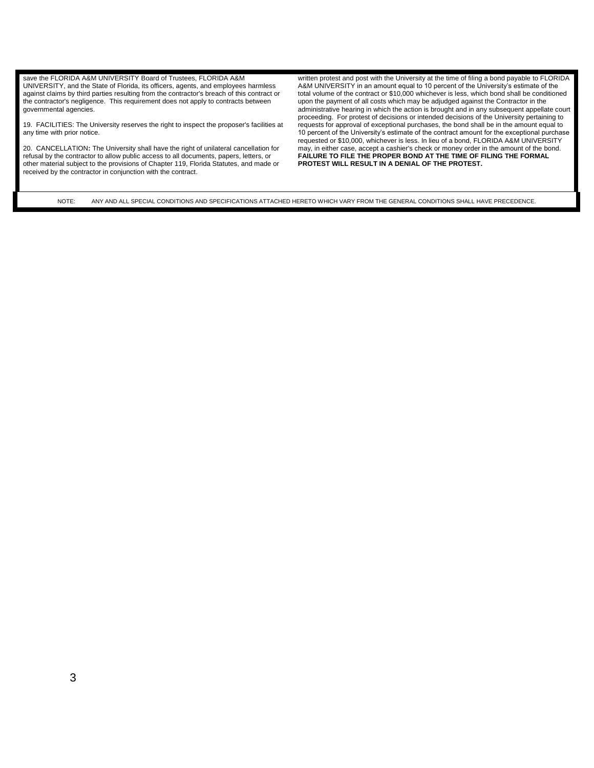save the FLORIDA A&M UNIVERSITY Board of Trustees, FLORIDA A&M UNIVERSITY, and the State of Florida, its officers, agents, and employees harmless against claims by third parties resulting from the contractor's breach of this contract or the contractor's negligence. This requirement does not apply to contracts between governmental agencies.

19. FACILITIES: The University reserves the right to inspect the proposer's facilities at any time with prior notice.

20. CANCELLATION**:** The University shall have the right of unilateral cancellation for refusal by the contractor to allow public access to all documents, papers, letters, or other material subject to the provisions of Chapter 119, Florida Statutes, and made or received by the contractor in conjunction with the contract.

written protest and post with the University at the time of filing a bond payable to FLORIDA A&M UNIVERSITY in an amount equal to 10 percent of the University's estimate of the total volume of the contract or $10,000 whichever is less, which bond shall be conditioned upon the payment of all costs which may be adjudged against the Contractor in the administrative hearing in which the action is brought and in any subsequent appellate court proceeding. For protest of decisions or intended decisions of the University pertaining to requests for approval of exceptional purchases, the bond shall be in the amount equal to 10 percent of the University's estimate of the contract amount for the exceptional purchase requested or $10,000, whichever is less. In lieu of a bond, FLORIDA A&M UNIVERSITY may, in either case, accept a cashier's check or money order in the amount of the bond. **FAILURE TO FILE THE PROPER BOND AT THE TIME OF FILING THE FORMAL PROTEST WILL RESULT IN A DENIAL OF THE PROTEST.**

NOTE: ANY AND ALL SPECIAL CONDITIONS AND SPECIFICATIONS ATTACHED HERETO WHICH VARY FROM THE GENERAL CONDITIONS SHALL HAVE PRECEDENCE.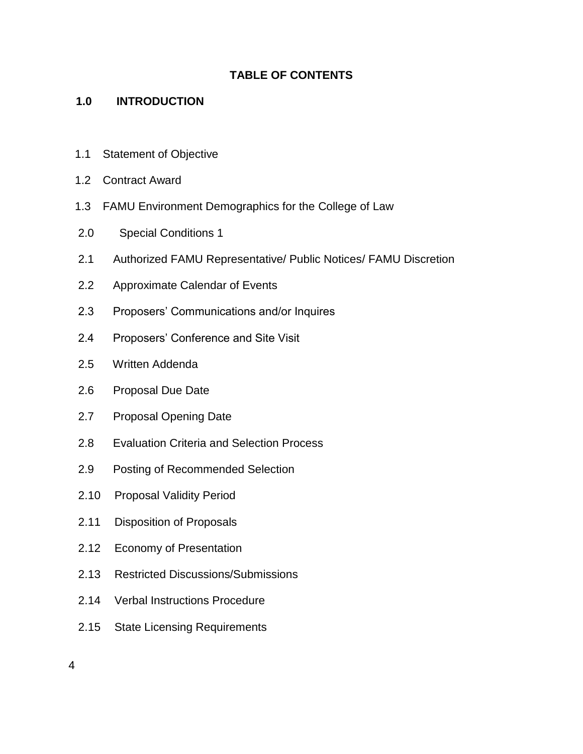**TABLE OF CONTENTS**

**1.0 INTRODUCTION**

1.1 Statement of Objective

1.2 Contract Award

1.3 FAMU Environment Demographics for the College of Law

2.0 Special Conditions 1

2.1 Authorized FAMU Representative/ Public Notices/ FAMU Discretion

2.2 Approximate Calendar of Events

2.3 Proposers' Communications and/or Inquires

2.4 Proposers' Conference and Site Visit

2.5 Written Addenda

2.6 Proposal Due Date

2.7 Proposal Opening Date

2.8 Evaluation Criteria and Selection Process

2.9 Posting of Recommended Selection

2.10 Proposal Validity Period

2.11 Disposition of Proposals

2.12 Economy of Presentation

2.13 Restricted Discussions/Submissions

2.14 Verbal Instructions Procedure

2.15 State Licensing Requirements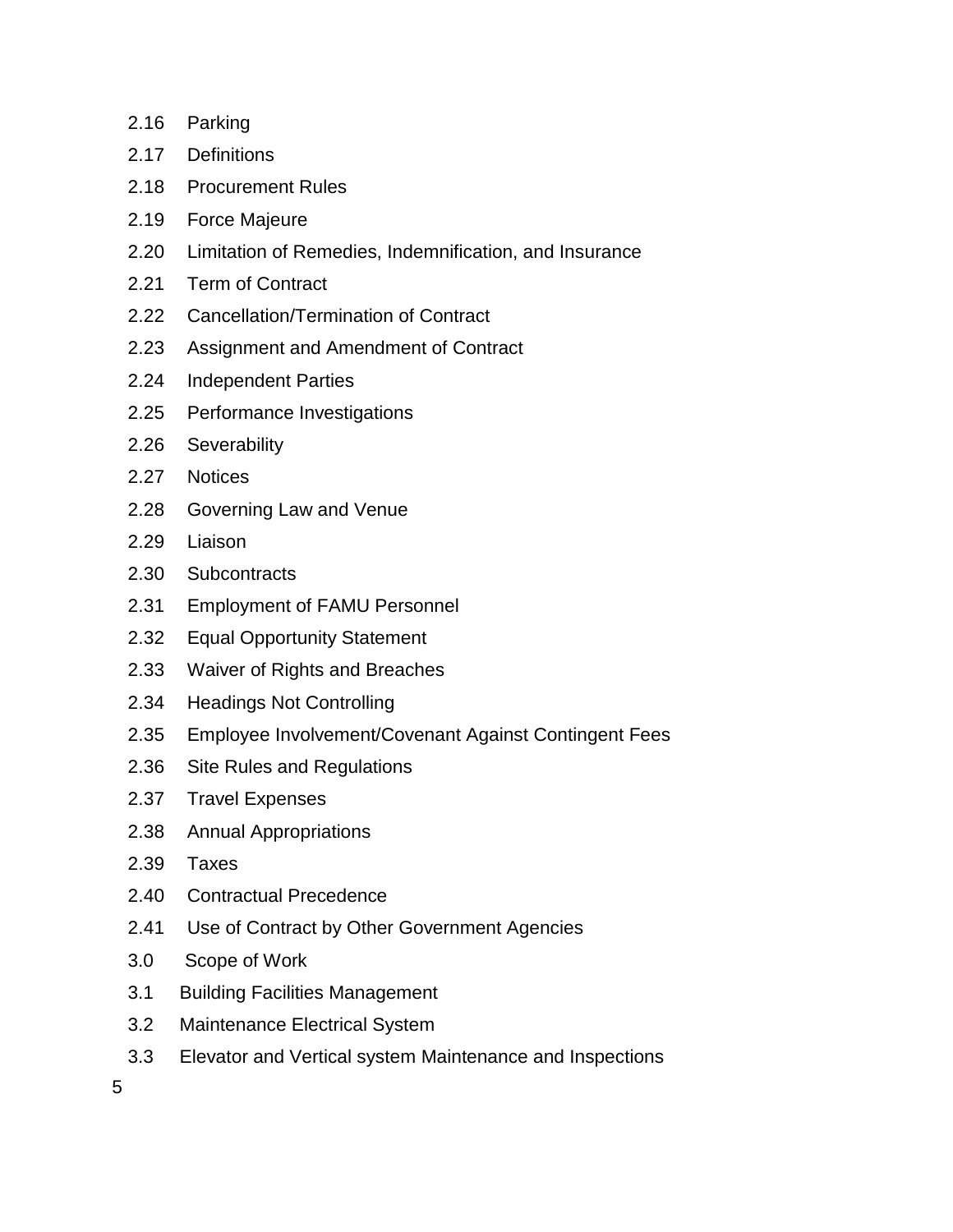2.16 Parking

2.17 Definitions

2.18 Procurement Rules

2.19 Force Majeure

2.20 Limitation of Remedies, Indemnification, and Insurance

2.21 Term of Contract

2.22 Cancellation/Termination of Contract

2.23 Assignment and Amendment of Contract

2.24 Independent Parties

2.25 Performance Investigations

2.26 Severability

2.27 Notices

2.28 Governing Law and Venue

2.29 Liaison

2.30 Subcontracts

2.31 Employment of FAMU Personnel

2.32 Equal Opportunity Statement

2.33 Waiver of Rights and Breaches

2.34 Headings Not Controlling

2.35 Employee Involvement/Covenant Against Contingent Fees

2.36 Site Rules and Regulations

2.37 Travel Expenses

2.38 Annual Appropriations

2.39 Taxes

2.40 Contractual Precedence

2.41 Use of Contract by Other Government Agencies

3.0 Scope of Work

3.1 Building Facilities Management

3.2 Maintenance Electrical System

3.3 Elevator and Vertical system Maintenance and Inspections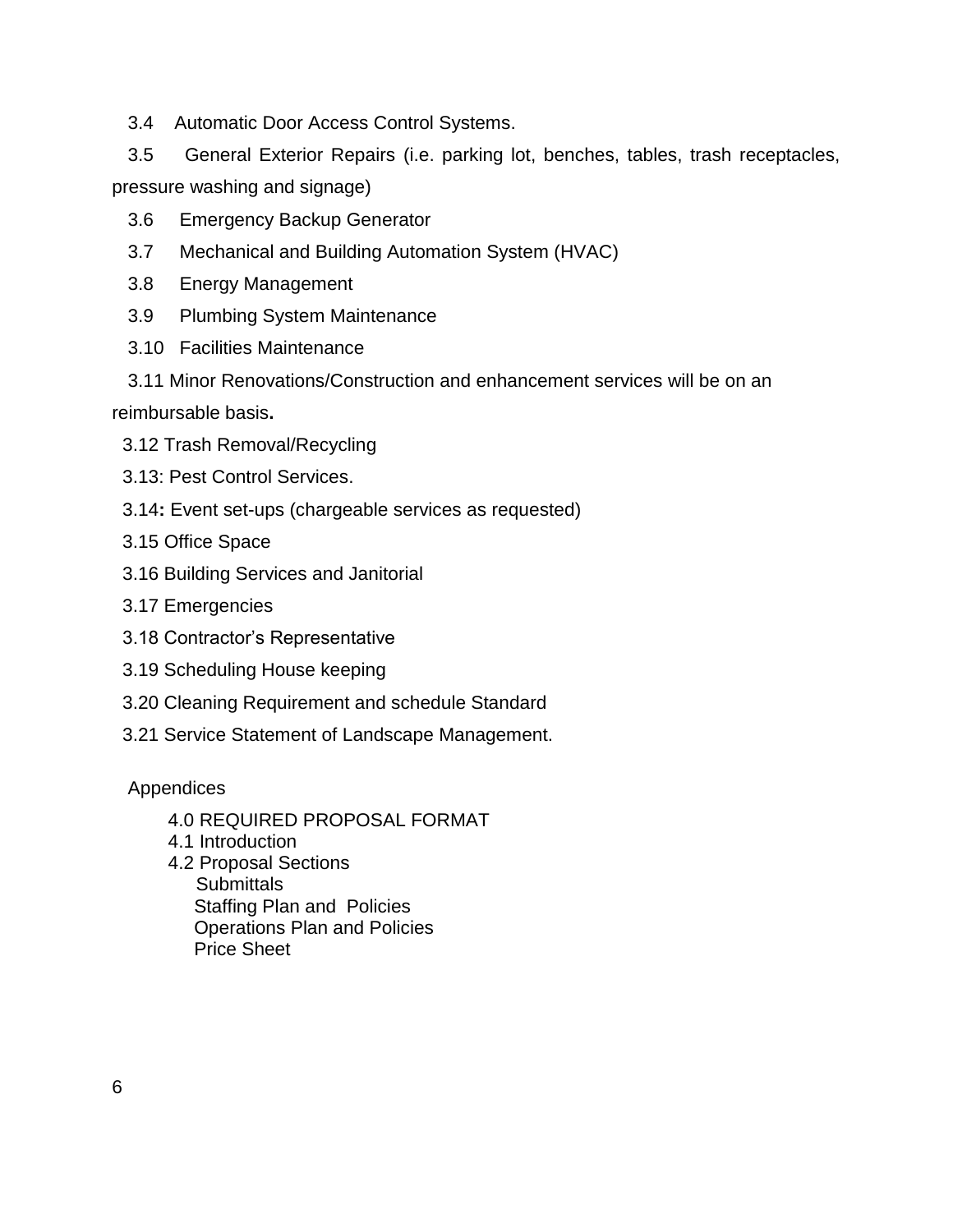3.4 Automatic Door Access Control Systems.

3.5 General Exterior Repairs (i.e. parking lot, benches, tables, trash receptacles, pressure washing and signage)

3.6 Emergency Backup Generator

3.7 Mechanical and Building Automation System (HVAC)

3.8 Energy Management

3.9 Plumbing System Maintenance

3.10 Facilities Maintenance

3.11 Minor Renovations/Construction and enhancement services will be on an reimbursable basis**.**

3.12 Trash Removal/Recycling

3.13: Pest Control Services.

3.14**:** Event set-ups (chargeable services as requested)

3.15 Office Space

3.16 Building Services and Janitorial

3.17 Emergencies

3.18 Contractor's Representative

3.19 Scheduling House keeping

3.20 Cleaning Requirement and schedule Standard

3.21 Service Statement of Landscape Management.

Appendices

4.0 REQUIRED PROPOSAL FORMAT
4.1 Introduction
4.2 Proposal Sections
- Submittals
- Staffing Plan and Policies
- Operations Plan and Policies
- Price Sheet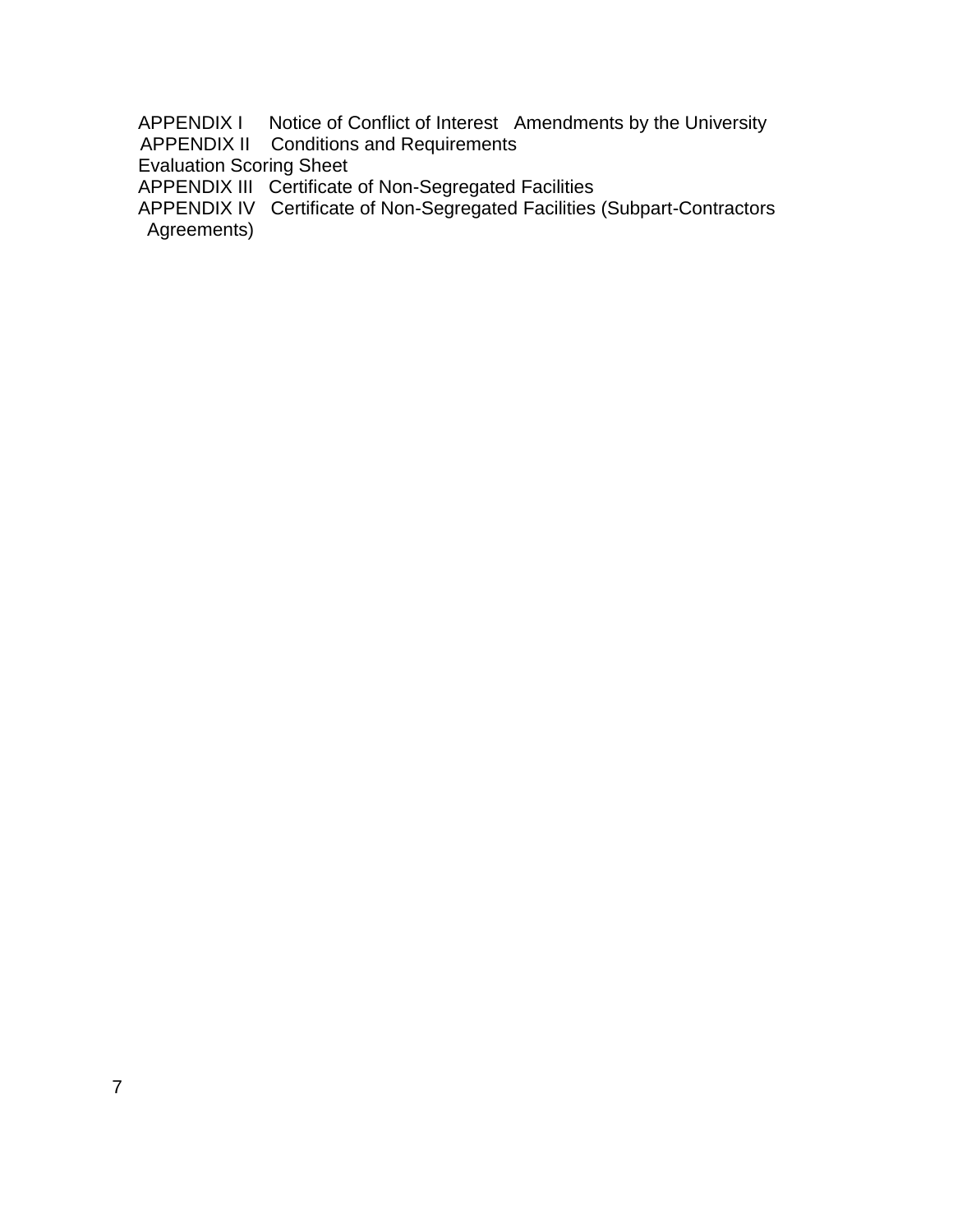APPENDIX I Notice of Conflict of Interest Amendments by the University
APPENDIX II Conditions and Requirements
Evaluation Scoring Sheet
APPENDIX III Certificate of Non-Segregated Facilities
APPENDIX IV Certificate of Non-Segregated Facilities (Subpart-Contractors Agreements)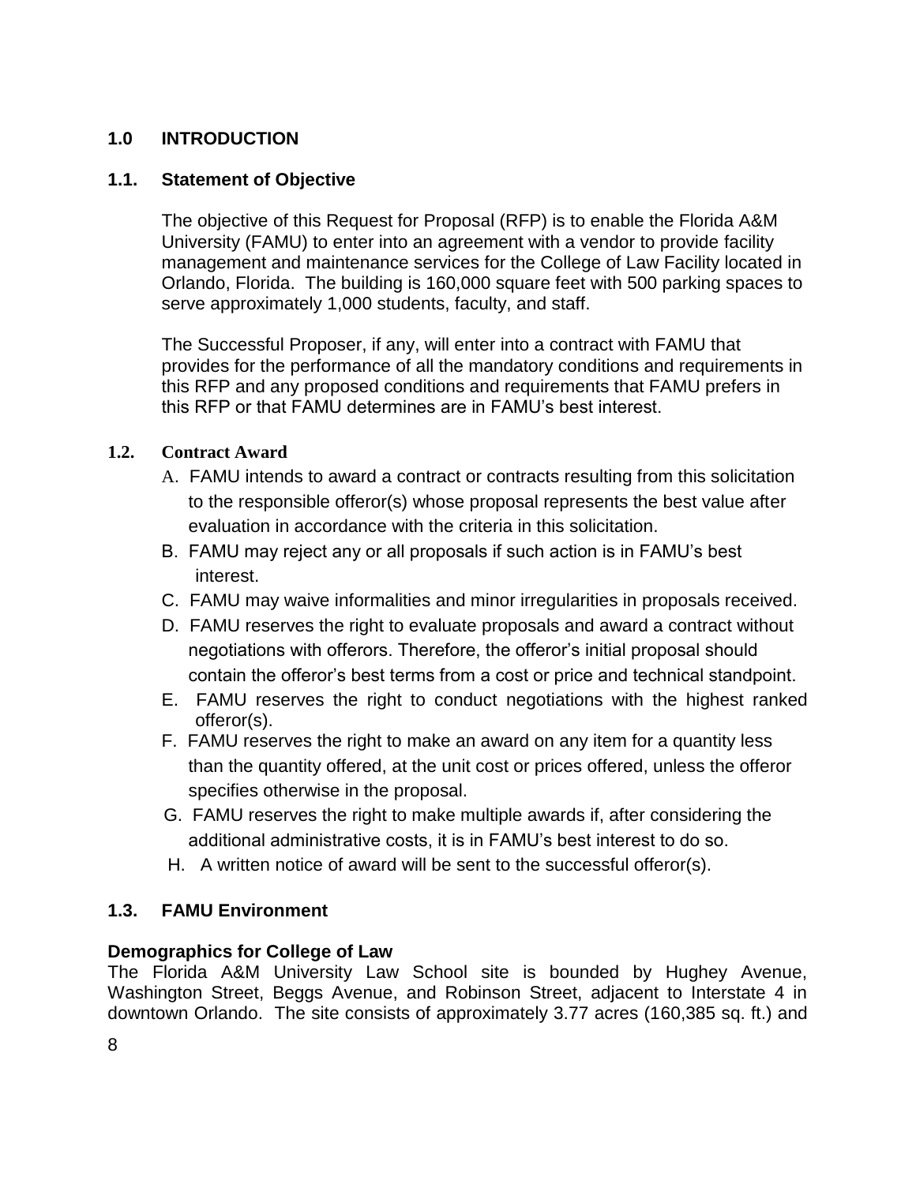## 1.0 INTRODUCTION

### 1.1. Statement of Objective

The objective of this Request for Proposal (RFP) is to enable the Florida A&M University (FAMU) to enter into an agreement with a vendor to provide facility management and maintenance services for the College of Law Facility located in Orlando, Florida. The building is 160,000 square feet with 500 parking spaces to serve approximately 1,000 students, faculty, and staff.

The Successful Proposer, if any, will enter into a contract with FAMU that provides for the performance of all the mandatory conditions and requirements in this RFP and any proposed conditions and requirements that FAMU prefers in this RFP or that FAMU determines are in FAMU's best interest.

### 1.2. Contract Award

A. FAMU intends to award a contract or contracts resulting from this solicitation to the responsible offeror(s) whose proposal represents the best value after evaluation in accordance with the criteria in this solicitation.

B. FAMU may reject any or all proposals if such action is in FAMU's best interest.

C. FAMU may waive informalities and minor irregularities in proposals received.

D. FAMU reserves the right to evaluate proposals and award a contract without negotiations with offerors. Therefore, the offeror's initial proposal should contain the offeror's best terms from a cost or price and technical standpoint.

E. FAMU reserves the right to conduct negotiations with the highest ranked offeror(s).

F. FAMU reserves the right to make an award on any item for a quantity less than the quantity offered, at the unit cost or prices offered, unless the offeror specifies otherwise in the proposal.

G. FAMU reserves the right to make multiple awards if, after considering the additional administrative costs, it is in FAMU's best interest to do so.

H. A written notice of award will be sent to the successful offeror(s).

### 1.3. FAMU Environment

**Demographics for College of Law**

The Florida A&M University Law School site is bounded by Hughey Avenue, Washington Street, Beggs Avenue, and Robinson Street, adjacent to Interstate 4 in downtown Orlando. The site consists of approximately 3.77 acres (160,385 sq. ft.) and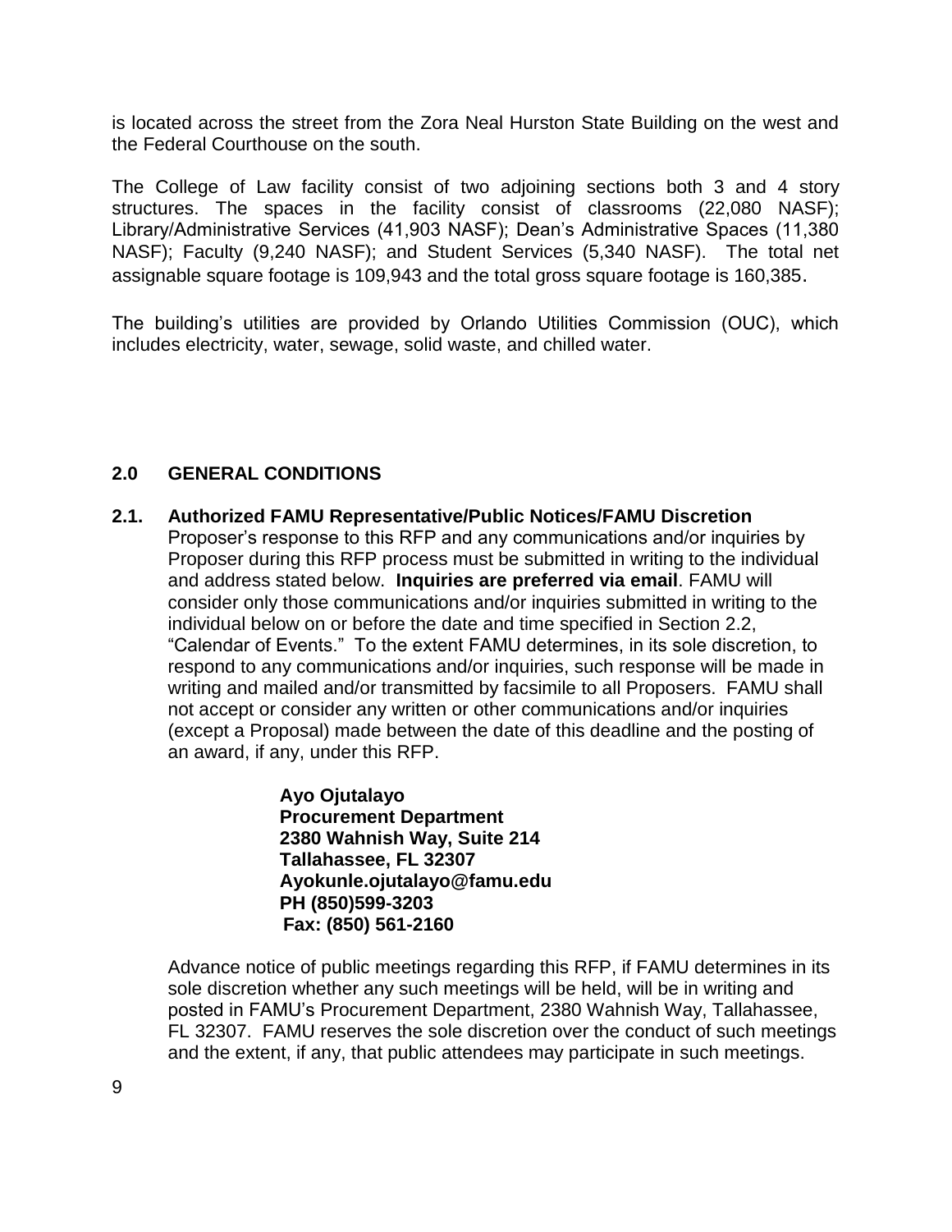is located across the street from the Zora Neal Hurston State Building on the west and the Federal Courthouse on the south.

The College of Law facility consist of two adjoining sections both 3 and 4 story structures. The spaces in the facility consist of classrooms (22,080 NASF); Library/Administrative Services (41,903 NASF); Dean's Administrative Spaces (11,380 NASF); Faculty (9,240 NASF); and Student Services (5,340 NASF). The total net assignable square footage is 109,943 and the total gross square footage is 160,385.

The building's utilities are provided by Orlando Utilities Commission (OUC), which includes electricity, water, sewage, solid waste, and chilled water.

## 2.0 GENERAL CONDITIONS

### 2.1. Authorized FAMU Representative/Public Notices/FAMU Discretion

Proposer's response to this RFP and any communications and/or inquiries by Proposer during this RFP process must be submitted in writing to the individual and address stated below. **Inquiries are preferred via email**. FAMU will consider only those communications and/or inquiries submitted in writing to the individual below on or before the date and time specified in Section 2.2, "Calendar of Events." To the extent FAMU determines, in its sole discretion, to respond to any communications and/or inquiries, such response will be made in writing and mailed and/or transmitted by facsimile to all Proposers. FAMU shall not accept or consider any written or other communications and/or inquiries (except a Proposal) made between the date of this deadline and the posting of an award, if any, under this RFP.

**Ayo Ojutalayo**
**Procurement Department**
**2380 Wahnish Way, Suite 214**
**Tallahassee, FL 32307**
**Ayokunle.ojutalayo@famu.edu**
**PH (850)599-3203**
**Fax: (850) 561-2160**

Advance notice of public meetings regarding this RFP, if FAMU determines in its sole discretion whether any such meetings will be held, will be in writing and posted in FAMU's Procurement Department, 2380 Wahnish Way, Tallahassee, FL 32307. FAMU reserves the sole discretion over the conduct of such meetings and the extent, if any, that public attendees may participate in such meetings.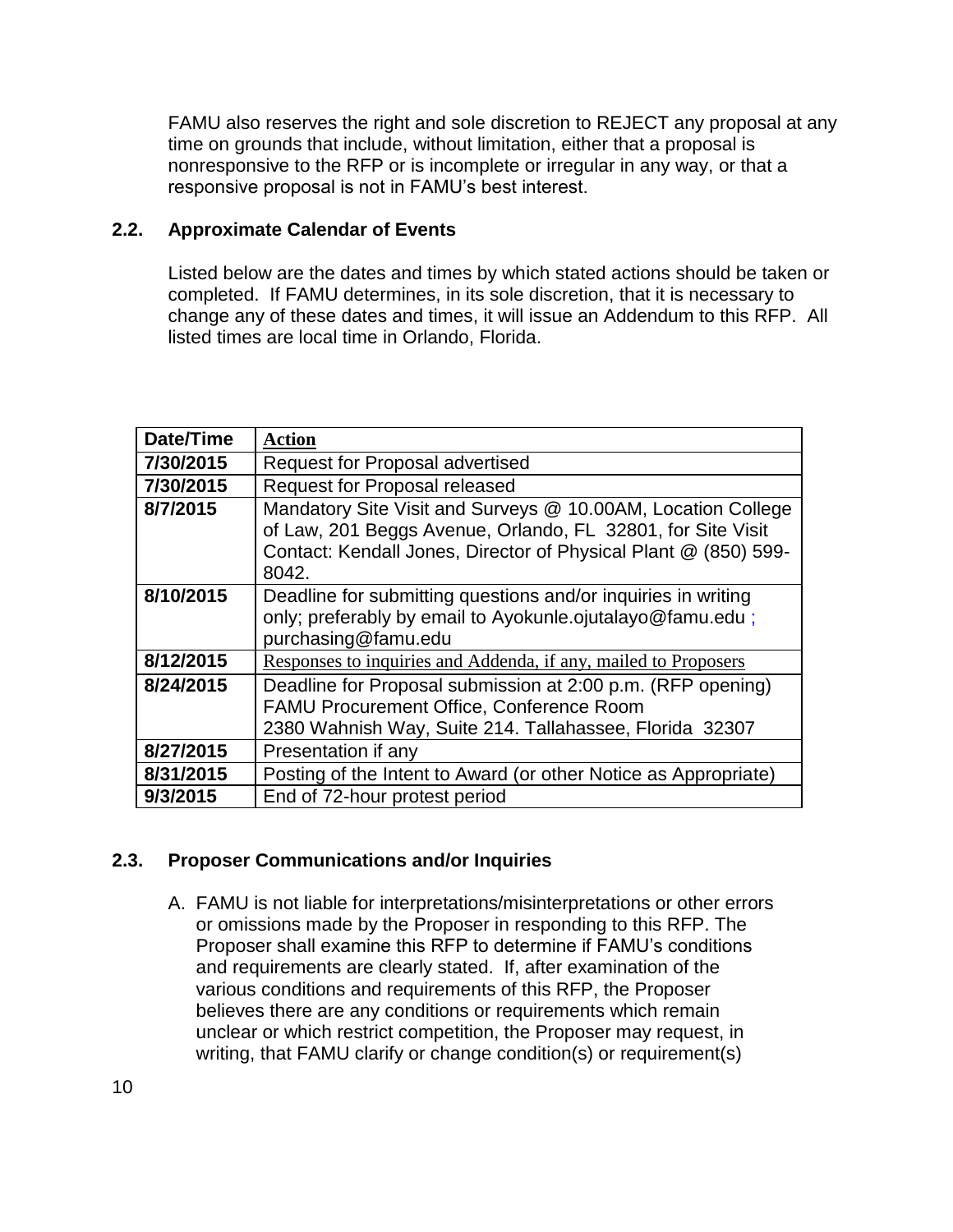FAMU also reserves the right and sole discretion to REJECT any proposal at any time on grounds that include, without limitation, either that a proposal is nonresponsive to the RFP or is incomplete or irregular in any way, or that a responsive proposal is not in FAMU's best interest.

### 2.2. Approximate Calendar of Events

Listed below are the dates and times by which stated actions should be taken or completed. If FAMU determines, in its sole discretion, that it is necessary to change any of these dates and times, it will issue an Addendum to this RFP. All listed times are local time in Orlando, Florida.

| Date/Time | Action |
|---|---|
| **7/30/2015** | Request for Proposal advertised |
| **7/30/2015** | Request for Proposal released |
| **8/7/2015** | Mandatory Site Visit and Surveys @ 10.00AM, Location College of Law, 201 Beggs Avenue, Orlando, FL 32801, for Site Visit Contact: Kendall Jones, Director of Physical Plant @ (850) 599-8042. |
| **8/10/2015** | Deadline for submitting questions and/or inquiries in writing only; preferably by email to Ayokunle.ojutalayo@famu.edu ; purchasing@famu.edu |
| **8/12/2015** | Responses to inquiries and Addenda, if any, mailed to Proposers |
| **8/24/2015** | Deadline for Proposal submission at 2:00 p.m. (RFP opening) FAMU Procurement Office, Conference Room 2380 Wahnish Way, Suite 214. Tallahassee, Florida 32307 |
| **8/27/2015** | Presentation if any |
| **8/31/2015** | Posting of the Intent to Award (or other Notice as Appropriate) |
| **9/3/2015** | End of 72-hour protest period |

### 2.3. Proposer Communications and/or Inquiries

A. FAMU is not liable for interpretations/misinterpretations or other errors or omissions made by the Proposer in responding to this RFP. The Proposer shall examine this RFP to determine if FAMU's conditions and requirements are clearly stated. If, after examination of the various conditions and requirements of this RFP, the Proposer believes there are any conditions or requirements which remain unclear or which restrict competition, the Proposer may request, in writing, that FAMU clarify or change condition(s) or requirement(s)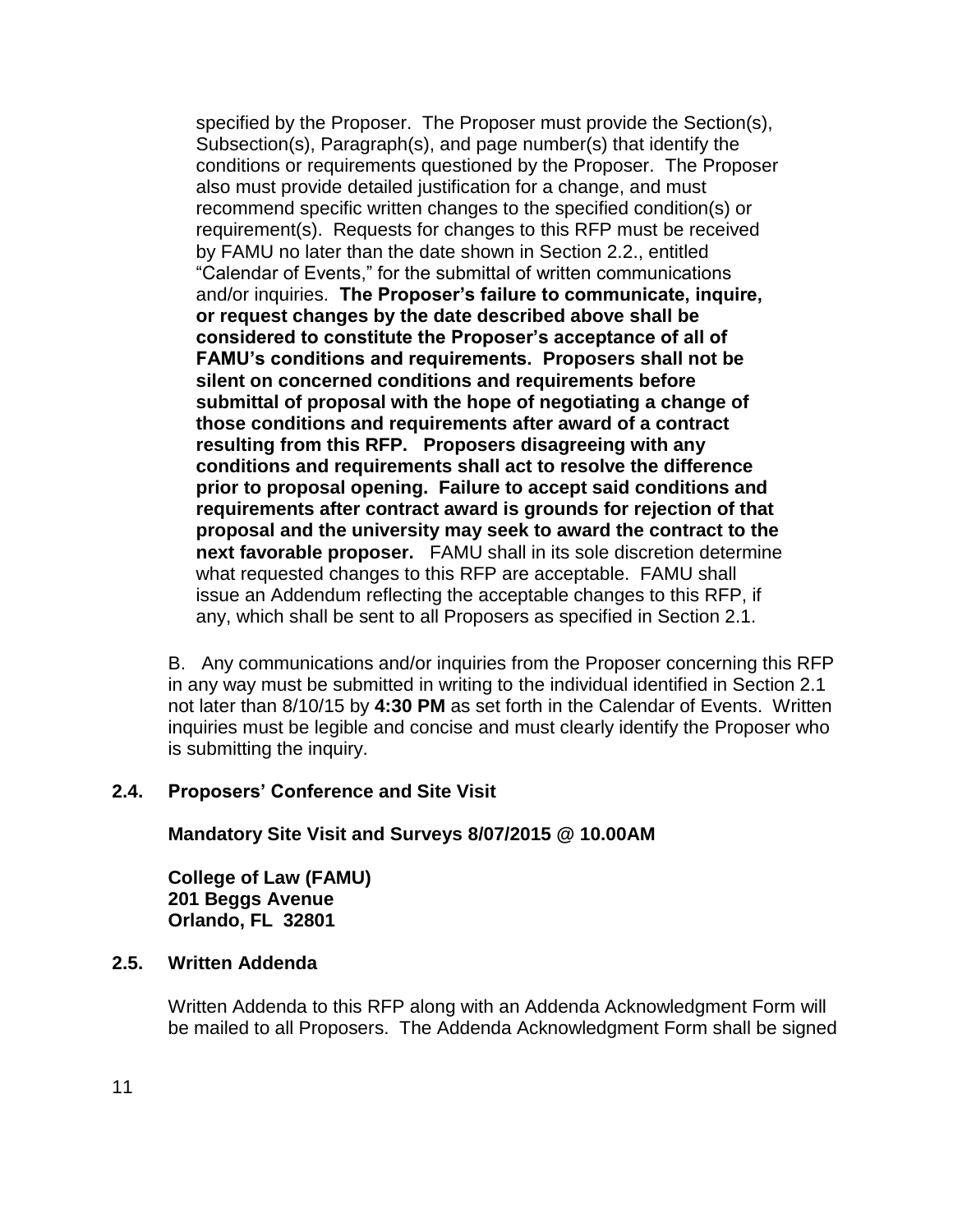specified by the Proposer. The Proposer must provide the Section(s), Subsection(s), Paragraph(s), and page number(s) that identify the conditions or requirements questioned by the Proposer. The Proposer also must provide detailed justification for a change, and must recommend specific written changes to the specified condition(s) or requirement(s). Requests for changes to this RFP must be received by FAMU no later than the date shown in Section 2.2., entitled "Calendar of Events," for the submittal of written communications and/or inquiries. **The Proposer's failure to communicate, inquire, or request changes by the date described above shall be considered to constitute the Proposer's acceptance of all of FAMU's conditions and requirements. Proposers shall not be silent on concerned conditions and requirements before submittal of proposal with the hope of negotiating a change of those conditions and requirements after award of a contract resulting from this RFP. Proposers disagreeing with any conditions and requirements shall act to resolve the difference prior to proposal opening. Failure to accept said conditions and requirements after contract award is grounds for rejection of that proposal and the university may seek to award the contract to the next favorable proposer.** FAMU shall in its sole discretion determine what requested changes to this RFP are acceptable. FAMU shall issue an Addendum reflecting the acceptable changes to this RFP, if any, which shall be sent to all Proposers as specified in Section 2.1.

B. Any communications and/or inquiries from the Proposer concerning this RFP in any way must be submitted in writing to the individual identified in Section 2.1 not later than 8/10/15 by **4:30 PM** as set forth in the Calendar of Events. Written inquiries must be legible and concise and must clearly identify the Proposer who is submitting the inquiry.

### 2.4. Proposers' Conference and Site Visit

**Mandatory Site Visit and Surveys 8/07/2015 @ 10.00AM**

**College of Law (FAMU)**
**201 Beggs Avenue**
**Orlando, FL 32801**

### 2.5. Written Addenda

Written Addenda to this RFP along with an Addenda Acknowledgment Form will be mailed to all Proposers. The Addenda Acknowledgment Form shall be signed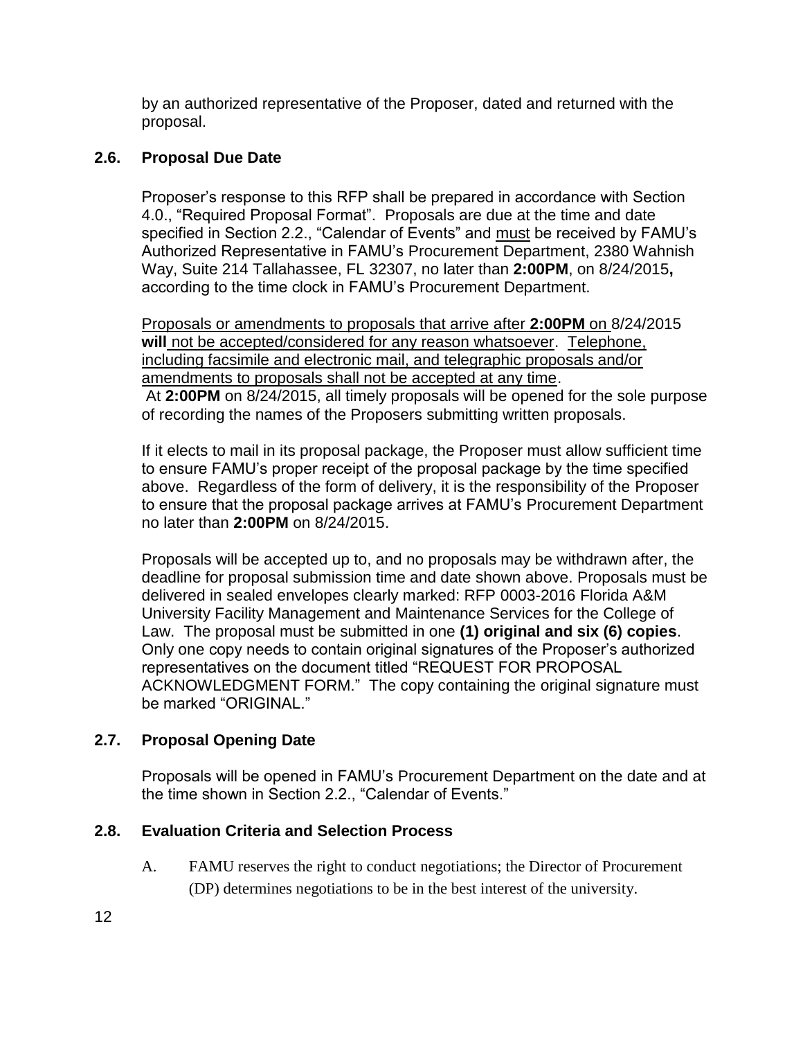by an authorized representative of the Proposer, dated and returned with the proposal.

### 2.6. Proposal Due Date

Proposer's response to this RFP shall be prepared in accordance with Section 4.0., "Required Proposal Format". Proposals are due at the time and date specified in Section 2.2., "Calendar of Events" and must be received by FAMU's Authorized Representative in FAMU's Procurement Department, 2380 Wahnish Way, Suite 214 Tallahassee, FL 32307, no later than **2:00PM**, on 8/24/2015**,** according to the time clock in FAMU's Procurement Department.

Proposals or amendments to proposals that arrive after **2:00PM** on 8/24/2015 **will** not be accepted/considered for any reason whatsoever. Telephone, including facsimile and electronic mail, and telegraphic proposals and/or amendments to proposals shall not be accepted at any time.
At **2:00PM** on 8/24/2015, all timely proposals will be opened for the sole purpose of recording the names of the Proposers submitting written proposals.

If it elects to mail in its proposal package, the Proposer must allow sufficient time to ensure FAMU's proper receipt of the proposal package by the time specified above. Regardless of the form of delivery, it is the responsibility of the Proposer to ensure that the proposal package arrives at FAMU's Procurement Department no later than **2:00PM** on 8/24/2015.

Proposals will be accepted up to, and no proposals may be withdrawn after, the deadline for proposal submission time and date shown above. Proposals must be delivered in sealed envelopes clearly marked: RFP 0003-2016 Florida A&M University Facility Management and Maintenance Services for the College of Law. The proposal must be submitted in one **(1) original and six (6) copies**. Only one copy needs to contain original signatures of the Proposer's authorized representatives on the document titled "REQUEST FOR PROPOSAL ACKNOWLEDGMENT FORM." The copy containing the original signature must be marked "ORIGINAL."

### 2.7. Proposal Opening Date

Proposals will be opened in FAMU's Procurement Department on the date and at the time shown in Section 2.2., "Calendar of Events."

### 2.8. Evaluation Criteria and Selection Process

A. FAMU reserves the right to conduct negotiations; the Director of Procurement (DP) determines negotiations to be in the best interest of the university.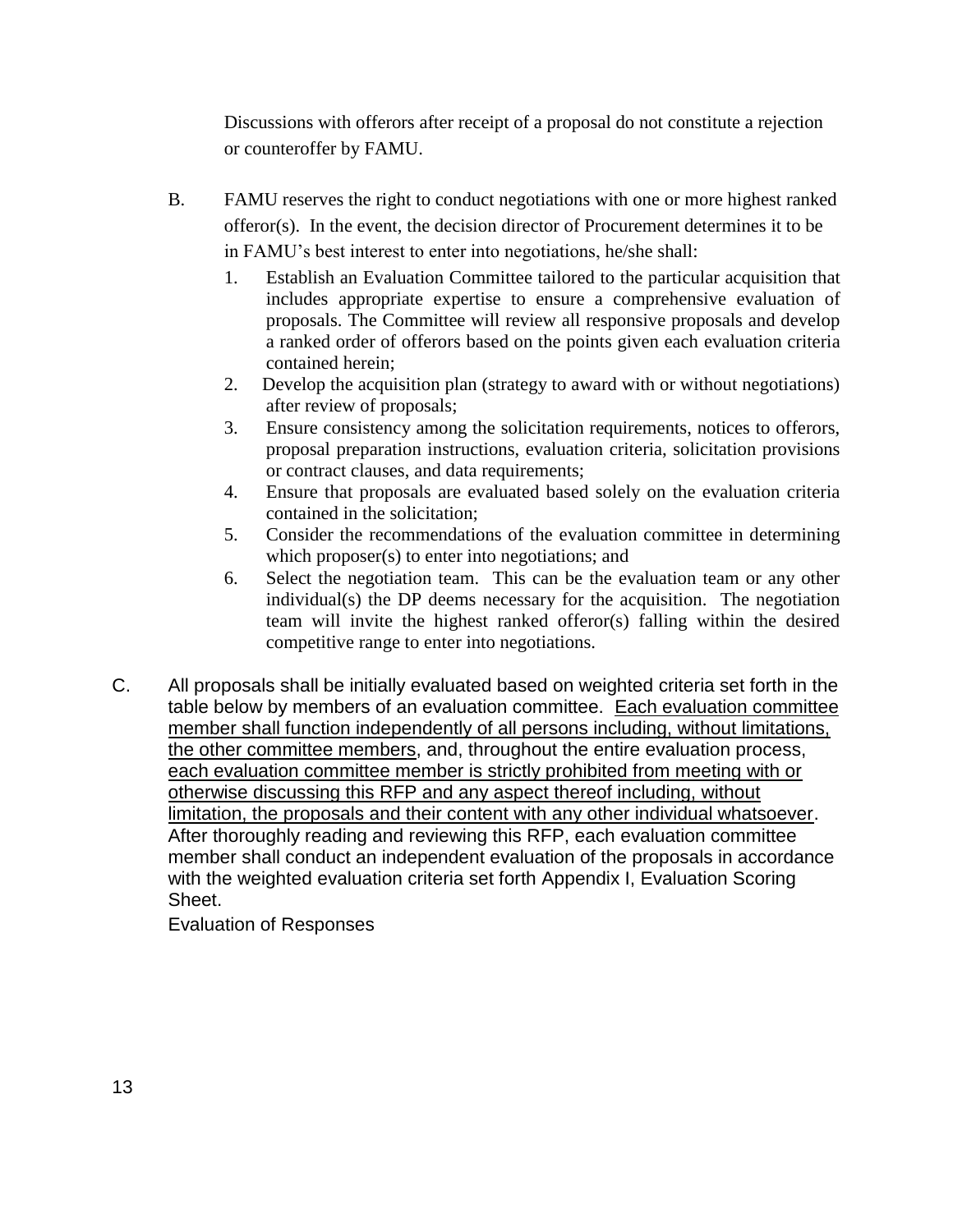Discussions with offerors after receipt of a proposal do not constitute a rejection or counteroffer by FAMU.

B. FAMU reserves the right to conduct negotiations with one or more highest ranked offeror(s). In the event, the decision director of Procurement determines it to be in FAMU's best interest to enter into negotiations, he/she shall:

1. Establish an Evaluation Committee tailored to the particular acquisition that includes appropriate expertise to ensure a comprehensive evaluation of proposals. The Committee will review all responsive proposals and develop a ranked order of offerors based on the points given each evaluation criteria contained herein;
2. Develop the acquisition plan (strategy to award with or without negotiations) after review of proposals;
3. Ensure consistency among the solicitation requirements, notices to offerors, proposal preparation instructions, evaluation criteria, solicitation provisions or contract clauses, and data requirements;
4. Ensure that proposals are evaluated based solely on the evaluation criteria contained in the solicitation;
5. Consider the recommendations of the evaluation committee in determining which proposer(s) to enter into negotiations; and
6. Select the negotiation team. This can be the evaluation team or any other individual(s) the DP deems necessary for the acquisition. The negotiation team will invite the highest ranked offeror(s) falling within the desired competitive range to enter into negotiations.

C. All proposals shall be initially evaluated based on weighted criteria set forth in the table below by members of an evaluation committee. <u>Each evaluation committee member shall function independently of all persons including, without limitations, the other committee members</u>, and, throughout the entire evaluation process, <u>each evaluation committee member is strictly prohibited from meeting with or otherwise discussing this RFP and any aspect thereof including, without limitation, the proposals and their content with any other individual whatsoever</u>. After thoroughly reading and reviewing this RFP, each evaluation committee member shall conduct an independent evaluation of the proposals in accordance with the weighted evaluation criteria set forth Appendix I, Evaluation Scoring Sheet.

Evaluation of Responses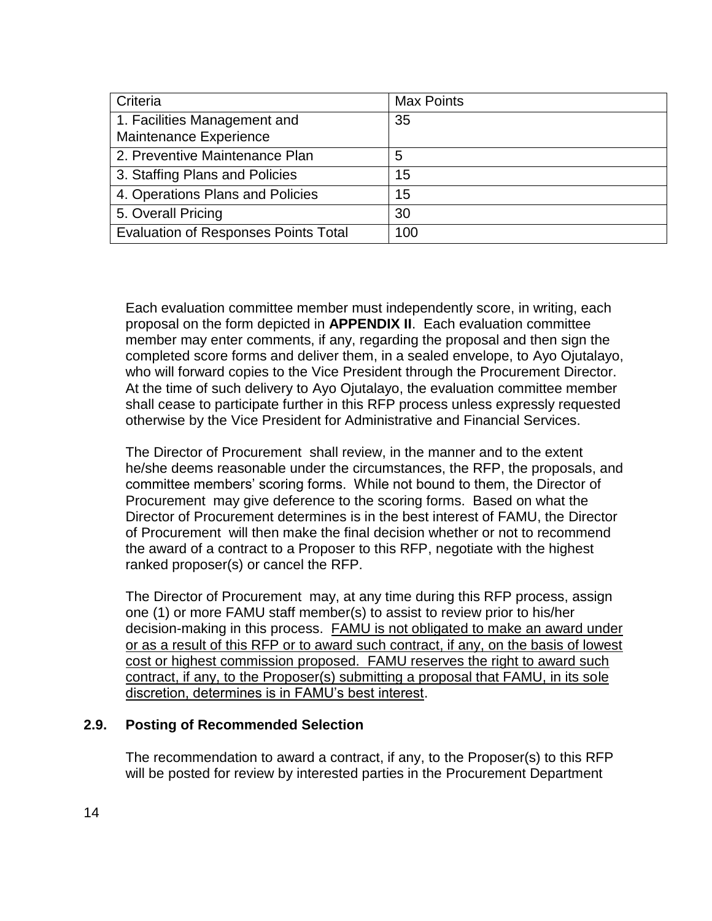| Criteria | Max Points |
| --- | --- |
| 1. Facilities Management and Maintenance Experience | 35 |
| 2. Preventive Maintenance Plan | 5 |
| 3. Staffing Plans and Policies | 15 |
| 4. Operations Plans and Policies | 15 |
| 5. Overall Pricing | 30 |
| Evaluation of Responses Points Total | 100 |

Each evaluation committee member must independently score, in writing, each proposal on the form depicted in **APPENDIX II**. Each evaluation committee member may enter comments, if any, regarding the proposal and then sign the completed score forms and deliver them, in a sealed envelope, to Ayo Ojutalayo, who will forward copies to the Vice President through the Procurement Director. At the time of such delivery to Ayo Ojutalayo, the evaluation committee member shall cease to participate further in this RFP process unless expressly requested otherwise by the Vice President for Administrative and Financial Services.

The Director of Procurement shall review, in the manner and to the extent he/she deems reasonable under the circumstances, the RFP, the proposals, and committee members' scoring forms. While not bound to them, the Director of Procurement may give deference to the scoring forms. Based on what the Director of Procurement determines is in the best interest of FAMU, the Director of Procurement will then make the final decision whether or not to recommend the award of a contract to a Proposer to this RFP, negotiate with the highest ranked proposer(s) or cancel the RFP.

The Director of Procurement may, at any time during this RFP process, assign one (1) or more FAMU staff member(s) to assist to review prior to his/her decision-making in this process. <u>FAMU is not obligated to make an award under or as a result of this RFP or to award such contract, if any, on the basis of lowest cost or highest commission proposed. FAMU reserves the right to award such contract, if any, to the Proposer(s) submitting a proposal that FAMU, in its sole discretion, determines is in FAMU's best interest</u>.

### 2.9. Posting of Recommended Selection

The recommendation to award a contract, if any, to the Proposer(s) to this RFP will be posted for review by interested parties in the Procurement Department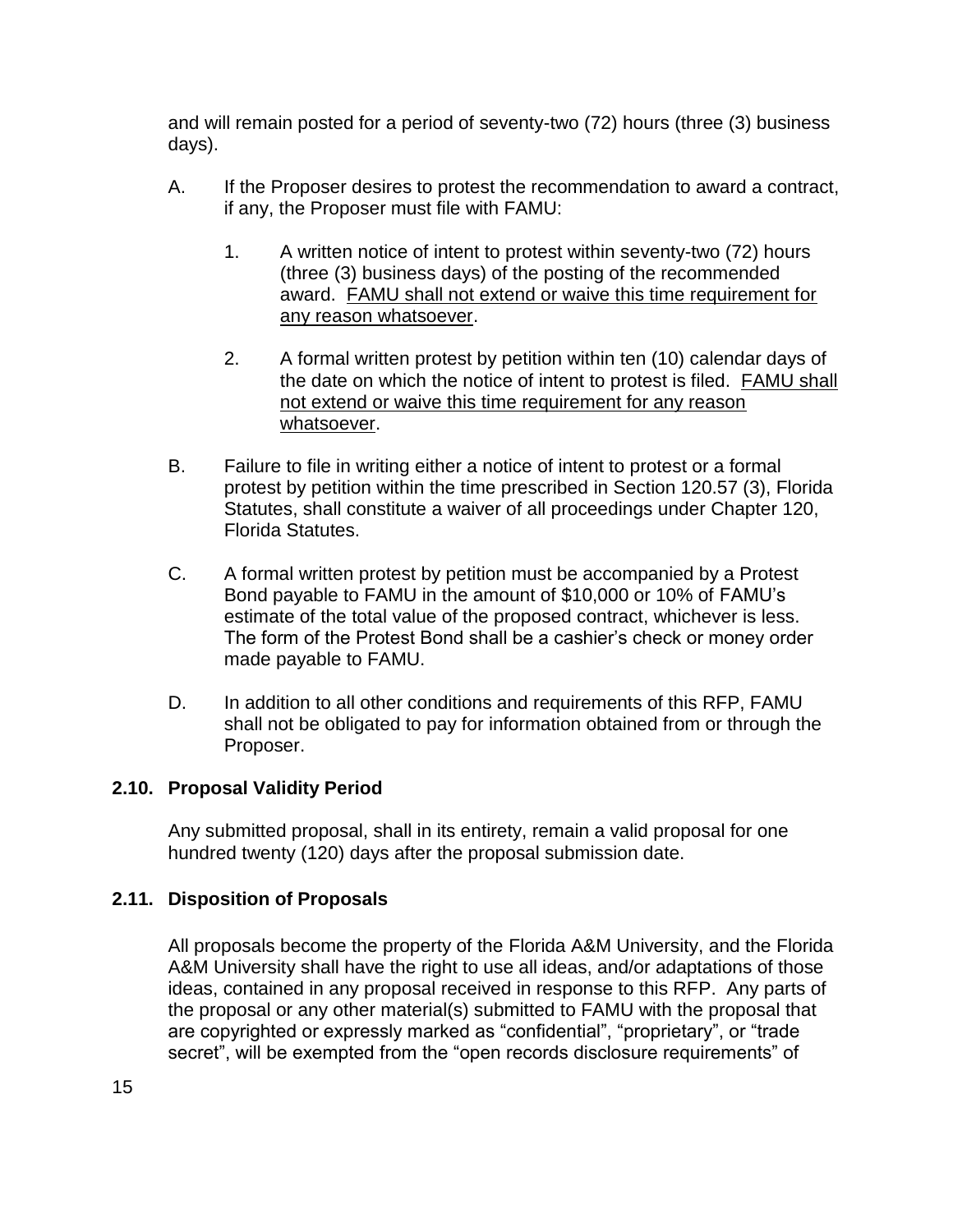and will remain posted for a period of seventy-two (72) hours (three (3) business days).

A. If the Proposer desires to protest the recommendation to award a contract, if any, the Proposer must file with FAMU:

   1. A written notice of intent to protest within seventy-two (72) hours (three (3) business days) of the posting of the recommended award. <u>FAMU shall not extend or waive this time requirement for any reason whatsoever</u>.

   2. A formal written protest by petition within ten (10) calendar days of the date on which the notice of intent to protest is filed. <u>FAMU shall not extend or waive this time requirement for any reason whatsoever</u>.

B. Failure to file in writing either a notice of intent to protest or a formal protest by petition within the time prescribed in Section 120.57 (3), Florida Statutes, shall constitute a waiver of all proceedings under Chapter 120, Florida Statutes.

C. A formal written protest by petition must be accompanied by a Protest Bond payable to FAMU in the amount of $10,000 or 10% of FAMU's estimate of the total value of the proposed contract, whichever is less. The form of the Protest Bond shall be a cashier's check or money order made payable to FAMU.

D. In addition to all other conditions and requirements of this RFP, FAMU shall not be obligated to pay for information obtained from or through the Proposer.

### 2.10. Proposal Validity Period

Any submitted proposal, shall in its entirety, remain a valid proposal for one hundred twenty (120) days after the proposal submission date.

### 2.11. Disposition of Proposals

All proposals become the property of the Florida A&M University, and the Florida A&M University shall have the right to use all ideas, and/or adaptations of those ideas, contained in any proposal received in response to this RFP. Any parts of the proposal or any other material(s) submitted to FAMU with the proposal that are copyrighted or expressly marked as "confidential", "proprietary", or "trade secret", will be exempted from the "open records disclosure requirements" of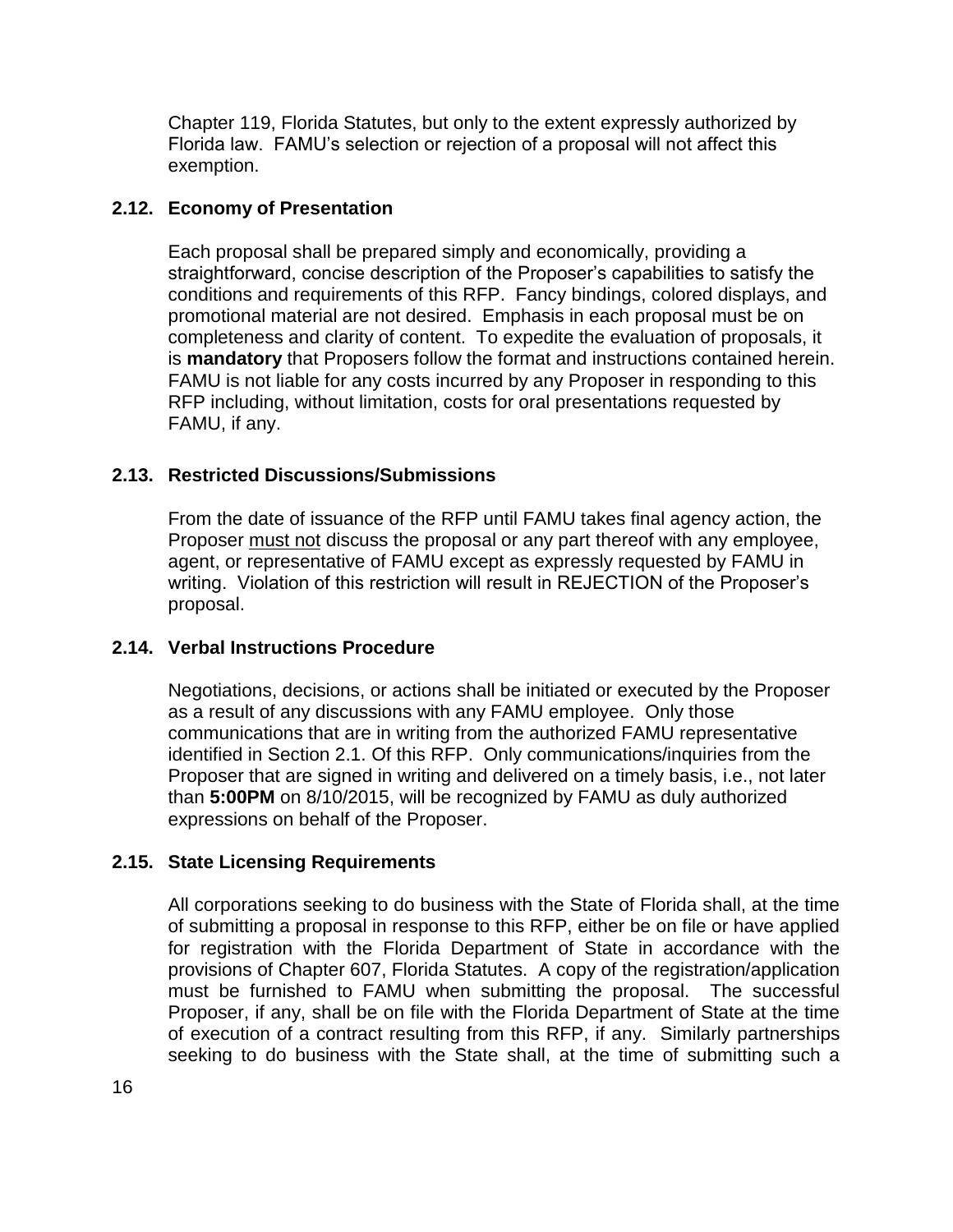Chapter 119, Florida Statutes, but only to the extent expressly authorized by Florida law. FAMU's selection or rejection of a proposal will not affect this exemption.

### 2.12. Economy of Presentation

Each proposal shall be prepared simply and economically, providing a straightforward, concise description of the Proposer's capabilities to satisfy the conditions and requirements of this RFP. Fancy bindings, colored displays, and promotional material are not desired. Emphasis in each proposal must be on completeness and clarity of content. To expedite the evaluation of proposals, it is **mandatory** that Proposers follow the format and instructions contained herein. FAMU is not liable for any costs incurred by any Proposer in responding to this RFP including, without limitation, costs for oral presentations requested by FAMU, if any.

### 2.13. Restricted Discussions/Submissions

From the date of issuance of the RFP until FAMU takes final agency action, the Proposer must not discuss the proposal or any part thereof with any employee, agent, or representative of FAMU except as expressly requested by FAMU in writing. Violation of this restriction will result in REJECTION of the Proposer's proposal.

### 2.14. Verbal Instructions Procedure

Negotiations, decisions, or actions shall be initiated or executed by the Proposer as a result of any discussions with any FAMU employee. Only those communications that are in writing from the authorized FAMU representative identified in Section 2.1. Of this RFP. Only communications/inquiries from the Proposer that are signed in writing and delivered on a timely basis, i.e., not later than **5:00PM** on 8/10/2015, will be recognized by FAMU as duly authorized expressions on behalf of the Proposer.

### 2.15. State Licensing Requirements

All corporations seeking to do business with the State of Florida shall, at the time of submitting a proposal in response to this RFP, either be on file or have applied for registration with the Florida Department of State in accordance with the provisions of Chapter 607, Florida Statutes. A copy of the registration/application must be furnished to FAMU when submitting the proposal. The successful Proposer, if any, shall be on file with the Florida Department of State at the time of execution of a contract resulting from this RFP, if any. Similarly partnerships seeking to do business with the State shall, at the time of submitting such a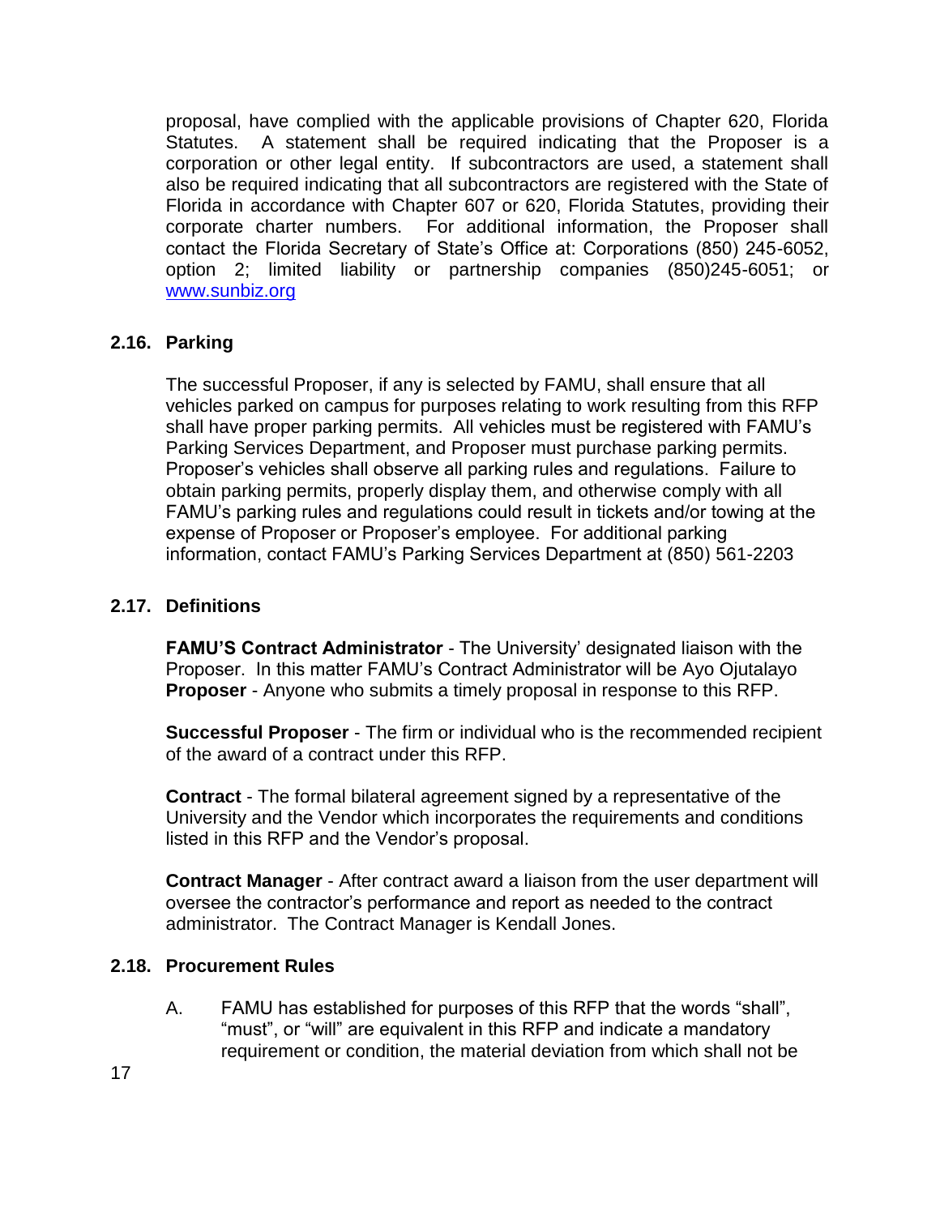proposal, have complied with the applicable provisions of Chapter 620, Florida Statutes. A statement shall be required indicating that the Proposer is a corporation or other legal entity. If subcontractors are used, a statement shall also be required indicating that all subcontractors are registered with the State of Florida in accordance with Chapter 607 or 620, Florida Statutes, providing their corporate charter numbers. For additional information, the Proposer shall contact the Florida Secretary of State's Office at: Corporations (850) 245-6052, option 2; limited liability or partnership companies (850)245-6051; or www.sunbiz.org

## 2.16. Parking

The successful Proposer, if any is selected by FAMU, shall ensure that all vehicles parked on campus for purposes relating to work resulting from this RFP shall have proper parking permits. All vehicles must be registered with FAMU's Parking Services Department, and Proposer must purchase parking permits. Proposer's vehicles shall observe all parking rules and regulations. Failure to obtain parking permits, properly display them, and otherwise comply with all FAMU's parking rules and regulations could result in tickets and/or towing at the expense of Proposer or Proposer's employee. For additional parking information, contact FAMU's Parking Services Department at (850) 561-2203

## 2.17. Definitions

**FAMU'S Contract Administrator** - The University' designated liaison with the Proposer. In this matter FAMU's Contract Administrator will be Ayo Ojutalayo
**Proposer** - Anyone who submits a timely proposal in response to this RFP.

**Successful Proposer** - The firm or individual who is the recommended recipient of the award of a contract under this RFP.

**Contract** - The formal bilateral agreement signed by a representative of the University and the Vendor which incorporates the requirements and conditions listed in this RFP and the Vendor's proposal.

**Contract Manager** - After contract award a liaison from the user department will oversee the contractor's performance and report as needed to the contract administrator. The Contract Manager is Kendall Jones.

## 2.18. Procurement Rules

A. FAMU has established for purposes of this RFP that the words "shall", "must", or "will" are equivalent in this RFP and indicate a mandatory requirement or condition, the material deviation from which shall not be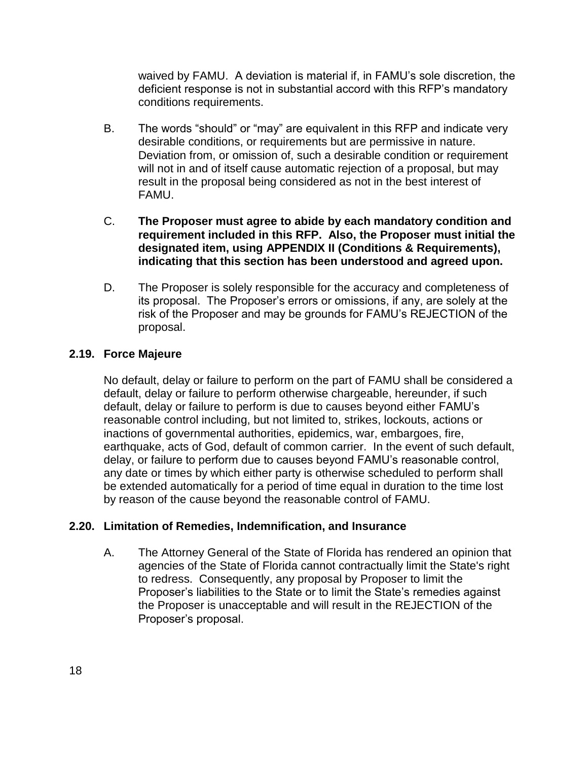waived by FAMU. A deviation is material if, in FAMU's sole discretion, the deficient response is not in substantial accord with this RFP's mandatory conditions requirements.

B. The words "should" or "may" are equivalent in this RFP and indicate very desirable conditions, or requirements but are permissive in nature. Deviation from, or omission of, such a desirable condition or requirement will not in and of itself cause automatic rejection of a proposal, but may result in the proposal being considered as not in the best interest of FAMU.

C. **The Proposer must agree to abide by each mandatory condition and requirement included in this RFP. Also, the Proposer must initial the designated item, using APPENDIX II (Conditions & Requirements), indicating that this section has been understood and agreed upon.**

D. The Proposer is solely responsible for the accuracy and completeness of its proposal. The Proposer's errors or omissions, if any, are solely at the risk of the Proposer and may be grounds for FAMU's REJECTION of the proposal.

### 2.19. Force Majeure

No default, delay or failure to perform on the part of FAMU shall be considered a default, delay or failure to perform otherwise chargeable, hereunder, if such default, delay or failure to perform is due to causes beyond either FAMU's reasonable control including, but not limited to, strikes, lockouts, actions or inactions of governmental authorities, epidemics, war, embargoes, fire, earthquake, acts of God, default of common carrier. In the event of such default, delay, or failure to perform due to causes beyond FAMU's reasonable control, any date or times by which either party is otherwise scheduled to perform shall be extended automatically for a period of time equal in duration to the time lost by reason of the cause beyond the reasonable control of FAMU.

### 2.20. Limitation of Remedies, Indemnification, and Insurance

A. The Attorney General of the State of Florida has rendered an opinion that agencies of the State of Florida cannot contractually limit the State's right to redress. Consequently, any proposal by Proposer to limit the Proposer's liabilities to the State or to limit the State's remedies against the Proposer is unacceptable and will result in the REJECTION of the Proposer's proposal.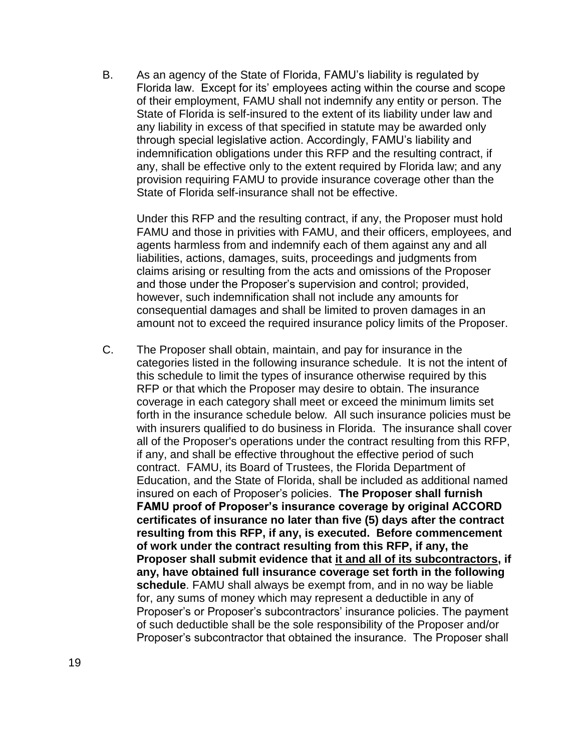B. As an agency of the State of Florida, FAMU's liability is regulated by Florida law. Except for its' employees acting within the course and scope of their employment, FAMU shall not indemnify any entity or person. The State of Florida is self-insured to the extent of its liability under law and any liability in excess of that specified in statute may be awarded only through special legislative action. Accordingly, FAMU's liability and indemnification obligations under this RFP and the resulting contract, if any, shall be effective only to the extent required by Florida law; and any provision requiring FAMU to provide insurance coverage other than the State of Florida self-insurance shall not be effective.

Under this RFP and the resulting contract, if any, the Proposer must hold FAMU and those in privities with FAMU, and their officers, employees, and agents harmless from and indemnify each of them against any and all liabilities, actions, damages, suits, proceedings and judgments from claims arising or resulting from the acts and omissions of the Proposer and those under the Proposer's supervision and control; provided, however, such indemnification shall not include any amounts for consequential damages and shall be limited to proven damages in an amount not to exceed the required insurance policy limits of the Proposer.

C. The Proposer shall obtain, maintain, and pay for insurance in the categories listed in the following insurance schedule. It is not the intent of this schedule to limit the types of insurance otherwise required by this RFP or that which the Proposer may desire to obtain. The insurance coverage in each category shall meet or exceed the minimum limits set forth in the insurance schedule below. All such insurance policies must be with insurers qualified to do business in Florida. The insurance shall cover all of the Proposer's operations under the contract resulting from this RFP, if any, and shall be effective throughout the effective period of such contract. FAMU, its Board of Trustees, the Florida Department of Education, and the State of Florida, shall be included as additional named insured on each of Proposer's policies. **The Proposer shall furnish FAMU proof of Proposer's insurance coverage by original ACCORD certificates of insurance no later than five (5) days after the contract resulting from this RFP, if any, is executed. Before commencement of work under the contract resulting from this RFP, if any, the Proposer shall submit evidence that <u>it and all of its subcontractors</u>, if any, have obtained full insurance coverage set forth in the following schedule**. FAMU shall always be exempt from, and in no way be liable for, any sums of money which may represent a deductible in any of Proposer's or Proposer's subcontractors' insurance policies. The payment of such deductible shall be the sole responsibility of the Proposer and/or Proposer's subcontractor that obtained the insurance. The Proposer shall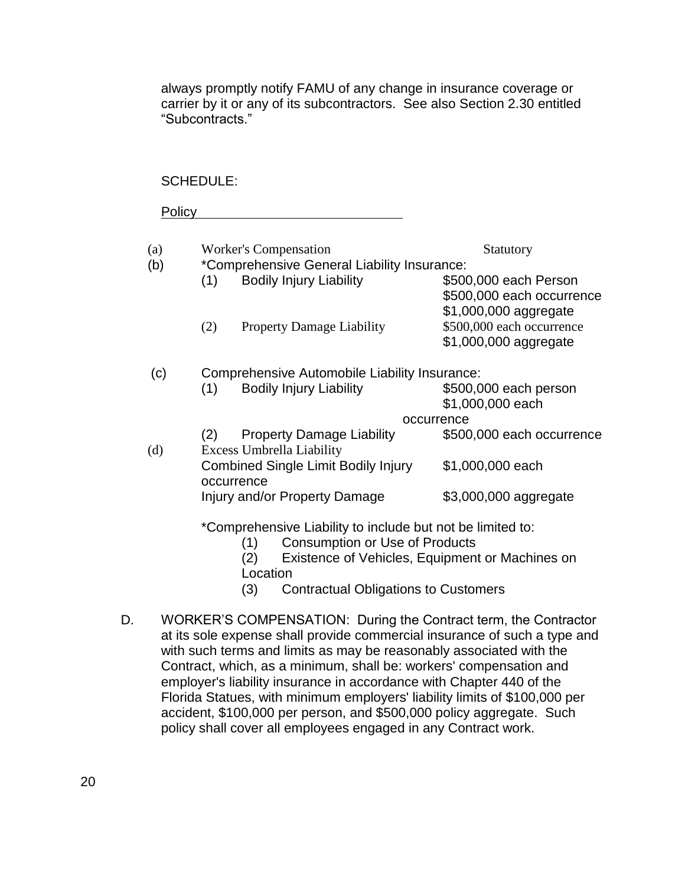always promptly notify FAMU of any change in insurance coverage or carrier by it or any of its subcontractors. See also Section 2.30 entitled "Subcontracts."

SCHEDULE:

<u>Policy</u>

| | | | |
|---|---|---|---|
| (a) | Worker's Compensation | | Statutory |
| (b) | *Comprehensive General Liability Insurance: | | |
| | (1) | Bodily Injury Liability | \$500,000 each Person<br>\$500,000 each occurrence<br>\$1,000,000 aggregate |
| | (2) | Property Damage Liability | \$500,000 each occurrence<br>\$1,000,000 aggregate |
| (c) | Comprehensive Automobile Liability Insurance: | | |
| | (1) | Bodily Injury Liability | \$500,000 each person<br>\$1,000,000 each occurrence |
| | (2) | Property Damage Liability | \$500,000 each occurrence |
| (d) | Excess Umbrella Liability | | |
| | Combined Single Limit Bodily Injury occurrence | | \$1,000,000 each |
| | Injury and/or Property Damage | | \$3,000,000 aggregate |

*Comprehensive Liability to include but not be limited to:

(1) Consumption or Use of Products
(2) Existence of Vehicles, Equipment or Machines on Location
(3) Contractual Obligations to Customers

D. WORKER'S COMPENSATION: During the Contract term, the Contractor at its sole expense shall provide commercial insurance of such a type and with such terms and limits as may be reasonably associated with the Contract, which, as a minimum, shall be: workers' compensation and employer's liability insurance in accordance with Chapter 440 of the Florida Statues, with minimum employers' liability limits of \$100,000 per accident, \$100,000 per person, and \$500,000 policy aggregate. Such policy shall cover all employees engaged in any Contract work.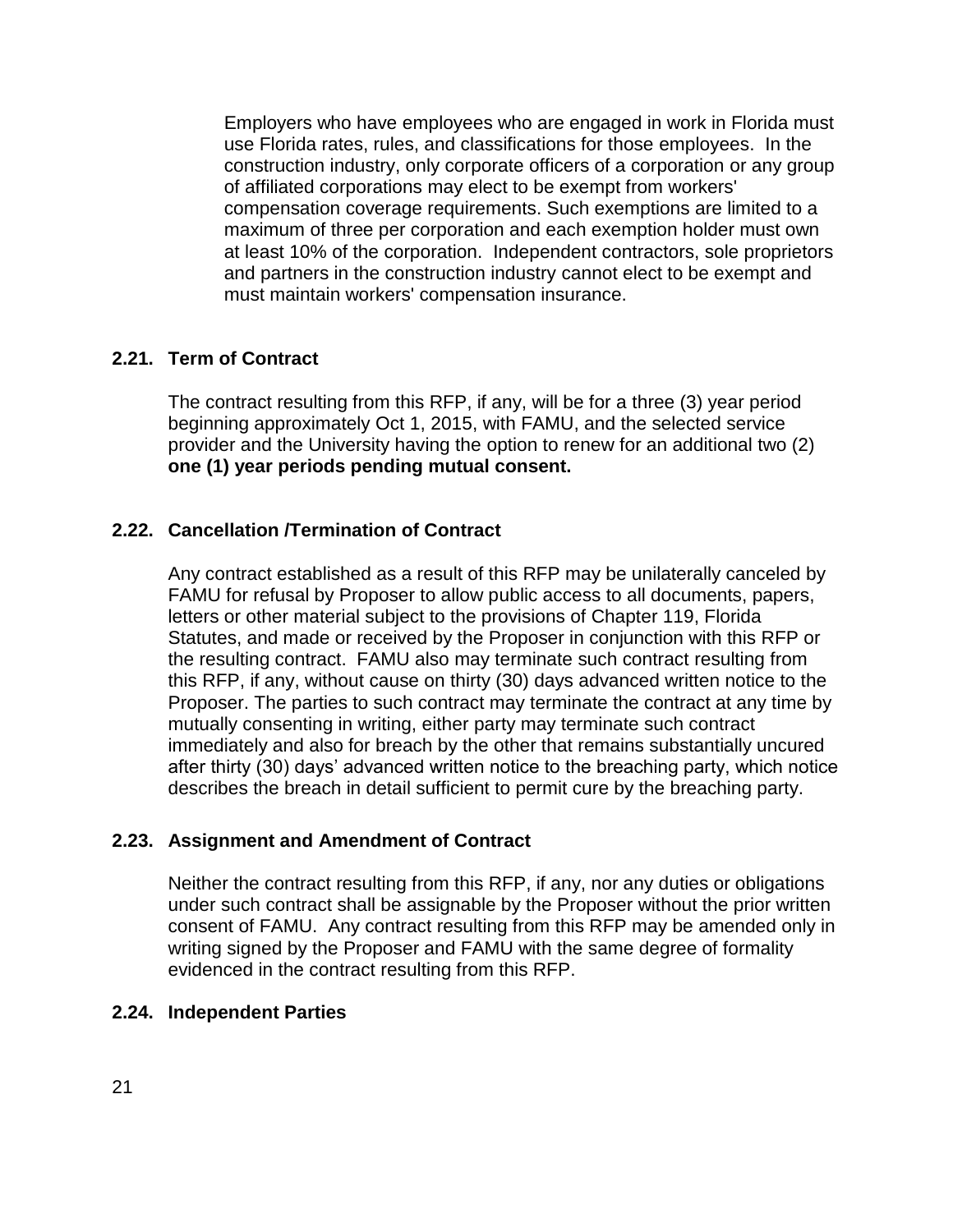Employers who have employees who are engaged in work in Florida must use Florida rates, rules, and classifications for those employees. In the construction industry, only corporate officers of a corporation or any group of affiliated corporations may elect to be exempt from workers' compensation coverage requirements. Such exemptions are limited to a maximum of three per corporation and each exemption holder must own at least 10% of the corporation. Independent contractors, sole proprietors and partners in the construction industry cannot elect to be exempt and must maintain workers' compensation insurance.

### 2.21. Term of Contract

The contract resulting from this RFP, if any, will be for a three (3) year period beginning approximately Oct 1, 2015, with FAMU, and the selected service provider and the University having the option to renew for an additional two (2) **one (1) year periods pending mutual consent.**

### 2.22. Cancellation /Termination of Contract

Any contract established as a result of this RFP may be unilaterally canceled by FAMU for refusal by Proposer to allow public access to all documents, papers, letters or other material subject to the provisions of Chapter 119, Florida Statutes, and made or received by the Proposer in conjunction with this RFP or the resulting contract. FAMU also may terminate such contract resulting from this RFP, if any, without cause on thirty (30) days advanced written notice to the Proposer. The parties to such contract may terminate the contract at any time by mutually consenting in writing, either party may terminate such contract immediately and also for breach by the other that remains substantially uncured after thirty (30) days' advanced written notice to the breaching party, which notice describes the breach in detail sufficient to permit cure by the breaching party.

### 2.23. Assignment and Amendment of Contract

Neither the contract resulting from this RFP, if any, nor any duties or obligations under such contract shall be assignable by the Proposer without the prior written consent of FAMU. Any contract resulting from this RFP may be amended only in writing signed by the Proposer and FAMU with the same degree of formality evidenced in the contract resulting from this RFP.

### 2.24. Independent Parties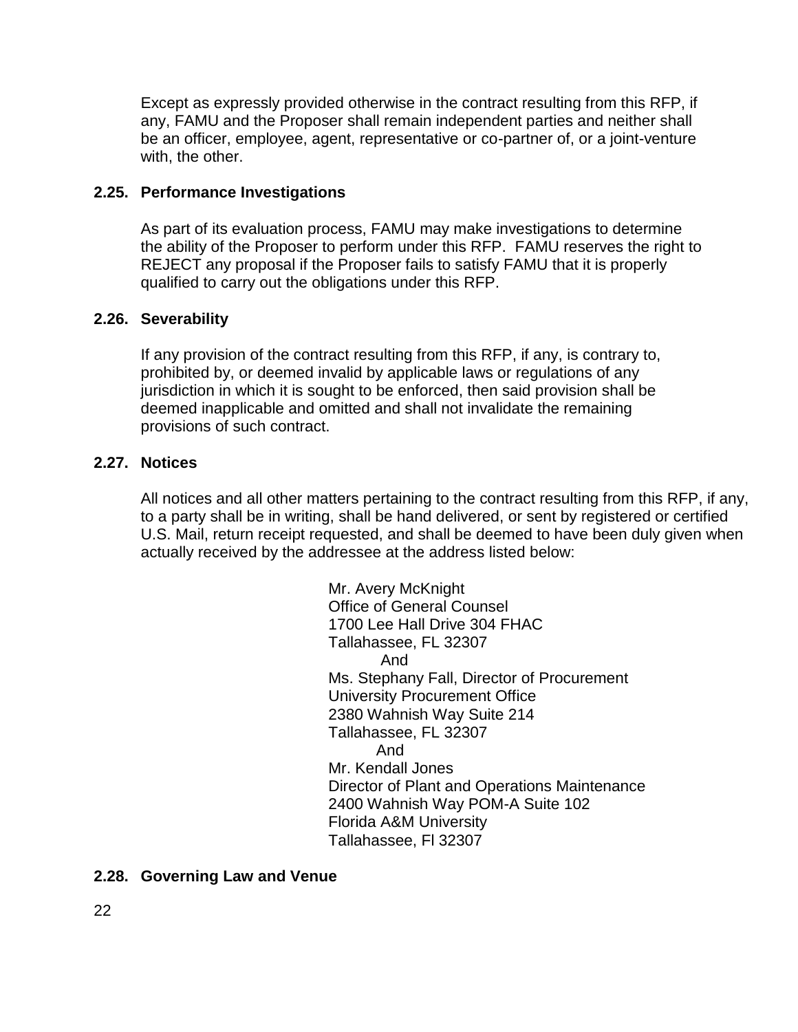Except as expressly provided otherwise in the contract resulting from this RFP, if any, FAMU and the Proposer shall remain independent parties and neither shall be an officer, employee, agent, representative or co-partner of, or a joint-venture with, the other.

### 2.25. Performance Investigations

As part of its evaluation process, FAMU may make investigations to determine the ability of the Proposer to perform under this RFP. FAMU reserves the right to REJECT any proposal if the Proposer fails to satisfy FAMU that it is properly qualified to carry out the obligations under this RFP.

### 2.26. Severability

If any provision of the contract resulting from this RFP, if any, is contrary to, prohibited by, or deemed invalid by applicable laws or regulations of any jurisdiction in which it is sought to be enforced, then said provision shall be deemed inapplicable and omitted and shall not invalidate the remaining provisions of such contract.

### 2.27. Notices

All notices and all other matters pertaining to the contract resulting from this RFP, if any, to a party shall be in writing, shall be hand delivered, or sent by registered or certified U.S. Mail, return receipt requested, and shall be deemed to have been duly given when actually received by the addressee at the address listed below:

Mr. Avery McKnight
Office of General Counsel
1700 Lee Hall Drive 304 FHAC
Tallahassee, FL 32307
And
Ms. Stephany Fall, Director of Procurement
University Procurement Office
2380 Wahnish Way Suite 214
Tallahassee, FL 32307
And
Mr. Kendall Jones
Director of Plant and Operations Maintenance
2400 Wahnish Way POM-A Suite 102
Florida A&M University
Tallahassee, Fl 32307

### 2.28. Governing Law and Venue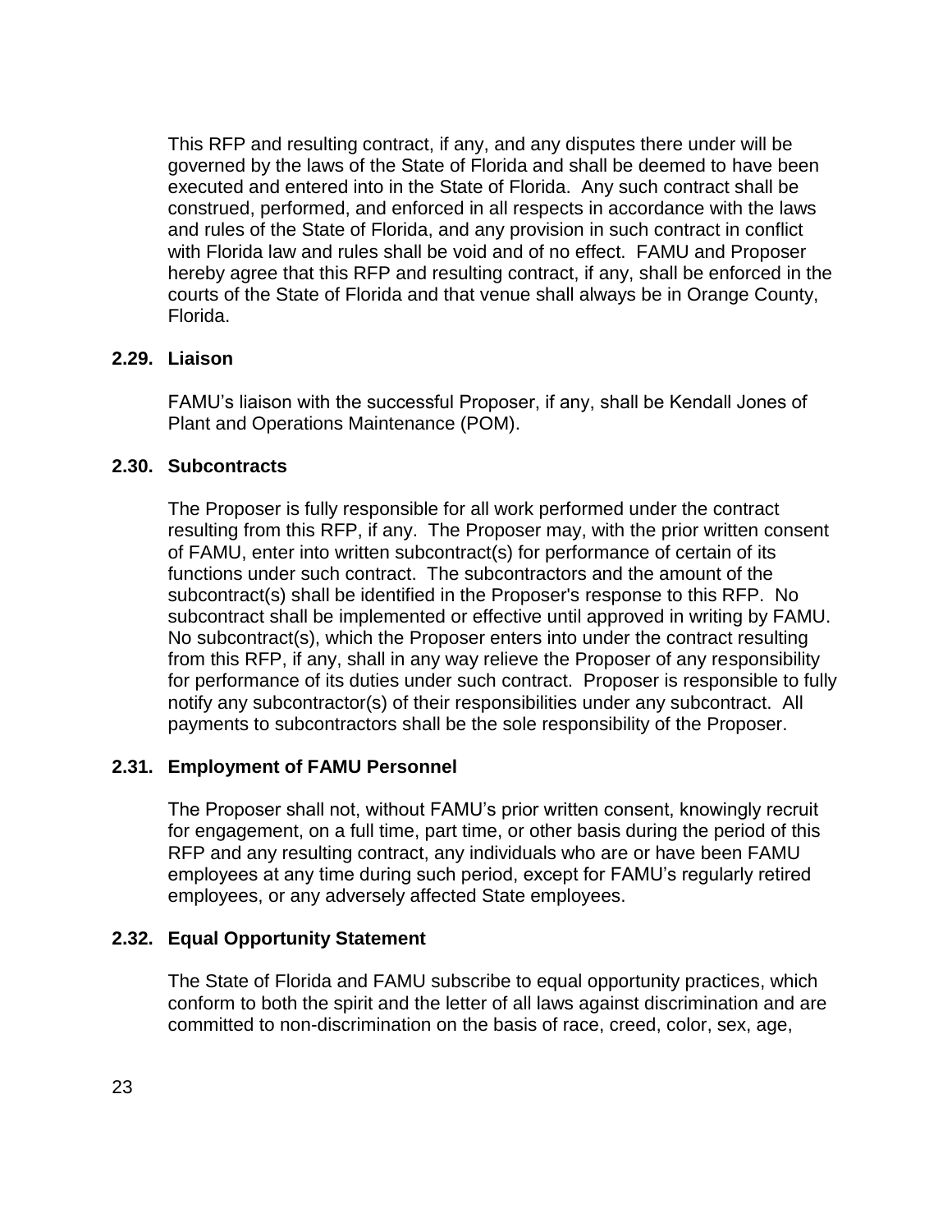This RFP and resulting contract, if any, and any disputes there under will be governed by the laws of the State of Florida and shall be deemed to have been executed and entered into in the State of Florida. Any such contract shall be construed, performed, and enforced in all respects in accordance with the laws and rules of the State of Florida, and any provision in such contract in conflict with Florida law and rules shall be void and of no effect. FAMU and Proposer hereby agree that this RFP and resulting contract, if any, shall be enforced in the courts of the State of Florida and that venue shall always be in Orange County, Florida.

### 2.29. Liaison

FAMU's liaison with the successful Proposer, if any, shall be Kendall Jones of Plant and Operations Maintenance (POM).

### 2.30. Subcontracts

The Proposer is fully responsible for all work performed under the contract resulting from this RFP, if any. The Proposer may, with the prior written consent of FAMU, enter into written subcontract(s) for performance of certain of its functions under such contract. The subcontractors and the amount of the subcontract(s) shall be identified in the Proposer's response to this RFP. No subcontract shall be implemented or effective until approved in writing by FAMU. No subcontract(s), which the Proposer enters into under the contract resulting from this RFP, if any, shall in any way relieve the Proposer of any responsibility for performance of its duties under such contract. Proposer is responsible to fully notify any subcontractor(s) of their responsibilities under any subcontract. All payments to subcontractors shall be the sole responsibility of the Proposer.

### 2.31. Employment of FAMU Personnel

The Proposer shall not, without FAMU's prior written consent, knowingly recruit for engagement, on a full time, part time, or other basis during the period of this RFP and any resulting contract, any individuals who are or have been FAMU employees at any time during such period, except for FAMU's regularly retired employees, or any adversely affected State employees.

### 2.32. Equal Opportunity Statement

The State of Florida and FAMU subscribe to equal opportunity practices, which conform to both the spirit and the letter of all laws against discrimination and are committed to non-discrimination on the basis of race, creed, color, sex, age,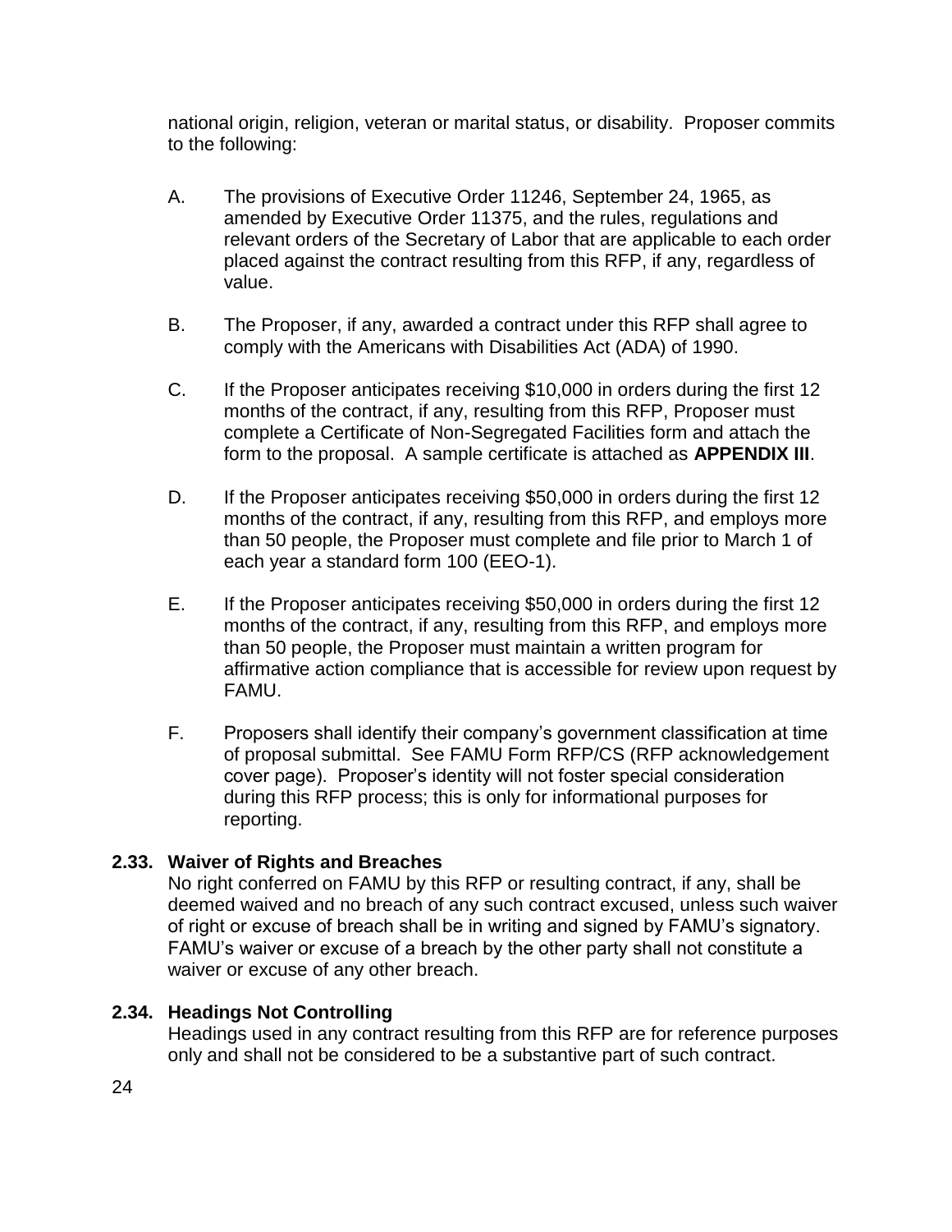national origin, religion, veteran or marital status, or disability. Proposer commits to the following:

A. The provisions of Executive Order 11246, September 24, 1965, as amended by Executive Order 11375, and the rules, regulations and relevant orders of the Secretary of Labor that are applicable to each order placed against the contract resulting from this RFP, if any, regardless of value.

B. The Proposer, if any, awarded a contract under this RFP shall agree to comply with the Americans with Disabilities Act (ADA) of 1990.

C. If the Proposer anticipates receiving $10,000 in orders during the first 12 months of the contract, if any, resulting from this RFP, Proposer must complete a Certificate of Non-Segregated Facilities form and attach the form to the proposal. A sample certificate is attached as **APPENDIX III**.

D. If the Proposer anticipates receiving $50,000 in orders during the first 12 months of the contract, if any, resulting from this RFP, and employs more than 50 people, the Proposer must complete and file prior to March 1 of each year a standard form 100 (EEO-1).

E. If the Proposer anticipates receiving $50,000 in orders during the first 12 months of the contract, if any, resulting from this RFP, and employs more than 50 people, the Proposer must maintain a written program for affirmative action compliance that is accessible for review upon request by FAMU.

F. Proposers shall identify their company's government classification at time of proposal submittal. See FAMU Form RFP/CS (RFP acknowledgement cover page). Proposer's identity will not foster special consideration during this RFP process; this is only for informational purposes for reporting.

### 2.33. Waiver of Rights and Breaches

No right conferred on FAMU by this RFP or resulting contract, if any, shall be deemed waived and no breach of any such contract excused, unless such waiver of right or excuse of breach shall be in writing and signed by FAMU's signatory. FAMU's waiver or excuse of a breach by the other party shall not constitute a waiver or excuse of any other breach.

### 2.34. Headings Not Controlling

Headings used in any contract resulting from this RFP are for reference purposes only and shall not be considered to be a substantive part of such contract.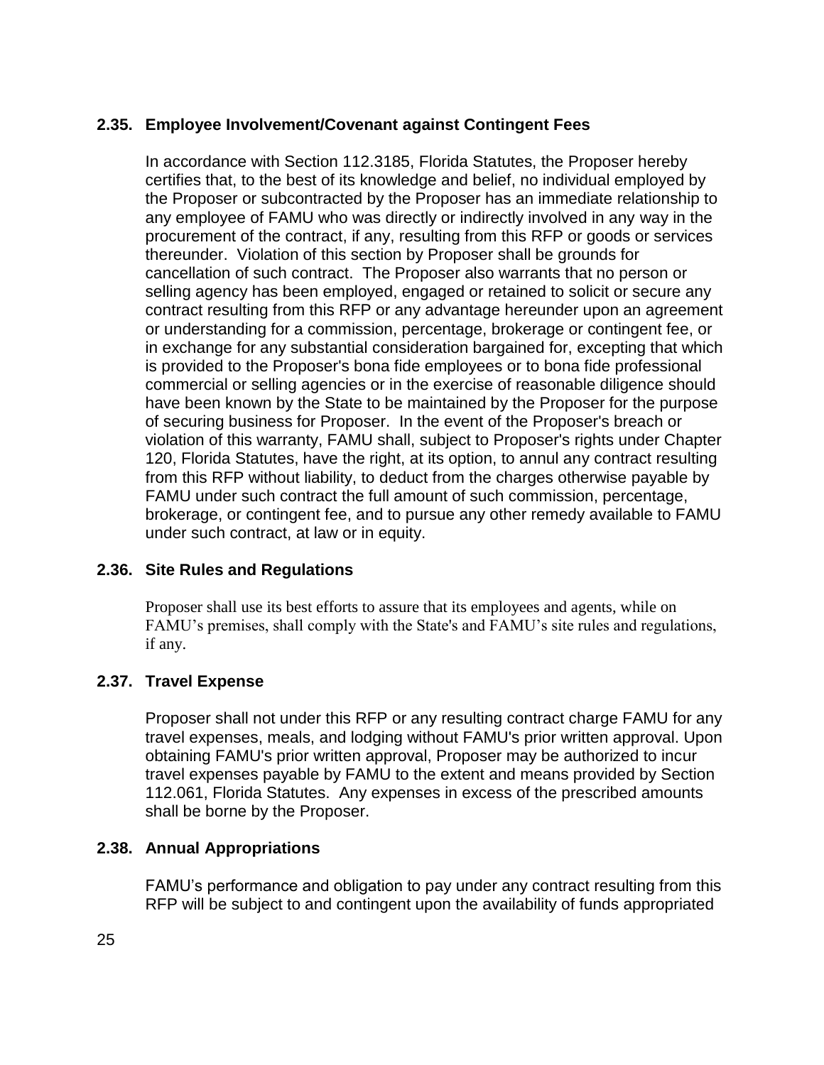### 2.35. Employee Involvement/Covenant against Contingent Fees

In accordance with Section 112.3185, Florida Statutes, the Proposer hereby certifies that, to the best of its knowledge and belief, no individual employed by the Proposer or subcontracted by the Proposer has an immediate relationship to any employee of FAMU who was directly or indirectly involved in any way in the procurement of the contract, if any, resulting from this RFP or goods or services thereunder. Violation of this section by Proposer shall be grounds for cancellation of such contract. The Proposer also warrants that no person or selling agency has been employed, engaged or retained to solicit or secure any contract resulting from this RFP or any advantage hereunder upon an agreement or understanding for a commission, percentage, brokerage or contingent fee, or in exchange for any substantial consideration bargained for, excepting that which is provided to the Proposer's bona fide employees or to bona fide professional commercial or selling agencies or in the exercise of reasonable diligence should have been known by the State to be maintained by the Proposer for the purpose of securing business for Proposer. In the event of the Proposer's breach or violation of this warranty, FAMU shall, subject to Proposer's rights under Chapter 120, Florida Statutes, have the right, at its option, to annul any contract resulting from this RFP without liability, to deduct from the charges otherwise payable by FAMU under such contract the full amount of such commission, percentage, brokerage, or contingent fee, and to pursue any other remedy available to FAMU under such contract, at law or in equity.

### 2.36. Site Rules and Regulations

Proposer shall use its best efforts to assure that its employees and agents, while on FAMU's premises, shall comply with the State's and FAMU's site rules and regulations, if any.

### 2.37. Travel Expense

Proposer shall not under this RFP or any resulting contract charge FAMU for any travel expenses, meals, and lodging without FAMU's prior written approval. Upon obtaining FAMU's prior written approval, Proposer may be authorized to incur travel expenses payable by FAMU to the extent and means provided by Section 112.061, Florida Statutes. Any expenses in excess of the prescribed amounts shall be borne by the Proposer.

### 2.38. Annual Appropriations

FAMU's performance and obligation to pay under any contract resulting from this RFP will be subject to and contingent upon the availability of funds appropriated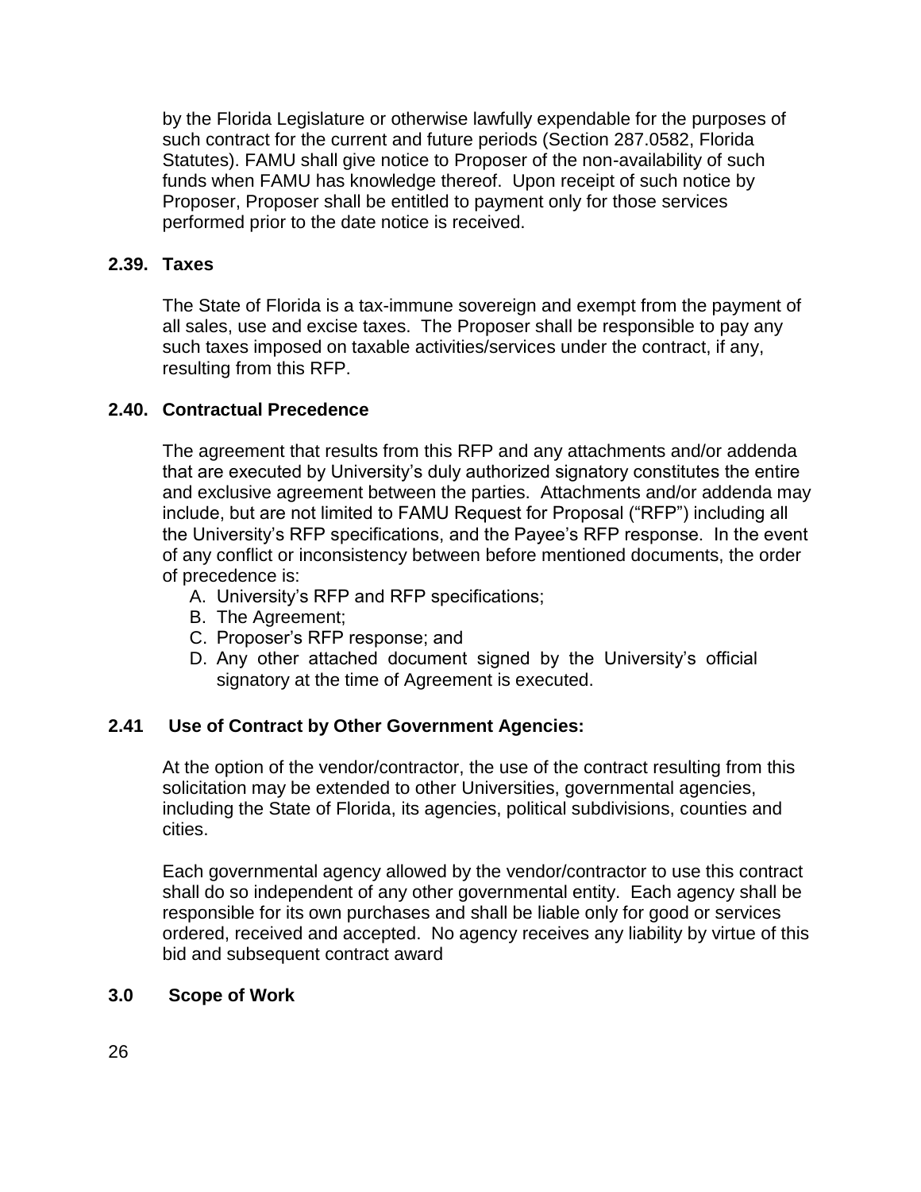by the Florida Legislature or otherwise lawfully expendable for the purposes of such contract for the current and future periods (Section 287.0582, Florida Statutes). FAMU shall give notice to Proposer of the non-availability of such funds when FAMU has knowledge thereof. Upon receipt of such notice by Proposer, Proposer shall be entitled to payment only for those services performed prior to the date notice is received.

### 2.39. Taxes

The State of Florida is a tax-immune sovereign and exempt from the payment of all sales, use and excise taxes. The Proposer shall be responsible to pay any such taxes imposed on taxable activities/services under the contract, if any, resulting from this RFP.

### 2.40. Contractual Precedence

The agreement that results from this RFP and any attachments and/or addenda that are executed by University's duly authorized signatory constitutes the entire and exclusive agreement between the parties. Attachments and/or addenda may include, but are not limited to FAMU Request for Proposal ("RFP") including all the University's RFP specifications, and the Payee's RFP response. In the event of any conflict or inconsistency between before mentioned documents, the order of precedence is:

A. University's RFP and RFP specifications;
B. The Agreement;
C. Proposer's RFP response; and
D. Any other attached document signed by the University's official signatory at the time of Agreement is executed.

### 2.41 Use of Contract by Other Government Agencies:

At the option of the vendor/contractor, the use of the contract resulting from this solicitation may be extended to other Universities, governmental agencies, including the State of Florida, its agencies, political subdivisions, counties and cities.

Each governmental agency allowed by the vendor/contractor to use this contract shall do so independent of any other governmental entity. Each agency shall be responsible for its own purchases and shall be liable only for good or services ordered, received and accepted. No agency receives any liability by virtue of this bid and subsequent contract award

## 3.0 Scope of Work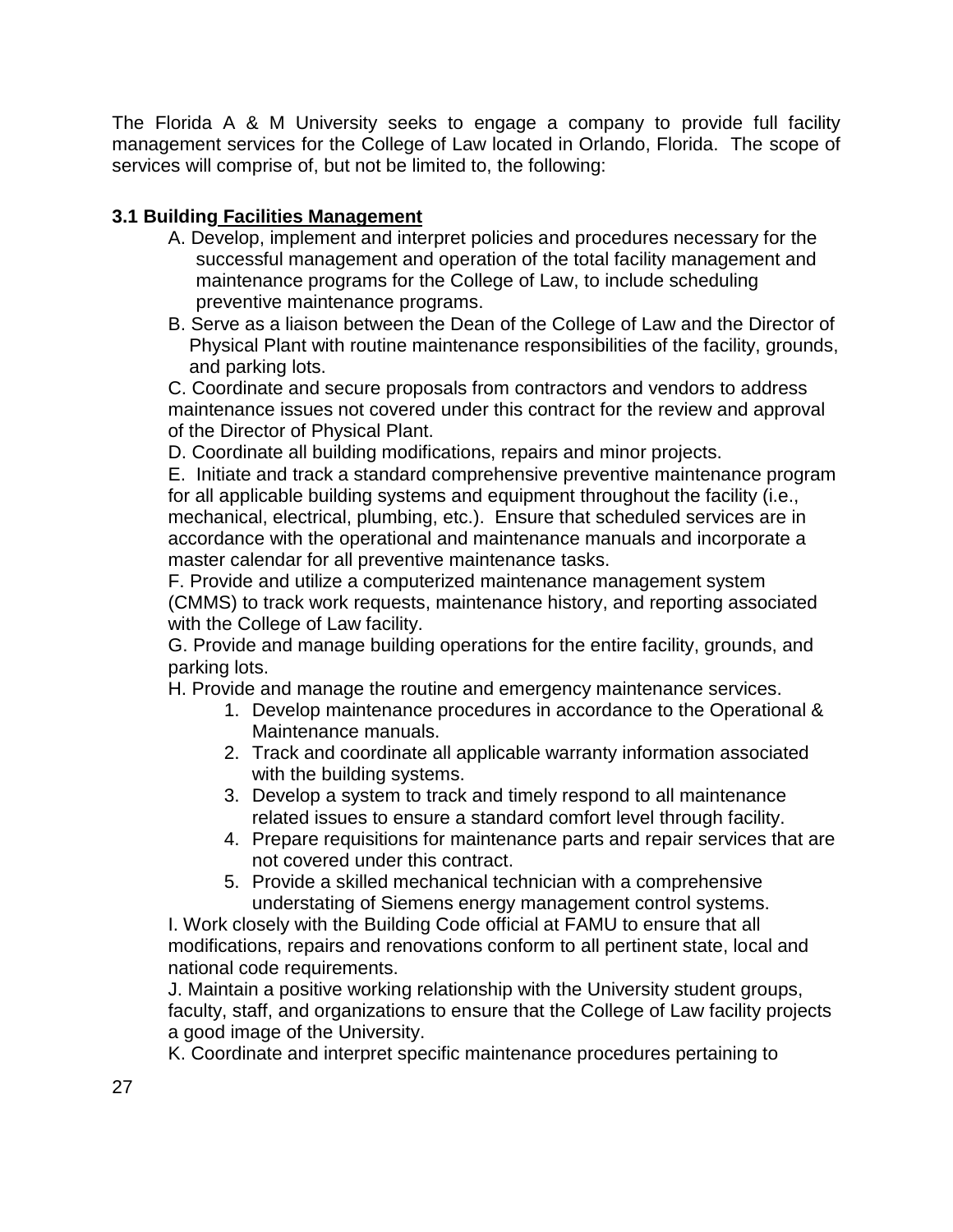The Florida A & M University seeks to engage a company to provide full facility management services for the College of Law located in Orlando, Florida. The scope of services will comprise of, but not be limited to, the following:

### 3.1 Building Facilities Management

A. Develop, implement and interpret policies and procedures necessary for the successful management and operation of the total facility management and maintenance programs for the College of Law, to include scheduling preventive maintenance programs.

B. Serve as a liaison between the Dean of the College of Law and the Director of Physical Plant with routine maintenance responsibilities of the facility, grounds, and parking lots.

C. Coordinate and secure proposals from contractors and vendors to address maintenance issues not covered under this contract for the review and approval of the Director of Physical Plant.

D. Coordinate all building modifications, repairs and minor projects.

E. Initiate and track a standard comprehensive preventive maintenance program for all applicable building systems and equipment throughout the facility (i.e., mechanical, electrical, plumbing, etc.). Ensure that scheduled services are in accordance with the operational and maintenance manuals and incorporate a master calendar for all preventive maintenance tasks.

F. Provide and utilize a computerized maintenance management system (CMMS) to track work requests, maintenance history, and reporting associated with the College of Law facility.

G. Provide and manage building operations for the entire facility, grounds, and parking lots.

H. Provide and manage the routine and emergency maintenance services.

1. Develop maintenance procedures in accordance to the Operational & Maintenance manuals.
2. Track and coordinate all applicable warranty information associated with the building systems.
3. Develop a system to track and timely respond to all maintenance related issues to ensure a standard comfort level through facility.
4. Prepare requisitions for maintenance parts and repair services that are not covered under this contract.
5. Provide a skilled mechanical technician with a comprehensive understating of Siemens energy management control systems.

I. Work closely with the Building Code official at FAMU to ensure that all modifications, repairs and renovations conform to all pertinent state, local and national code requirements.

J. Maintain a positive working relationship with the University student groups, faculty, staff, and organizations to ensure that the College of Law facility projects a good image of the University.

K. Coordinate and interpret specific maintenance procedures pertaining to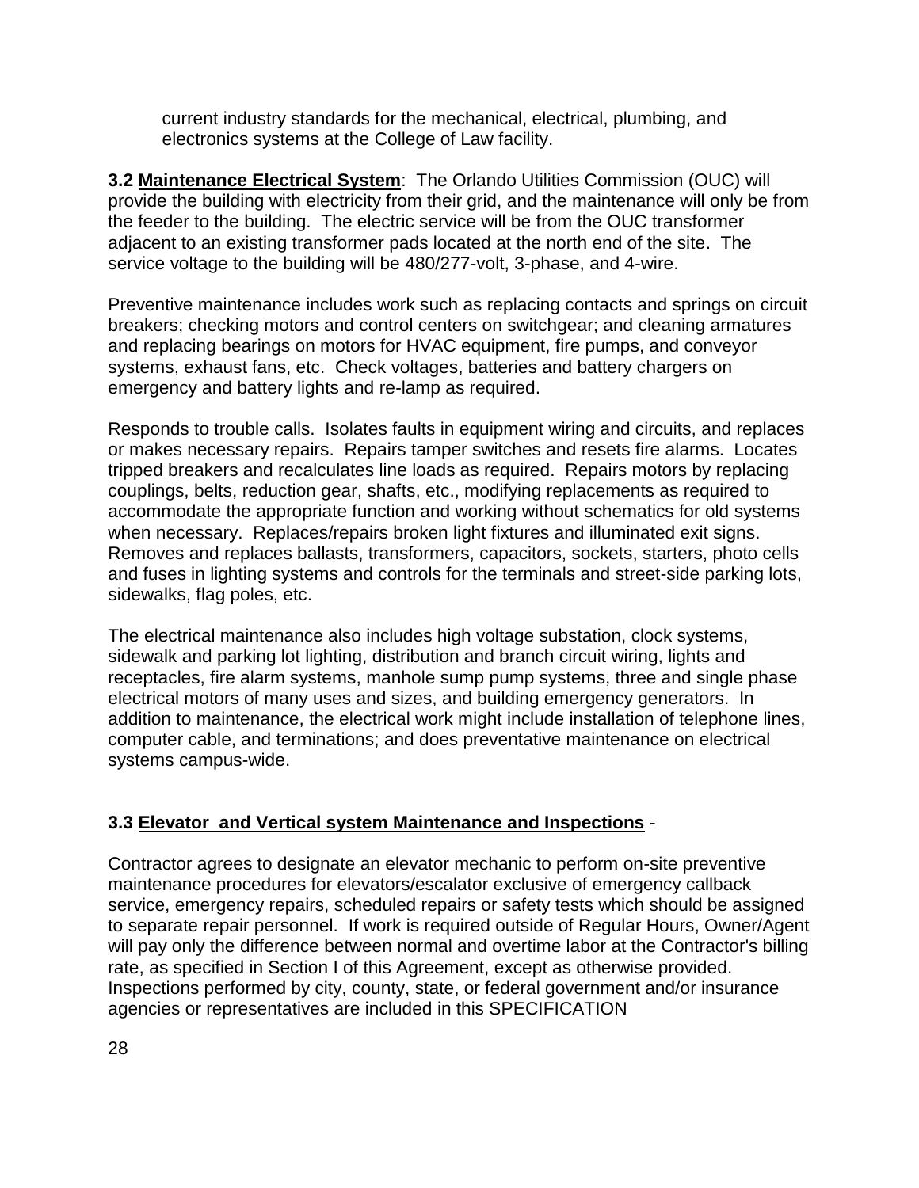current industry standards for the mechanical, electrical, plumbing, and electronics systems at the College of Law facility.

**3.2 Maintenance Electrical System**: The Orlando Utilities Commission (OUC) will provide the building with electricity from their grid, and the maintenance will only be from the feeder to the building. The electric service will be from the OUC transformer adjacent to an existing transformer pads located at the north end of the site. The service voltage to the building will be 480/277-volt, 3-phase, and 4-wire.

Preventive maintenance includes work such as replacing contacts and springs on circuit breakers; checking motors and control centers on switchgear; and cleaning armatures and replacing bearings on motors for HVAC equipment, fire pumps, and conveyor systems, exhaust fans, etc. Check voltages, batteries and battery chargers on emergency and battery lights and re-lamp as required.

Responds to trouble calls. Isolates faults in equipment wiring and circuits, and replaces or makes necessary repairs. Repairs tamper switches and resets fire alarms. Locates tripped breakers and recalculates line loads as required. Repairs motors by replacing couplings, belts, reduction gear, shafts, etc., modifying replacements as required to accommodate the appropriate function and working without schematics for old systems when necessary. Replaces/repairs broken light fixtures and illuminated exit signs. Removes and replaces ballasts, transformers, capacitors, sockets, starters, photo cells and fuses in lighting systems and controls for the terminals and street-side parking lots, sidewalks, flag poles, etc.

The electrical maintenance also includes high voltage substation, clock systems, sidewalk and parking lot lighting, distribution and branch circuit wiring, lights and receptacles, fire alarm systems, manhole sump pump systems, three and single phase electrical motors of many uses and sizes, and building emergency generators. In addition to maintenance, the electrical work might include installation of telephone lines, computer cable, and terminations; and does preventative maintenance on electrical systems campus-wide.

**3.3 Elevator and Vertical system Maintenance and Inspections** -

Contractor agrees to designate an elevator mechanic to perform on-site preventive maintenance procedures for elevators/escalator exclusive of emergency callback service, emergency repairs, scheduled repairs or safety tests which should be assigned to separate repair personnel. If work is required outside of Regular Hours, Owner/Agent will pay only the difference between normal and overtime labor at the Contractor's billing rate, as specified in Section I of this Agreement, except as otherwise provided. Inspections performed by city, county, state, or federal government and/or insurance agencies or representatives are included in this SPECIFICATION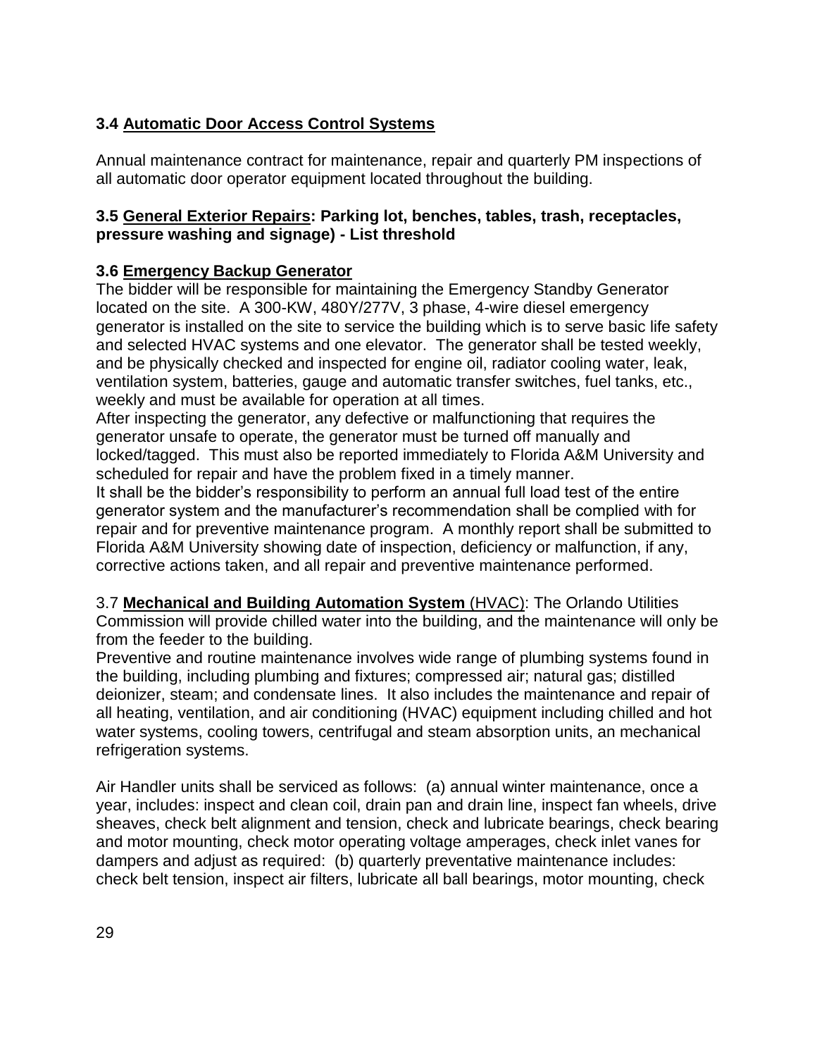### 3.4 Automatic Door Access Control Systems

Annual maintenance contract for maintenance, repair and quarterly PM inspections of all automatic door operator equipment located throughout the building.

### 3.5 General Exterior Repairs: Parking lot, benches, tables, trash, receptacles, pressure washing and signage) - List threshold

### 3.6 Emergency Backup Generator

The bidder will be responsible for maintaining the Emergency Standby Generator located on the site. A 300-KW, 480Y/277V, 3 phase, 4-wire diesel emergency generator is installed on the site to service the building which is to serve basic life safety and selected HVAC systems and one elevator. The generator shall be tested weekly, and be physically checked and inspected for engine oil, radiator cooling water, leak, ventilation system, batteries, gauge and automatic transfer switches, fuel tanks, etc., weekly and must be available for operation at all times.

After inspecting the generator, any defective or malfunctioning that requires the generator unsafe to operate, the generator must be turned off manually and locked/tagged. This must also be reported immediately to Florida A&M University and scheduled for repair and have the problem fixed in a timely manner.

It shall be the bidder's responsibility to perform an annual full load test of the entire generator system and the manufacturer's recommendation shall be complied with for repair and for preventive maintenance program. A monthly report shall be submitted to Florida A&M University showing date of inspection, deficiency or malfunction, if any, corrective actions taken, and all repair and preventive maintenance performed.

3.7 **Mechanical and Building Automation System** (HVAC): The Orlando Utilities Commission will provide chilled water into the building, and the maintenance will only be from the feeder to the building.

Preventive and routine maintenance involves wide range of plumbing systems found in the building, including plumbing and fixtures; compressed air; natural gas; distilled deionizer, steam; and condensate lines. It also includes the maintenance and repair of all heating, ventilation, and air conditioning (HVAC) equipment including chilled and hot water systems, cooling towers, centrifugal and steam absorption units, an mechanical refrigeration systems.

Air Handler units shall be serviced as follows: (a) annual winter maintenance, once a year, includes: inspect and clean coil, drain pan and drain line, inspect fan wheels, drive sheaves, check belt alignment and tension, check and lubricate bearings, check bearing and motor mounting, check motor operating voltage amperages, check inlet vanes for dampers and adjust as required: (b) quarterly preventative maintenance includes: check belt tension, inspect air filters, lubricate all ball bearings, motor mounting, check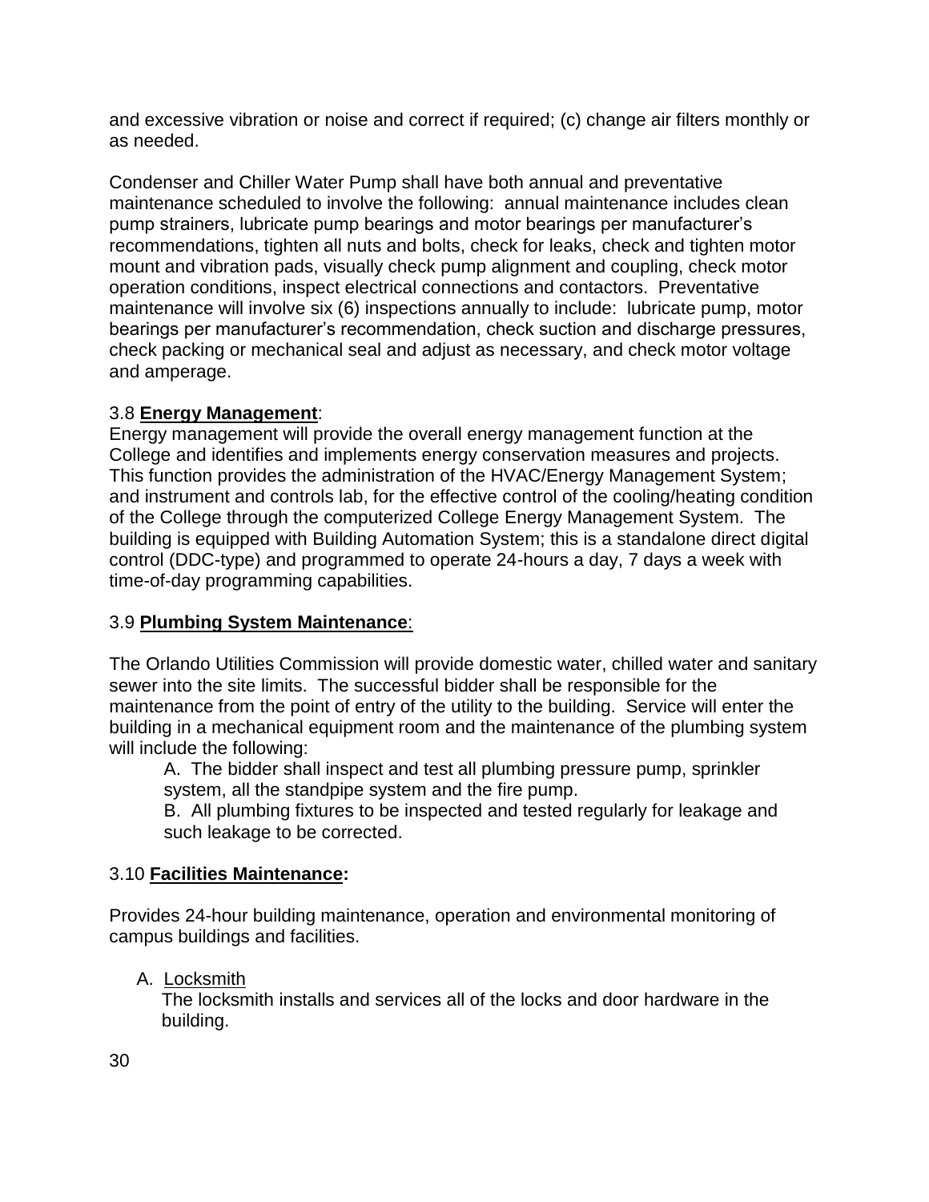and excessive vibration or noise and correct if required; (c) change air filters monthly or as needed.

Condenser and Chiller Water Pump shall have both annual and preventative maintenance scheduled to involve the following: annual maintenance includes clean pump strainers, lubricate pump bearings and motor bearings per manufacturer's recommendations, tighten all nuts and bolts, check for leaks, check and tighten motor mount and vibration pads, visually check pump alignment and coupling, check motor operation conditions, inspect electrical connections and contactors. Preventative maintenance will involve six (6) inspections annually to include: lubricate pump, motor bearings per manufacturer's recommendation, check suction and discharge pressures, check packing or mechanical seal and adjust as necessary, and check motor voltage and amperage.

3.8 **Energy Management**:

Energy management will provide the overall energy management function at the College and identifies and implements energy conservation measures and projects. This function provides the administration of the HVAC/Energy Management System; and instrument and controls lab, for the effective control of the cooling/heating condition of the College through the computerized College Energy Management System. The building is equipped with Building Automation System; this is a standalone direct digital control (DDC-type) and programmed to operate 24-hours a day, 7 days a week with time-of-day programming capabilities.

3.9 **Plumbing System Maintenance**:

The Orlando Utilities Commission will provide domestic water, chilled water and sanitary sewer into the site limits. The successful bidder shall be responsible for the maintenance from the point of entry of the utility to the building. Service will enter the building in a mechanical equipment room and the maintenance of the plumbing system will include the following:

A. The bidder shall inspect and test all plumbing pressure pump, sprinkler system, all the standpipe system and the fire pump.

B. All plumbing fixtures to be inspected and tested regularly for leakage and such leakage to be corrected.

3.10 **Facilities Maintenance:**

Provides 24-hour building maintenance, operation and environmental monitoring of campus buildings and facilities.

A. Locksmith

The locksmith installs and services all of the locks and door hardware in the building.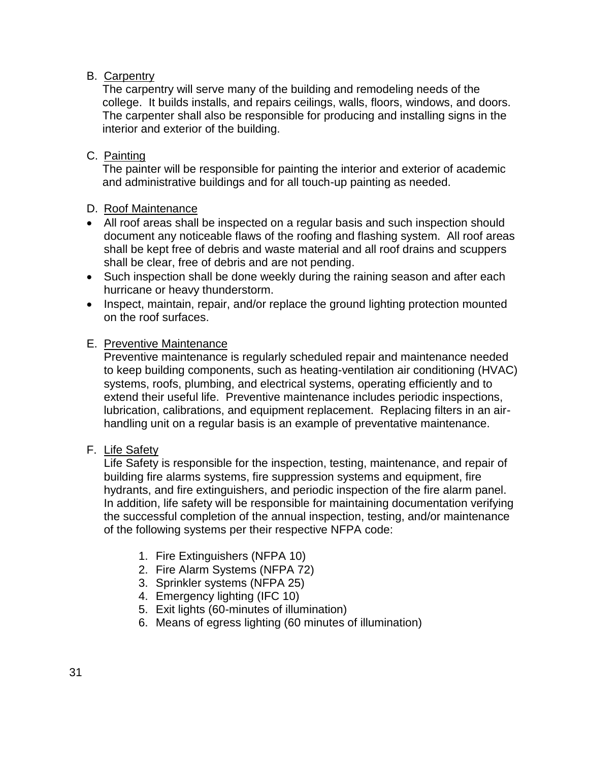B. Carpentry

The carpentry will serve many of the building and remodeling needs of the college. It builds installs, and repairs ceilings, walls, floors, windows, and doors. The carpenter shall also be responsible for producing and installing signs in the interior and exterior of the building.

C. Painting

The painter will be responsible for painting the interior and exterior of academic and administrative buildings and for all touch-up painting as needed.

D. Roof Maintenance

- All roof areas shall be inspected on a regular basis and such inspection should document any noticeable flaws of the roofing and flashing system. All roof areas shall be kept free of debris and waste material and all roof drains and scuppers shall be clear, free of debris and are not pending.
- Such inspection shall be done weekly during the raining season and after each hurricane or heavy thunderstorm.
- Inspect, maintain, repair, and/or replace the ground lighting protection mounted on the roof surfaces.

E. Preventive Maintenance

Preventive maintenance is regularly scheduled repair and maintenance needed to keep building components, such as heating-ventilation air conditioning (HVAC) systems, roofs, plumbing, and electrical systems, operating efficiently and to extend their useful life. Preventive maintenance includes periodic inspections, lubrication, calibrations, and equipment replacement. Replacing filters in an air-handling unit on a regular basis is an example of preventative maintenance.

F. Life Safety

Life Safety is responsible for the inspection, testing, maintenance, and repair of building fire alarms systems, fire suppression systems and equipment, fire hydrants, and fire extinguishers, and periodic inspection of the fire alarm panel. In addition, life safety will be responsible for maintaining documentation verifying the successful completion of the annual inspection, testing, and/or maintenance of the following systems per their respective NFPA code:

1. Fire Extinguishers (NFPA 10)
2. Fire Alarm Systems (NFPA 72)
3. Sprinkler systems (NFPA 25)
4. Emergency lighting (IFC 10)
5. Exit lights (60-minutes of illumination)
6. Means of egress lighting (60 minutes of illumination)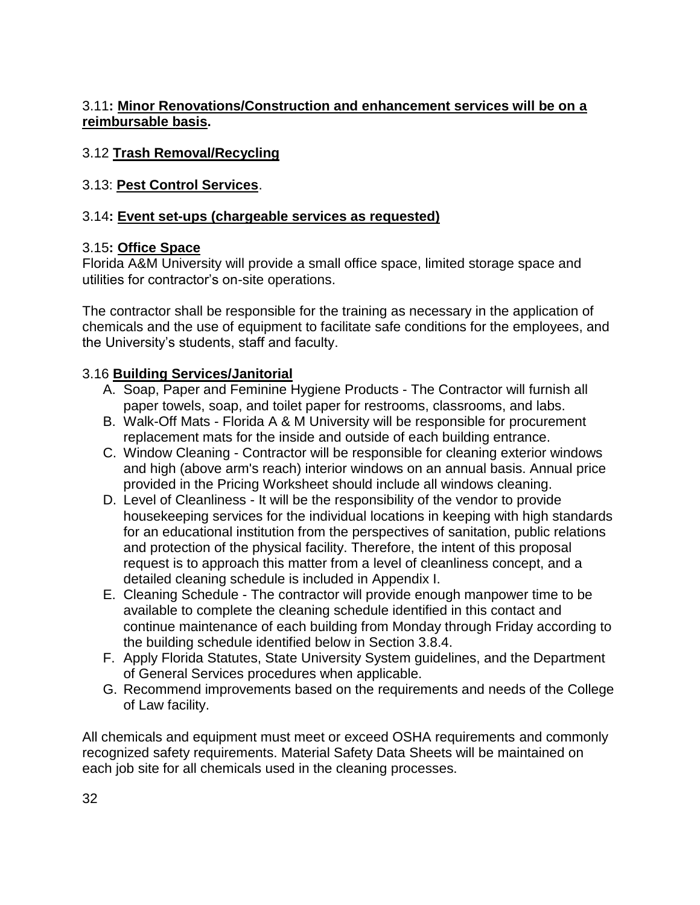3.11**: Minor Renovations/Construction and enhancement services will be on a reimbursable basis.**

3.12 **Trash Removal/Recycling**

3.13: **Pest Control Services**.

3.14**: Event set-ups (chargeable services as requested)**

3.15**: Office Space**

Florida A&M University will provide a small office space, limited storage space and utilities for contractor's on-site operations.

The contractor shall be responsible for the training as necessary in the application of chemicals and the use of equipment to facilitate safe conditions for the employees, and the University's students, staff and faculty.

3.16 **Building Services/Janitorial**

A. Soap, Paper and Feminine Hygiene Products - The Contractor will furnish all paper towels, soap, and toilet paper for restrooms, classrooms, and labs.
B. Walk-Off Mats - Florida A & M University will be responsible for procurement replacement mats for the inside and outside of each building entrance.
C. Window Cleaning - Contractor will be responsible for cleaning exterior windows and high (above arm's reach) interior windows on an annual basis. Annual price provided in the Pricing Worksheet should include all windows cleaning.
D. Level of Cleanliness - It will be the responsibility of the vendor to provide housekeeping services for the individual locations in keeping with high standards for an educational institution from the perspectives of sanitation, public relations and protection of the physical facility. Therefore, the intent of this proposal request is to approach this matter from a level of cleanliness concept, and a detailed cleaning schedule is included in Appendix I.
E. Cleaning Schedule - The contractor will provide enough manpower time to be available to complete the cleaning schedule identified in this contact and continue maintenance of each building from Monday through Friday according to the building schedule identified below in Section 3.8.4.
F. Apply Florida Statutes, State University System guidelines, and the Department of General Services procedures when applicable.
G. Recommend improvements based on the requirements and needs of the College of Law facility.

All chemicals and equipment must meet or exceed OSHA requirements and commonly recognized safety requirements. Material Safety Data Sheets will be maintained on each job site for all chemicals used in the cleaning processes.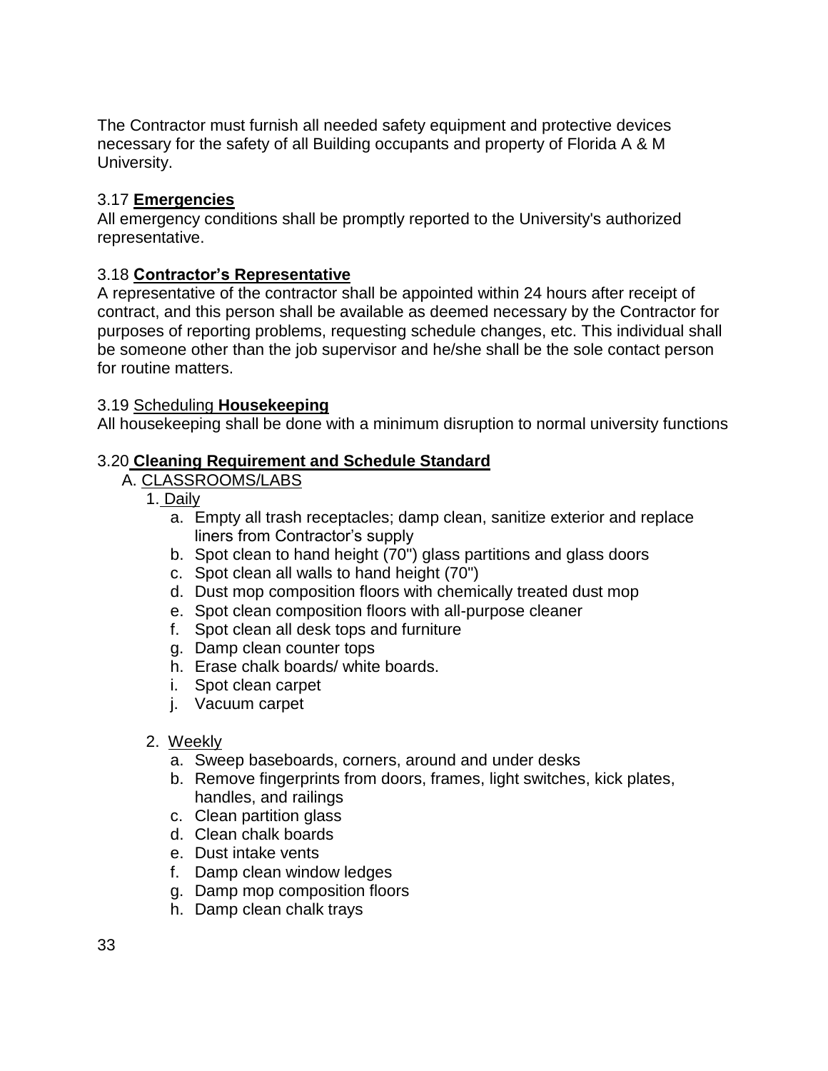The Contractor must furnish all needed safety equipment and protective devices necessary for the safety of all Building occupants and property of Florida A & M University.

3.17 **Emergencies**
All emergency conditions shall be promptly reported to the University's authorized representative.

3.18 **Contractor's Representative**
A representative of the contractor shall be appointed within 24 hours after receipt of contract, and this person shall be available as deemed necessary by the Contractor for purposes of reporting problems, requesting schedule changes, etc. This individual shall be someone other than the job supervisor and he/she shall be the sole contact person for routine matters.

3.19 Scheduling **Housekeeping**
All housekeeping shall be done with a minimum disruption to normal university functions

3.20 **Cleaning Requirement and Schedule Standard**

A. CLASSROOMS/LABS

1. Daily
   a. Empty all trash receptacles; damp clean, sanitize exterior and replace liners from Contractor's supply
   b. Spot clean to hand height (70") glass partitions and glass doors
   c. Spot clean all walls to hand height (70")
   d. Dust mop composition floors with chemically treated dust mop
   e. Spot clean composition floors with all-purpose cleaner
   f. Spot clean all desk tops and furniture
   g. Damp clean counter tops
   h. Erase chalk boards/ white boards.
   i. Spot clean carpet
   j. Vacuum carpet

2. Weekly
   a. Sweep baseboards, corners, around and under desks
   b. Remove fingerprints from doors, frames, light switches, kick plates, handles, and railings
   c. Clean partition glass
   d. Clean chalk boards
   e. Dust intake vents
   f. Damp clean window ledges
   g. Damp mop composition floors
   h. Damp clean chalk trays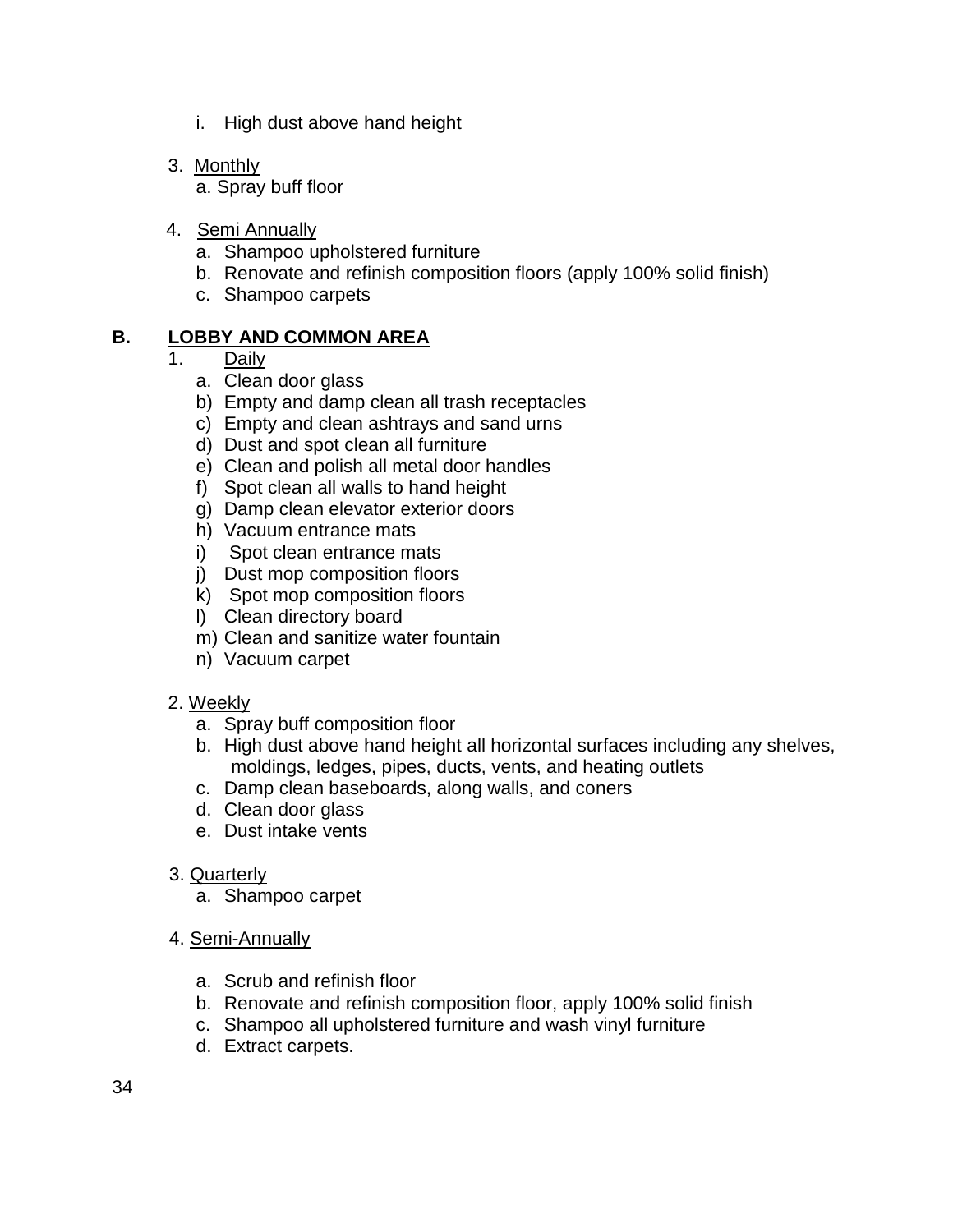i. High dust above hand height

3. Monthly
   a. Spray buff floor

4. Semi Annually
   a. Shampoo upholstered furniture
   b. Renovate and refinish composition floors (apply 100% solid finish)
   c. Shampoo carpets

**B. LOBBY AND COMMON AREA**

1. Daily
   a. Clean door glass
   b) Empty and damp clean all trash receptacles
   c) Empty and clean ashtrays and sand urns
   d) Dust and spot clean all furniture
   e) Clean and polish all metal door handles
   f) Spot clean all walls to hand height
   g) Damp clean elevator exterior doors
   h) Vacuum entrance mats
   i) Spot clean entrance mats
   j) Dust mop composition floors
   k) Spot mop composition floors
   l) Clean directory board
   m) Clean and sanitize water fountain
   n) Vacuum carpet

2. Weekly
   a. Spray buff composition floor
   b. High dust above hand height all horizontal surfaces including any shelves, moldings, ledges, pipes, ducts, vents, and heating outlets
   c. Damp clean baseboards, along walls, and coners
   d. Clean door glass
   e. Dust intake vents

3. Quarterly
   a. Shampoo carpet

4. Semi-Annually

   a. Scrub and refinish floor
   b. Renovate and refinish composition floor, apply 100% solid finish
   c. Shampoo all upholstered furniture and wash vinyl furniture
   d. Extract carpets.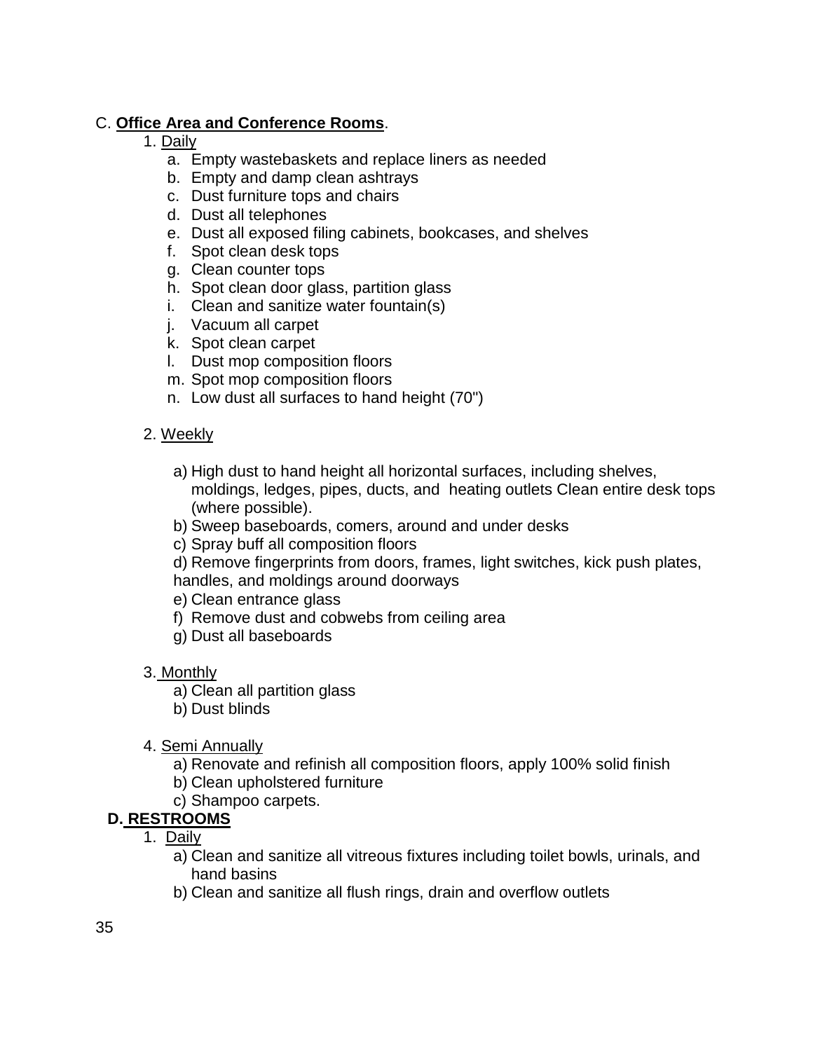C. **Office Area and Conference Rooms**.

1. Daily
    a. Empty wastebaskets and replace liners as needed
    b. Empty and damp clean ashtrays
    c. Dust furniture tops and chairs
    d. Dust all telephones
    e. Dust all exposed filing cabinets, bookcases, and shelves
    f. Spot clean desk tops
    g. Clean counter tops
    h. Spot clean door glass, partition glass
    i. Clean and sanitize water fountain(s)
    j. Vacuum all carpet
    k. Spot clean carpet
    l. Dust mop composition floors
    m. Spot mop composition floors
    n. Low dust all surfaces to hand height (70")

2. Weekly
    a) High dust to hand height all horizontal surfaces, including shelves, moldings, ledges, pipes, ducts, and heating outlets Clean entire desk tops (where possible).
    b) Sweep baseboards, comers, around and under desks
    c) Spray buff all composition floors
    d) Remove fingerprints from doors, frames, light switches, kick push plates, handles, and moldings around doorways
    e) Clean entrance glass
    f) Remove dust and cobwebs from ceiling area
    g) Dust all baseboards

3. Monthly
    a) Clean all partition glass
    b) Dust blinds

4. Semi Annually
    a) Renovate and refinish all composition floors, apply 100% solid finish
    b) Clean upholstered furniture
    c) Shampoo carpets.

**D. RESTROOMS**

1. Daily
    a) Clean and sanitize all vitreous fixtures including toilet bowls, urinals, and hand basins
    b) Clean and sanitize all flush rings, drain and overflow outlets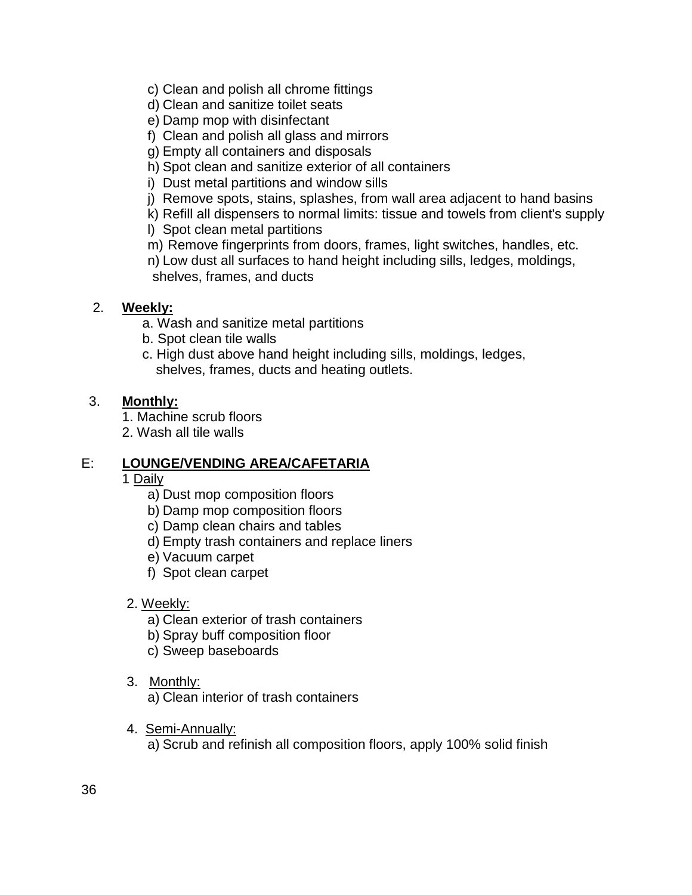c) Clean and polish all chrome fittings
d) Clean and sanitize toilet seats
e) Damp mop with disinfectant
f) Clean and polish all glass and mirrors
g) Empty all containers and disposals
h) Spot clean and sanitize exterior of all containers
i) Dust metal partitions and window sills
j) Remove spots, stains, splashes, from wall area adjacent to hand basins
k) Refill all dispensers to normal limits: tissue and towels from client's supply
l) Spot clean metal partitions
m) Remove fingerprints from doors, frames, light switches, handles, etc.
n) Low dust all surfaces to hand height including sills, ledges, moldings, shelves, frames, and ducts

2. **Weekly:**
   a. Wash and sanitize metal partitions
   b. Spot clean tile walls
   c. High dust above hand height including sills, moldings, ledges, shelves, frames, ducts and heating outlets.

3. **Monthly:**
   1. Machine scrub floors
   2. Wash all tile walls

E: **LOUNGE/VENDING AREA/CAFETARIA**

1 Daily
   a) Dust mop composition floors
   b) Damp mop composition floors
   c) Damp clean chairs and tables
   d) Empty trash containers and replace liners
   e) Vacuum carpet
   f) Spot clean carpet

2. Weekly:
   a) Clean exterior of trash containers
   b) Spray buff composition floor
   c) Sweep baseboards

3. Monthly:
   a) Clean interior of trash containers

4. Semi-Annually:
   a) Scrub and refinish all composition floors, apply 100% solid finish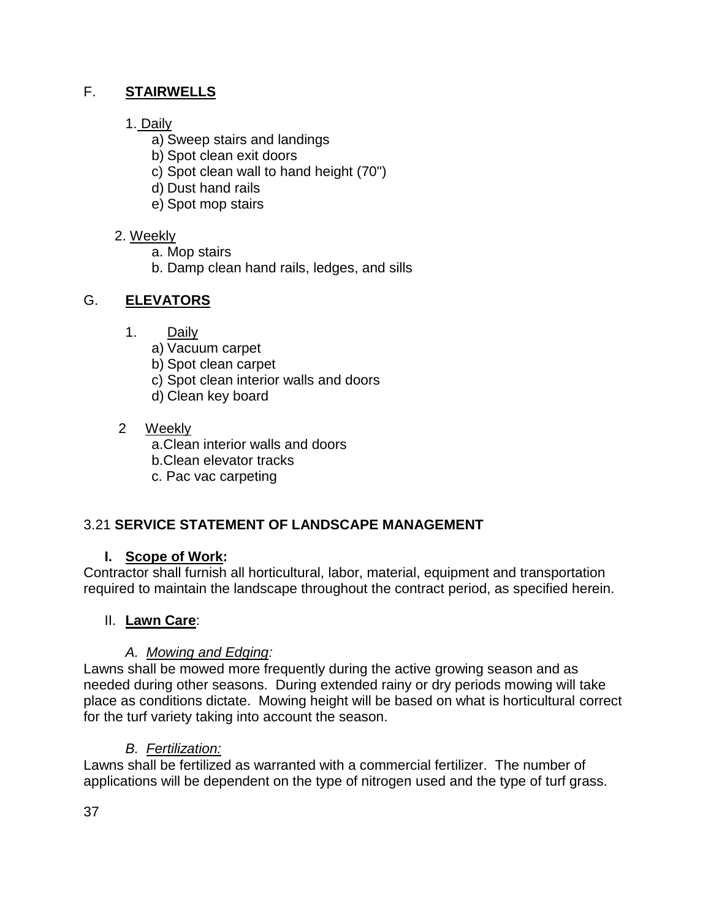## F. **STAIRWELLS**

1. Daily
    a) Sweep stairs and landings
    b) Spot clean exit doors
    c) Spot clean wall to hand height (70")
    d) Dust hand rails
    e) Spot mop stairs

2. Weekly
    a. Mop stairs
    b. Damp clean hand rails, ledges, and sills

## G. **ELEVATORS**

1. Daily
    a) Vacuum carpet
    b) Spot clean carpet
    c) Spot clean interior walls and doors
    d) Clean key board

2 Weekly
    a.Clean interior walls and doors
    b.Clean elevator tracks
    c. Pac vac carpeting

## 3.21 **SERVICE STATEMENT OF LANDSCAPE MANAGEMENT**

### I. **Scope of Work:**

Contractor shall furnish all horticultural, labor, material, equipment and transportation required to maintain the landscape throughout the contract period, as specified herein.

### II. **Lawn Care**:

#### *A. Mowing and Edging:*

Lawns shall be mowed more frequently during the active growing season and as needed during other seasons. During extended rainy or dry periods mowing will take place as conditions dictate. Mowing height will be based on what is horticultural correct for the turf variety taking into account the season.

#### *B. Fertilization:*

Lawns shall be fertilized as warranted with a commercial fertilizer. The number of applications will be dependent on the type of nitrogen used and the type of turf grass.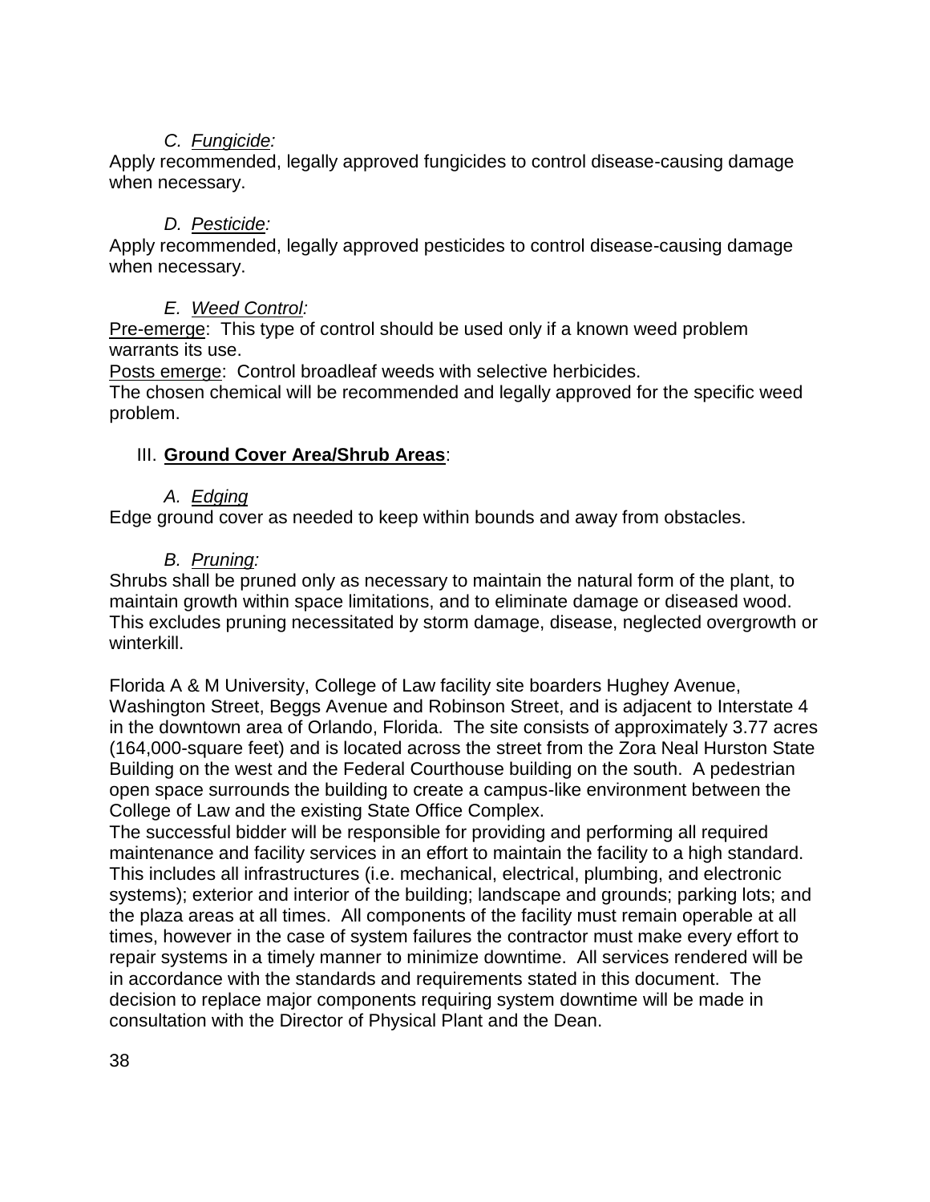*C. Fungicide:*

Apply recommended, legally approved fungicides to control disease-causing damage when necessary.

*D. Pesticide:*

Apply recommended, legally approved pesticides to control disease-causing damage when necessary.

*E. Weed Control:*

Pre-emerge: This type of control should be used only if a known weed problem warrants its use.

Posts emerge: Control broadleaf weeds with selective herbicides.

The chosen chemical will be recommended and legally approved for the specific weed problem.

III. **Ground Cover Area/Shrub Areas**:

*A. Edging*

Edge ground cover as needed to keep within bounds and away from obstacles.

*B. Pruning:*

Shrubs shall be pruned only as necessary to maintain the natural form of the plant, to maintain growth within space limitations, and to eliminate damage or diseased wood. This excludes pruning necessitated by storm damage, disease, neglected overgrowth or winterkill.

Florida A & M University, College of Law facility site boarders Hughey Avenue, Washington Street, Beggs Avenue and Robinson Street, and is adjacent to Interstate 4 in the downtown area of Orlando, Florida. The site consists of approximately 3.77 acres (164,000-square feet) and is located across the street from the Zora Neal Hurston State Building on the west and the Federal Courthouse building on the south. A pedestrian open space surrounds the building to create a campus-like environment between the College of Law and the existing State Office Complex.

The successful bidder will be responsible for providing and performing all required maintenance and facility services in an effort to maintain the facility to a high standard. This includes all infrastructures (i.e. mechanical, electrical, plumbing, and electronic systems); exterior and interior of the building; landscape and grounds; parking lots; and the plaza areas at all times. All components of the facility must remain operable at all times, however in the case of system failures the contractor must make every effort to repair systems in a timely manner to minimize downtime. All services rendered will be in accordance with the standards and requirements stated in this document. The decision to replace major components requiring system downtime will be made in consultation with the Director of Physical Plant and the Dean.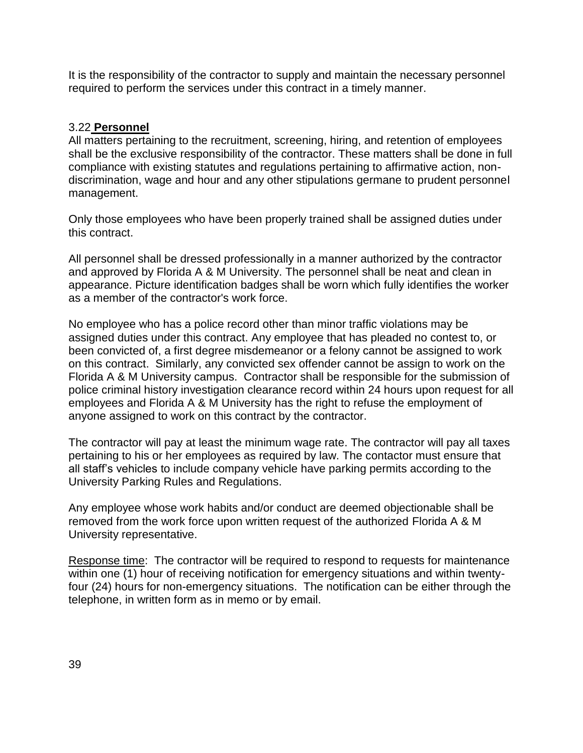It is the responsibility of the contractor to supply and maintain the necessary personnel required to perform the services under this contract in a timely manner.

### 3.22 **Personnel**

All matters pertaining to the recruitment, screening, hiring, and retention of employees shall be the exclusive responsibility of the contractor. These matters shall be done in full compliance with existing statutes and regulations pertaining to affirmative action, non-discrimination, wage and hour and any other stipulations germane to prudent personnel management.

Only those employees who have been properly trained shall be assigned duties under this contract.

All personnel shall be dressed professionally in a manner authorized by the contractor and approved by Florida A & M University. The personnel shall be neat and clean in appearance. Picture identification badges shall be worn which fully identifies the worker as a member of the contractor's work force.

No employee who has a police record other than minor traffic violations may be assigned duties under this contract. Any employee that has pleaded no contest to, or been convicted of, a first degree misdemeanor or a felony cannot be assigned to work on this contract. Similarly, any convicted sex offender cannot be assign to work on the Florida A & M University campus. Contractor shall be responsible for the submission of police criminal history investigation clearance record within 24 hours upon request for all employees and Florida A & M University has the right to refuse the employment of anyone assigned to work on this contract by the contractor.

The contractor will pay at least the minimum wage rate. The contractor will pay all taxes pertaining to his or her employees as required by law. The contactor must ensure that all staff's vehicles to include company vehicle have parking permits according to the University Parking Rules and Regulations.

Any employee whose work habits and/or conduct are deemed objectionable shall be removed from the work force upon written request of the authorized Florida A & M University representative.

Response time: The contractor will be required to respond to requests for maintenance within one (1) hour of receiving notification for emergency situations and within twenty-four (24) hours for non-emergency situations. The notification can be either through the telephone, in written form as in memo or by email.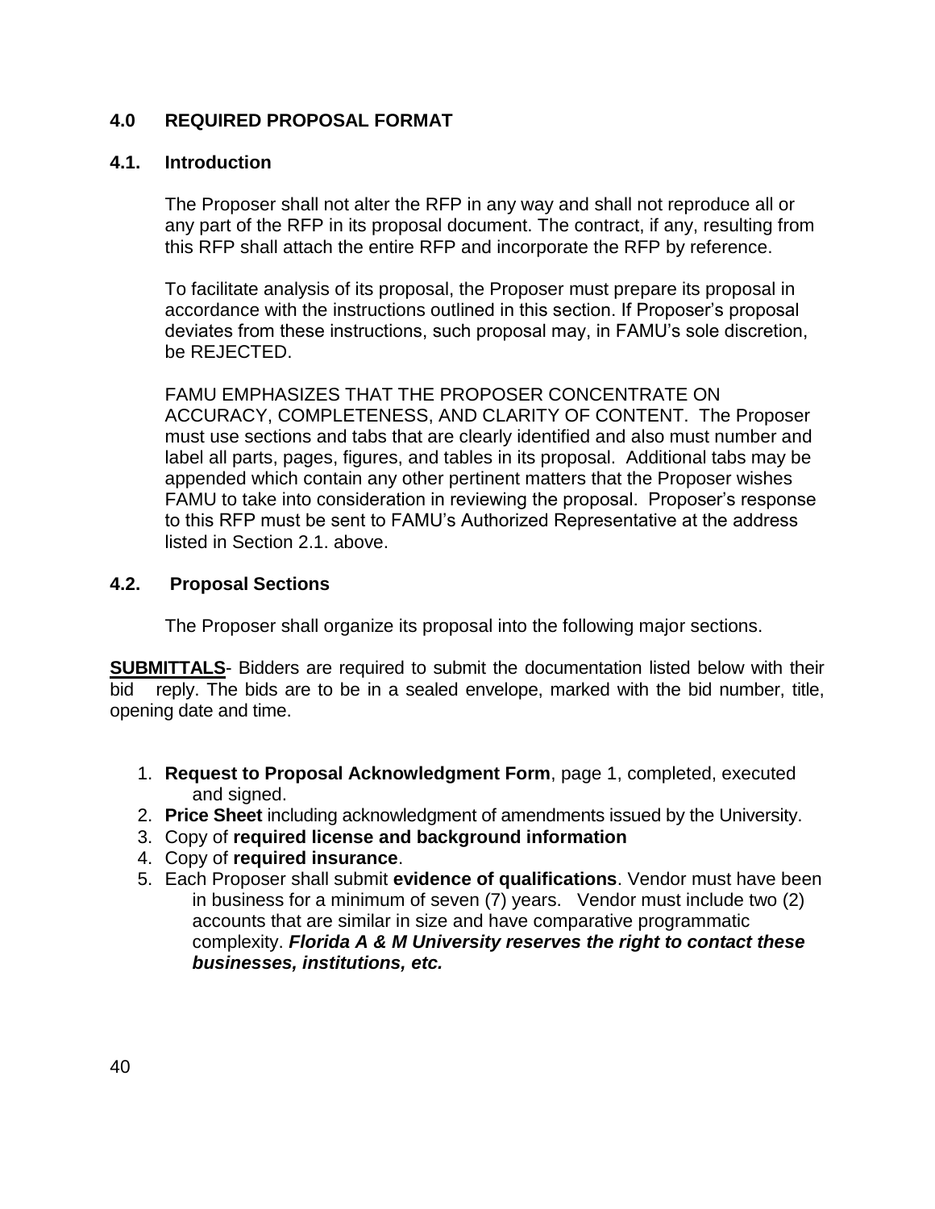## 4.0 REQUIRED PROPOSAL FORMAT

### 4.1. Introduction

The Proposer shall not alter the RFP in any way and shall not reproduce all or any part of the RFP in its proposal document. The contract, if any, resulting from this RFP shall attach the entire RFP and incorporate the RFP by reference.

To facilitate analysis of its proposal, the Proposer must prepare its proposal in accordance with the instructions outlined in this section. If Proposer's proposal deviates from these instructions, such proposal may, in FAMU's sole discretion, be REJECTED.

FAMU EMPHASIZES THAT THE PROPOSER CONCENTRATE ON ACCURACY, COMPLETENESS, AND CLARITY OF CONTENT. The Proposer must use sections and tabs that are clearly identified and also must number and label all parts, pages, figures, and tables in its proposal. Additional tabs may be appended which contain any other pertinent matters that the Proposer wishes FAMU to take into consideration in reviewing the proposal. Proposer's response to this RFP must be sent to FAMU's Authorized Representative at the address listed in Section 2.1. above.

### 4.2. Proposal Sections

The Proposer shall organize its proposal into the following major sections.

**SUBMITTALS**- Bidders are required to submit the documentation listed below with their bid reply. The bids are to be in a sealed envelope, marked with the bid number, title, opening date and time.

1. **Request to Proposal Acknowledgment Form**, page 1, completed, executed and signed.
2. **Price Sheet** including acknowledgment of amendments issued by the University.
3. Copy of **required license and background information**
4. Copy of **required insurance**.
5. Each Proposer shall submit **evidence of qualifications**. Vendor must have been in business for a minimum of seven (7) years. Vendor must include two (2) accounts that are similar in size and have comparative programmatic complexity. ***Florida A & M University reserves the right to contact these businesses, institutions, etc.***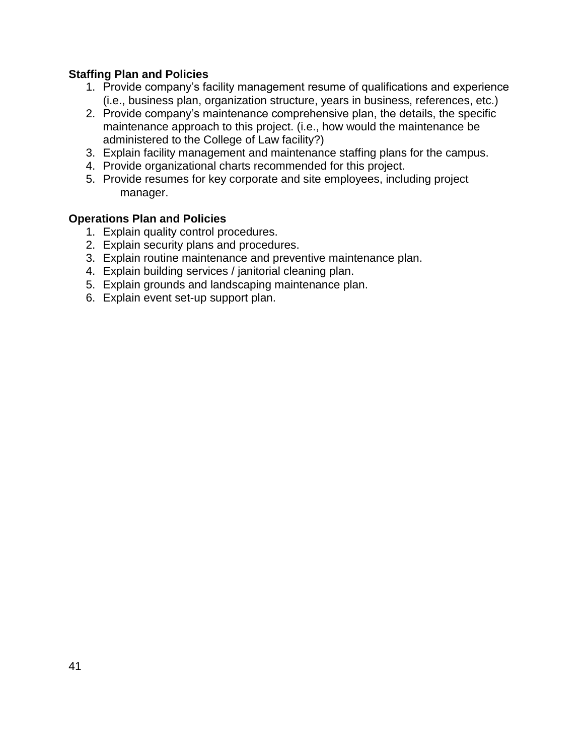**Staffing Plan and Policies**

1. Provide company's facility management resume of qualifications and experience (i.e., business plan, organization structure, years in business, references, etc.)
2. Provide company's maintenance comprehensive plan, the details, the specific maintenance approach to this project. (i.e., how would the maintenance be administered to the College of Law facility?)
3. Explain facility management and maintenance staffing plans for the campus.
4. Provide organizational charts recommended for this project.
5. Provide resumes for key corporate and site employees, including project manager.

**Operations Plan and Policies**

1. Explain quality control procedures.
2. Explain security plans and procedures.
3. Explain routine maintenance and preventive maintenance plan.
4. Explain building services / janitorial cleaning plan.
5. Explain grounds and landscaping maintenance plan.
6. Explain event set-up support plan.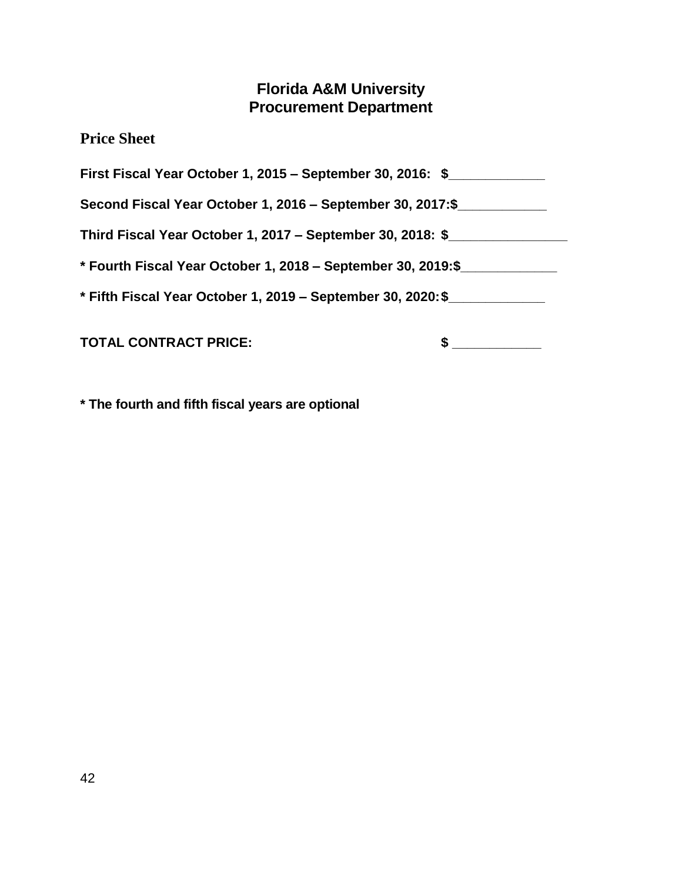# Florida A&M University
# Procurement Department

## Price Sheet

**First Fiscal Year October 1, 2015 – September 30, 2016: $____________**

**Second Fiscal Year October 1, 2016 – September 30, 2017:$____________**

**Third Fiscal Year October 1, 2017 – September 30, 2018: $________________**

**\* Fourth Fiscal Year October 1, 2018 – September 30, 2019:$_____________**

**\* Fifth Fiscal Year October 1, 2019 – September 30, 2020:$_____________**

**TOTAL CONTRACT PRICE: $ ____________**

**\* The fourth and fifth fiscal years are optional**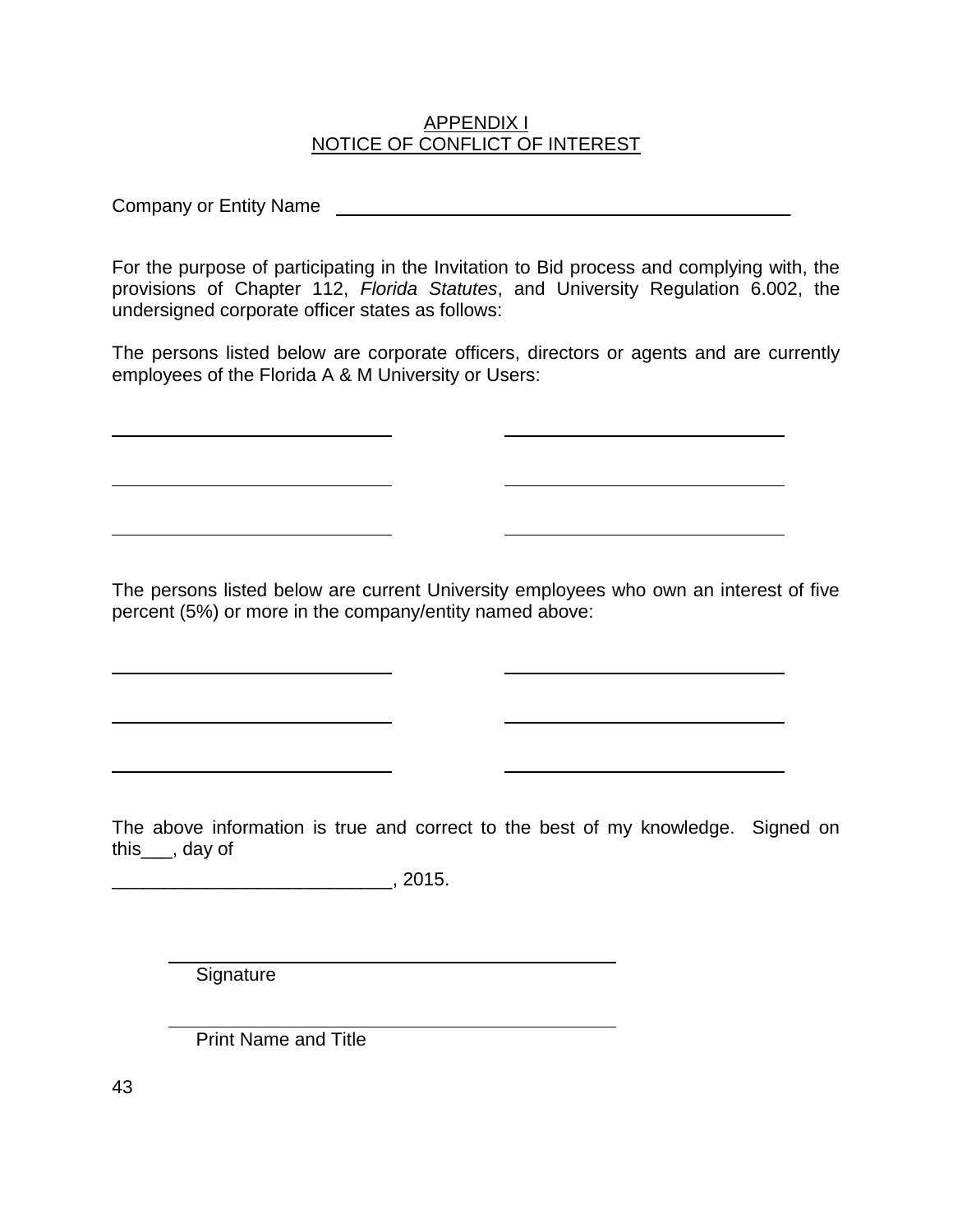# APPENDIX I
## NOTICE OF CONFLICT OF INTEREST

Company or Entity Name \_\_\_\_\_\_\_\_\_\_\_\_\_\_\_\_\_\_\_\_\_\_\_\_\_\_\_\_\_\_\_\_\_\_\_\_\_\_\_\_\_\_\_\_

For the purpose of participating in the Invitation to Bid process and complying with, the provisions of Chapter 112, *Florida Statutes*, and University Regulation 6.002, the undersigned corporate officer states as follows:

The persons listed below are corporate officers, directors or agents and are currently employees of the Florida A & M University or Users:

| | |
|---|---|
| \_\_\_\_\_\_\_\_\_\_\_\_\_\_\_\_\_\_\_\_\_\_\_\_\_\_\_\_ | \_\_\_\_\_\_\_\_\_\_\_\_\_\_\_\_\_\_\_\_\_\_\_\_\_\_\_\_ |
| \_\_\_\_\_\_\_\_\_\_\_\_\_\_\_\_\_\_\_\_\_\_\_\_\_\_\_\_ | \_\_\_\_\_\_\_\_\_\_\_\_\_\_\_\_\_\_\_\_\_\_\_\_\_\_\_\_ |
| \_\_\_\_\_\_\_\_\_\_\_\_\_\_\_\_\_\_\_\_\_\_\_\_\_\_\_\_ | \_\_\_\_\_\_\_\_\_\_\_\_\_\_\_\_\_\_\_\_\_\_\_\_\_\_\_\_ |

The persons listed below are current University employees who own an interest of five percent (5%) or more in the company/entity named above:

| | |
|---|---|
| \_\_\_\_\_\_\_\_\_\_\_\_\_\_\_\_\_\_\_\_\_\_\_\_\_\_\_\_ | \_\_\_\_\_\_\_\_\_\_\_\_\_\_\_\_\_\_\_\_\_\_\_\_\_\_\_\_ |
| \_\_\_\_\_\_\_\_\_\_\_\_\_\_\_\_\_\_\_\_\_\_\_\_\_\_\_\_ | \_\_\_\_\_\_\_\_\_\_\_\_\_\_\_\_\_\_\_\_\_\_\_\_\_\_\_\_ |
| \_\_\_\_\_\_\_\_\_\_\_\_\_\_\_\_\_\_\_\_\_\_\_\_\_\_\_\_ | \_\_\_\_\_\_\_\_\_\_\_\_\_\_\_\_\_\_\_\_\_\_\_\_\_\_\_\_ |

The above information is true and correct to the best of my knowledge. Signed on this\_\_\_, day of

\_\_\_\_\_\_\_\_\_\_\_\_\_\_\_\_\_\_\_\_\_\_\_\_\_\_\_\_, 2015.

\_\_\_\_\_\_\_\_\_\_\_\_\_\_\_\_\_\_\_\_\_\_\_\_\_\_\_\_\_\_\_\_\_\_\_\_\_\_\_\_\_\_\_\_
Signature

\_\_\_\_\_\_\_\_\_\_\_\_\_\_\_\_\_\_\_\_\_\_\_\_\_\_\_\_\_\_\_\_\_\_\_\_\_\_\_\_\_\_\_\_
Print Name and Title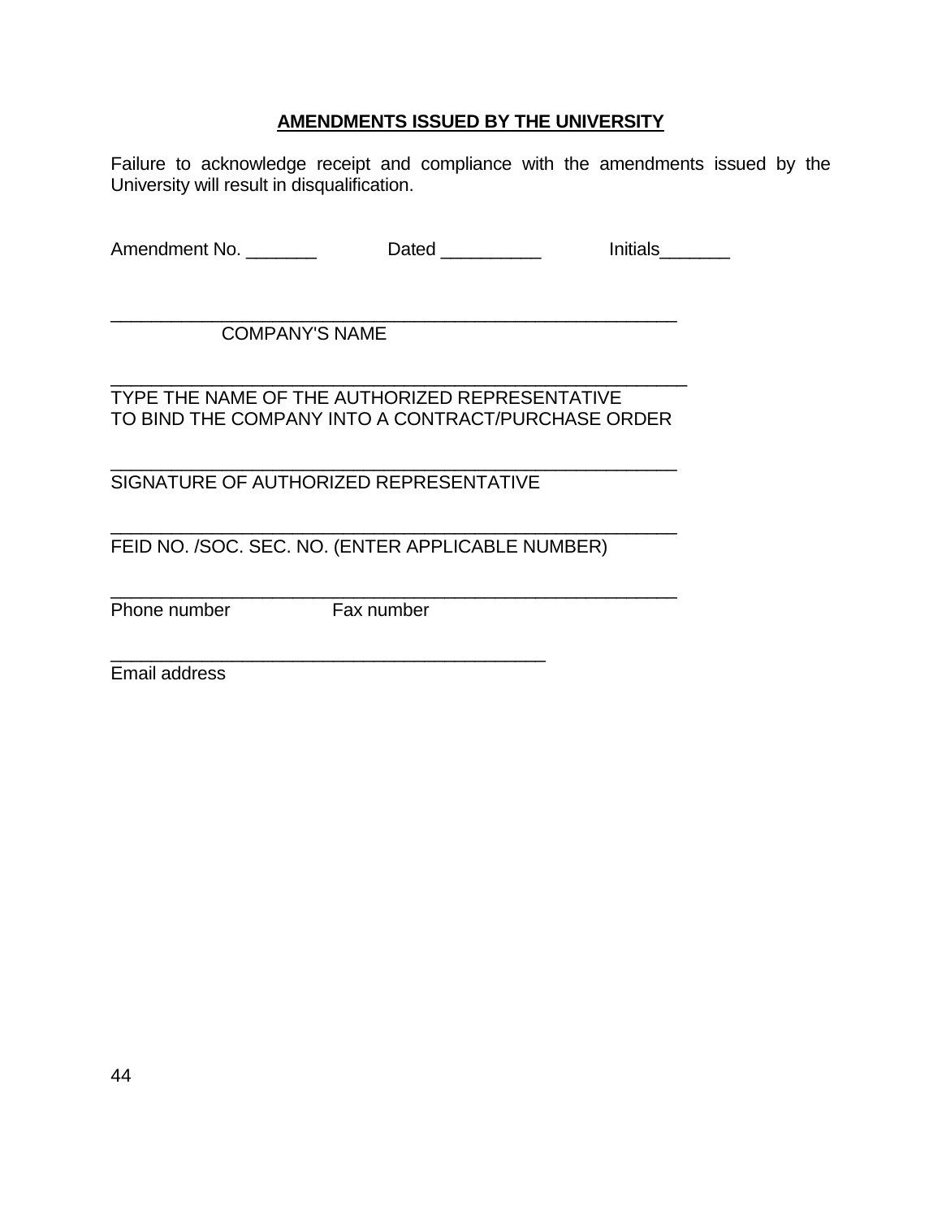**AMENDMENTS ISSUED BY THE UNIVERSITY**

Failure to acknowledge receipt and compliance with the amendments issued by the University will result in disqualification.

Amendment No. _______ Dated __________ Initials_______

___________________________________________________________
COMPANY'S NAME

___________________________________________________________
TYPE THE NAME OF THE AUTHORIZED REPRESENTATIVE
TO BIND THE COMPANY INTO A CONTRACT/PURCHASE ORDER

___________________________________________________________
SIGNATURE OF AUTHORIZED REPRESENTATIVE

___________________________________________________________
FEID NO. /SOC. SEC. NO. (ENTER APPLICABLE NUMBER)

___________________________________________________________
Phone number Fax number

_____________________________________________
Email address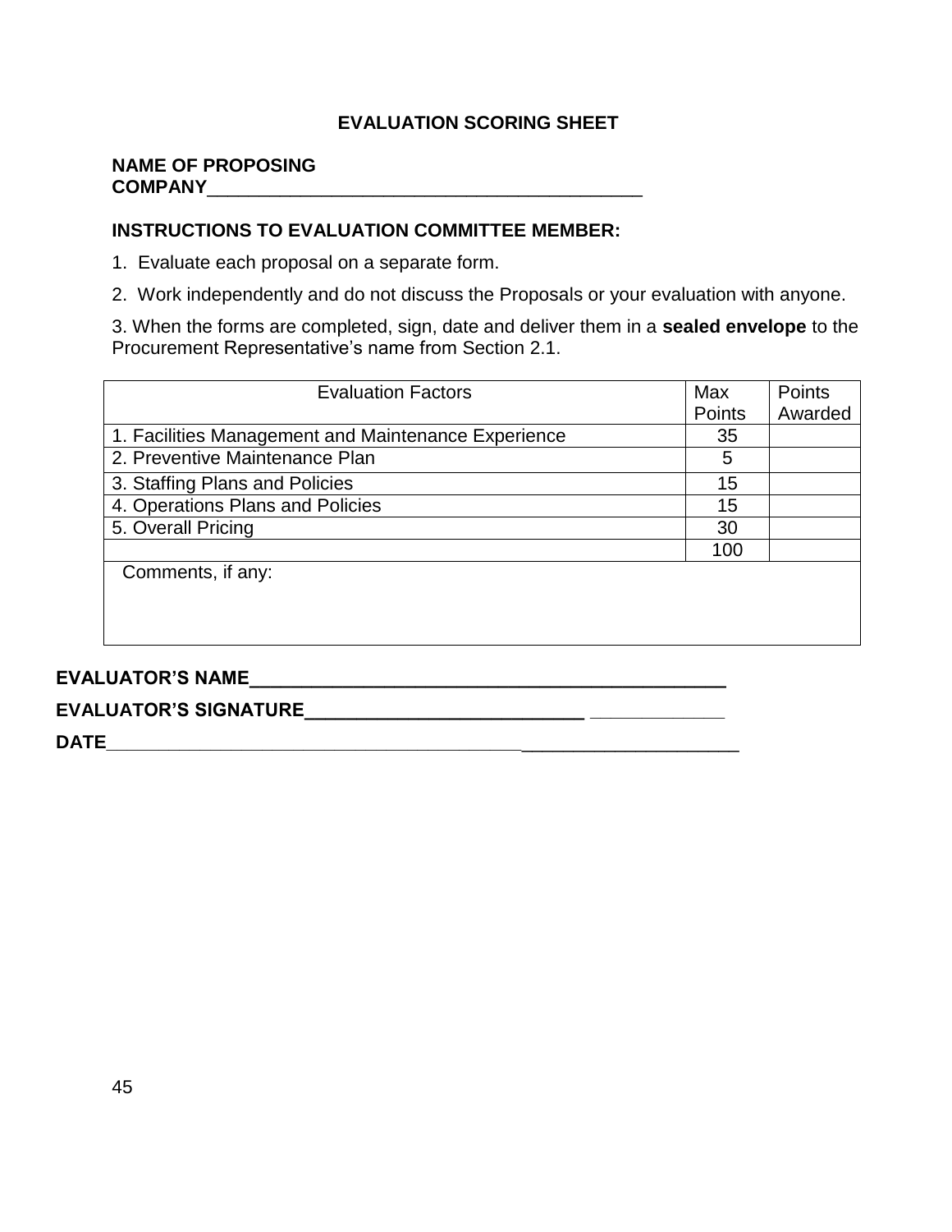## EVALUATION SCORING SHEET

**NAME OF PROPOSING COMPANY**___________________________________________

**INSTRUCTIONS TO EVALUATION COMMITTEE MEMBER:**

1. Evaluate each proposal on a separate form.
2. Work independently and do not discuss the Proposals or your evaluation with anyone.
3. When the forms are completed, sign, date and deliver them in a **sealed envelope** to the Procurement Representative's name from Section 2.1.

| Evaluation Factors | Max Points | Points Awarded |
|---|---|---|
| 1. Facilities Management and Maintenance Experience | 35 | |
| 2. Preventive Maintenance Plan | 5 | |
| 3. Staffing Plans and Policies | 15 | |
| 4. Operations Plans and Policies | 15 | |
| 5. Overall Pricing | 30 | |
| | 100 | |
| Comments, if any: | | |

**EVALUATOR'S NAME**_______________________________________________

**EVALUATOR'S SIGNATURE**___________________________ ____________

**DATE**______________________________________________________________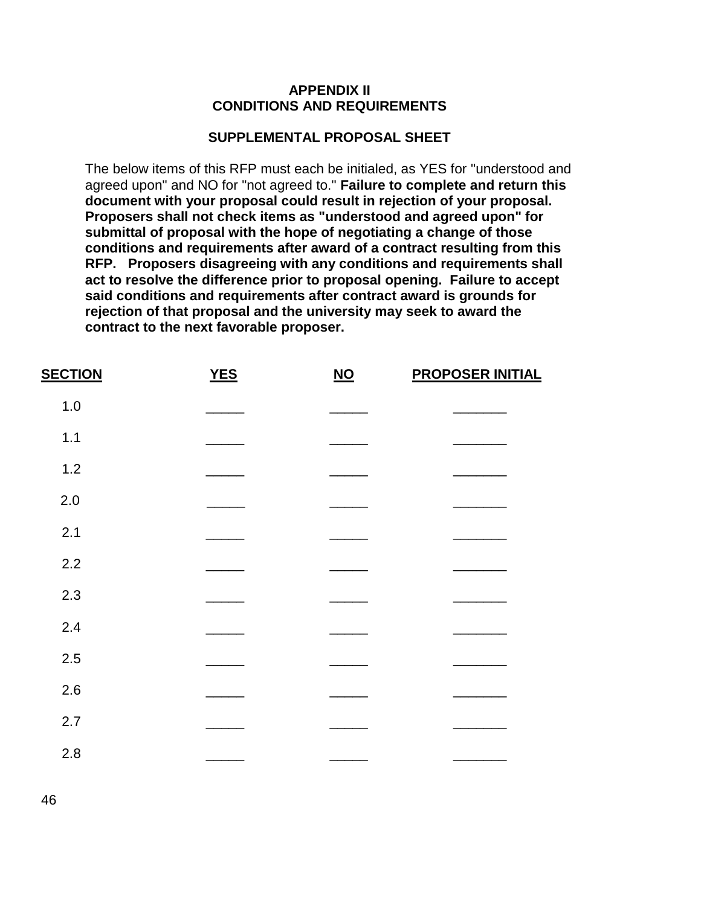**APPENDIX II**
**CONDITIONS AND REQUIREMENTS**

**SUPPLEMENTAL PROPOSAL SHEET**

The below items of this RFP must each be initialed, as YES for "understood and agreed upon" and NO for "not agreed to." **Failure to complete and return this document with your proposal could result in rejection of your proposal. Proposers shall not check items as "understood and agreed upon" for submittal of proposal with the hope of negotiating a change of those conditions and requirements after award of a contract resulting from this RFP. Proposers disagreeing with any conditions and requirements shall act to resolve the difference prior to proposal opening. Failure to accept said conditions and requirements after contract award is grounds for rejection of that proposal and the university may seek to award the contract to the next favorable proposer.**

| SECTION | YES | NO | PROPOSER INITIAL |
|---|---|---|---|
| 1.0 | _____ | _____ | _______ |
| 1.1 | _____ | _____ | _______ |
| 1.2 | _____ | _____ | _______ |
| 2.0 | _____ | _____ | _______ |
| 2.1 | _____ | _____ | _______ |
| 2.2 | _____ | _____ | _______ |
| 2.3 | _____ | _____ | _______ |
| 2.4 | _____ | _____ | _______ |
| 2.5 | _____ | _____ | _______ |
| 2.6 | _____ | _____ | _______ |
| 2.7 | _____ | _____ | _______ |
| 2.8 | _____ | _____ | _______ |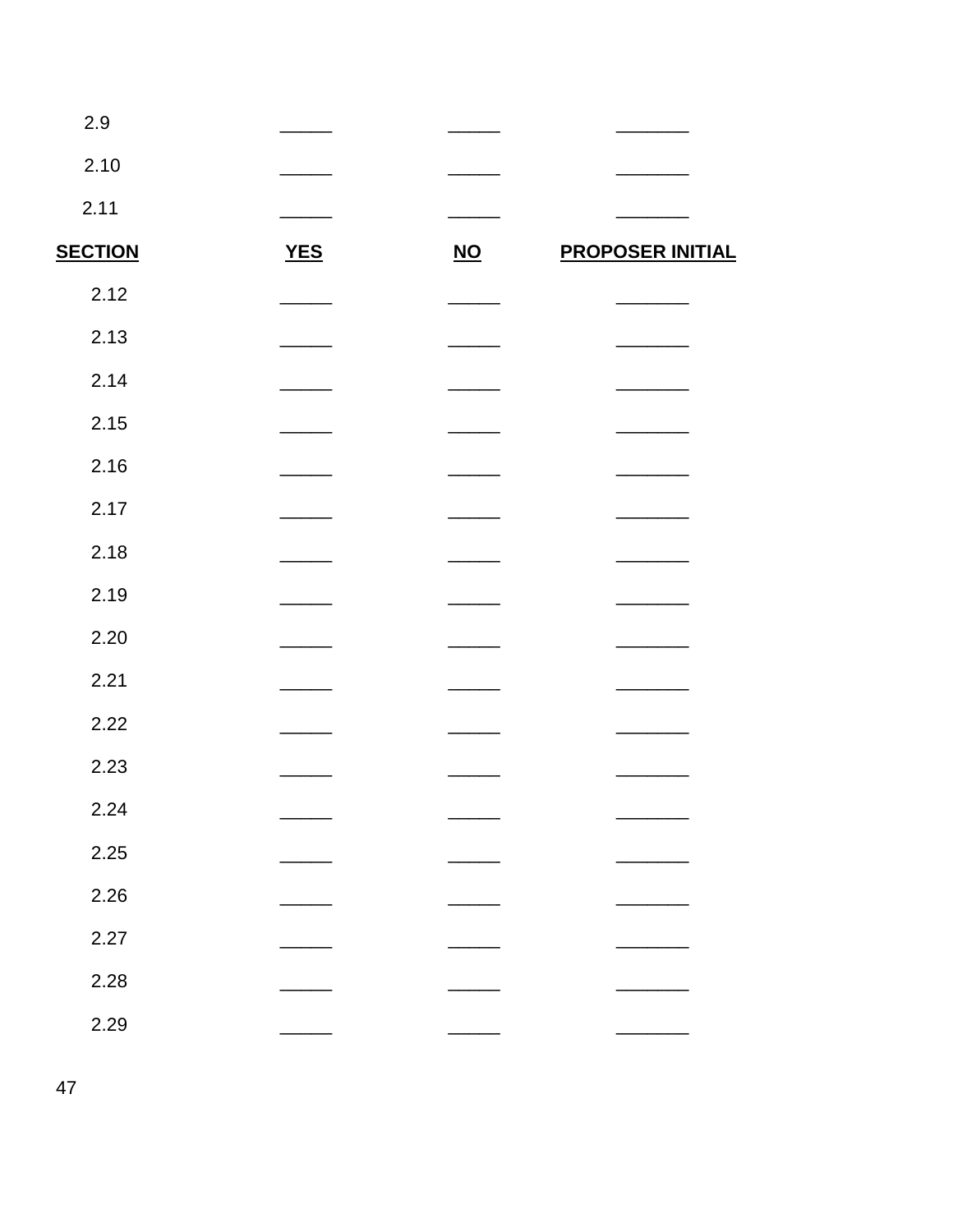| SECTION | YES | NO | PROPOSER INITIAL |
| --- | --- | --- | --- |
| 2.9 | _____ | _____ | _______ |
| 2.10 | _____ | _____ | _______ |
| 2.11 | _____ | _____ | _______ |
| 2.12 | _____ | _____ | _______ |
| 2.13 | _____ | _____ | _______ |
| 2.14 | _____ | _____ | _______ |
| 2.15 | _____ | _____ | _______ |
| 2.16 | _____ | _____ | _______ |
| 2.17 | _____ | _____ | _______ |
| 2.18 | _____ | _____ | _______ |
| 2.19 | _____ | _____ | _______ |
| 2.20 | _____ | _____ | _______ |
| 2.21 | _____ | _____ | _______ |
| 2.22 | _____ | _____ | _______ |
| 2.23 | _____ | _____ | _______ |
| 2.24 | _____ | _____ | _______ |
| 2.25 | _____ | _____ | _______ |
| 2.26 | _____ | _____ | _______ |
| 2.27 | _____ | _____ | _______ |
| 2.28 | _____ | _____ | _______ |
| 2.29 | _____ | _____ | _______ |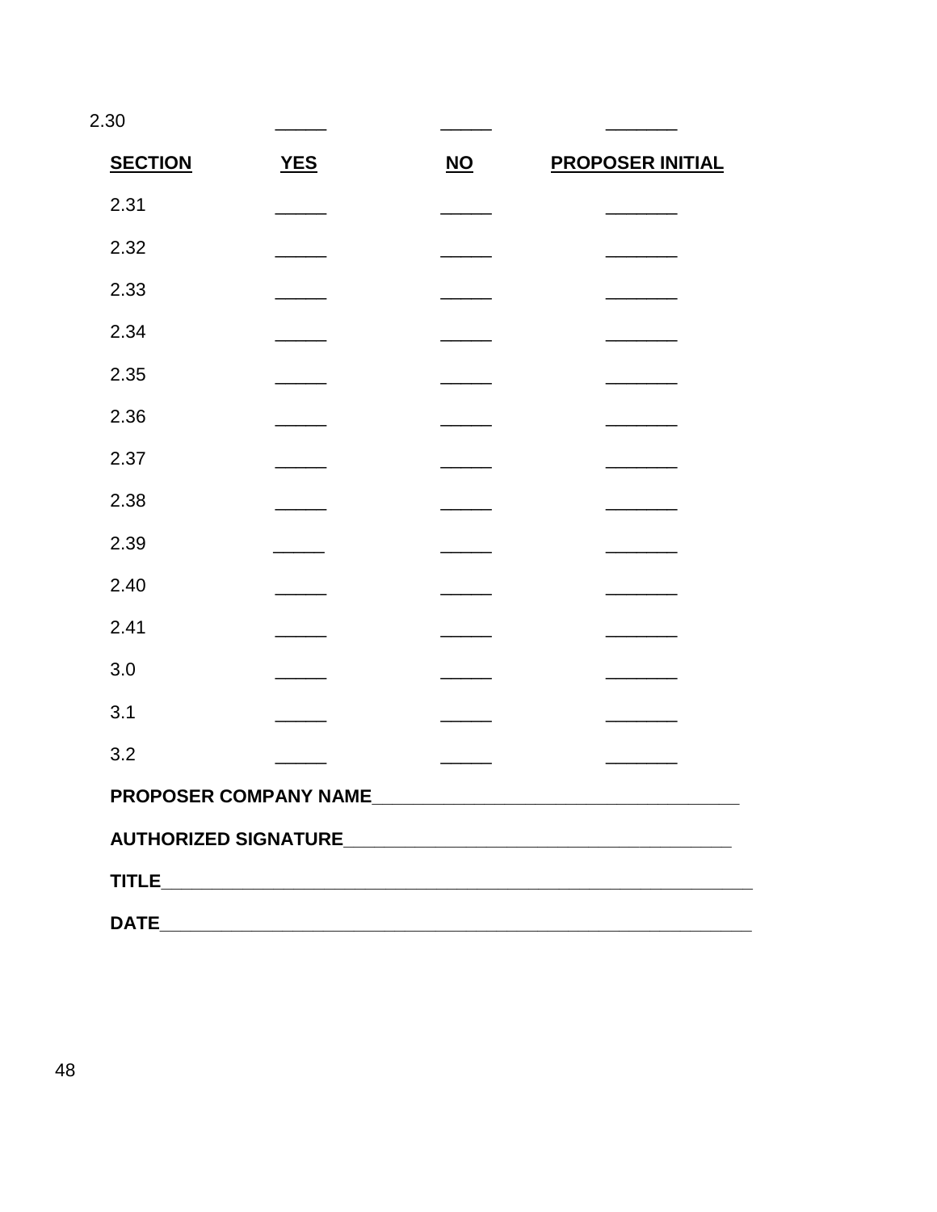| 2.30 | _____ | _____ | _______ |
|---|---|---|---|
| **SECTION** | **YES** | **NO** | **PROPOSER INITIAL** |
| 2.31 | _____ | _____ | _______ |
| 2.32 | _____ | _____ | _______ |
| 2.33 | _____ | _____ | _______ |
| 2.34 | _____ | _____ | _______ |
| 2.35 | _____ | _____ | _______ |
| 2.36 | _____ | _____ | _______ |
| 2.37 | _____ | _____ | _______ |
| 2.38 | _____ | _____ | _______ |
| 2.39 | _____ | _____ | _______ |
| 2.40 | _____ | _____ | _______ |
| 2.41 | _____ | _____ | _______ |
| 3.0 | _____ | _____ | _______ |
| 3.1 | _____ | _____ | _______ |
| 3.2 | _____ | _____ | _______ |

**PROPOSER COMPANY NAME**___________________________________

**AUTHORIZED SIGNATURE**_____________________________________

**TITLE**________________________________________________________

**DATE**________________________________________________________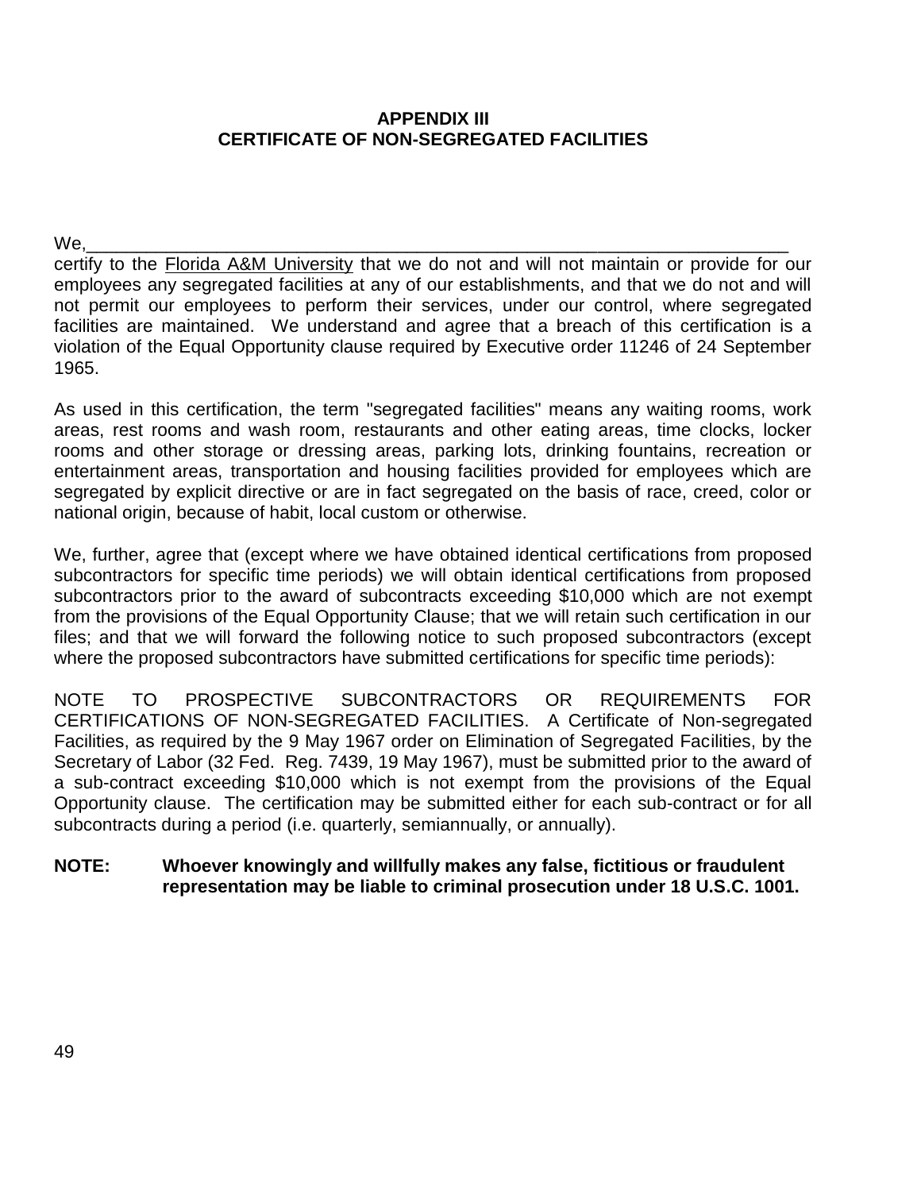## APPENDIX III
## CERTIFICATE OF NON-SEGREGATED FACILITIES

We,\_\_\_\_\_\_\_\_\_\_\_\_\_\_\_\_\_\_\_\_\_\_\_\_\_\_\_\_\_\_\_\_\_\_\_\_\_\_\_\_\_\_\_\_\_\_\_\_\_\_\_\_\_\_\_\_\_\_\_\_\_\_\_\_\_\_\_\_\_\_\_\_
certify to the Florida A&M University that we do not and will not maintain or provide for our employees any segregated facilities at any of our establishments, and that we do not and will not permit our employees to perform their services, under our control, where segregated facilities are maintained. We understand and agree that a breach of this certification is a violation of the Equal Opportunity clause required by Executive order 11246 of 24 September 1965.

As used in this certification, the term "segregated facilities" means any waiting rooms, work areas, rest rooms and wash room, restaurants and other eating areas, time clocks, locker rooms and other storage or dressing areas, parking lots, drinking fountains, recreation or entertainment areas, transportation and housing facilities provided for employees which are segregated by explicit directive or are in fact segregated on the basis of race, creed, color or national origin, because of habit, local custom or otherwise.

We, further, agree that (except where we have obtained identical certifications from proposed subcontractors for specific time periods) we will obtain identical certifications from proposed subcontractors prior to the award of subcontracts exceeding $10,000 which are not exempt from the provisions of the Equal Opportunity Clause; that we will retain such certification in our files; and that we will forward the following notice to such proposed subcontractors (except where the proposed subcontractors have submitted certifications for specific time periods):

NOTE TO PROSPECTIVE SUBCONTRACTORS OR REQUIREMENTS FOR CERTIFICATIONS OF NON-SEGREGATED FACILITIES. A Certificate of Non-segregated Facilities, as required by the 9 May 1967 order on Elimination of Segregated Facilities, by the Secretary of Labor (32 Fed. Reg. 7439, 19 May 1967), must be submitted prior to the award of a sub-contract exceeding $10,000 which is not exempt from the provisions of the Equal Opportunity clause. The certification may be submitted either for each sub-contract or for all subcontracts during a period (i.e. quarterly, semiannually, or annually).

**NOTE: Whoever knowingly and willfully makes any false, fictitious or fraudulent representation may be liable to criminal prosecution under 18 U.S.C. 1001.**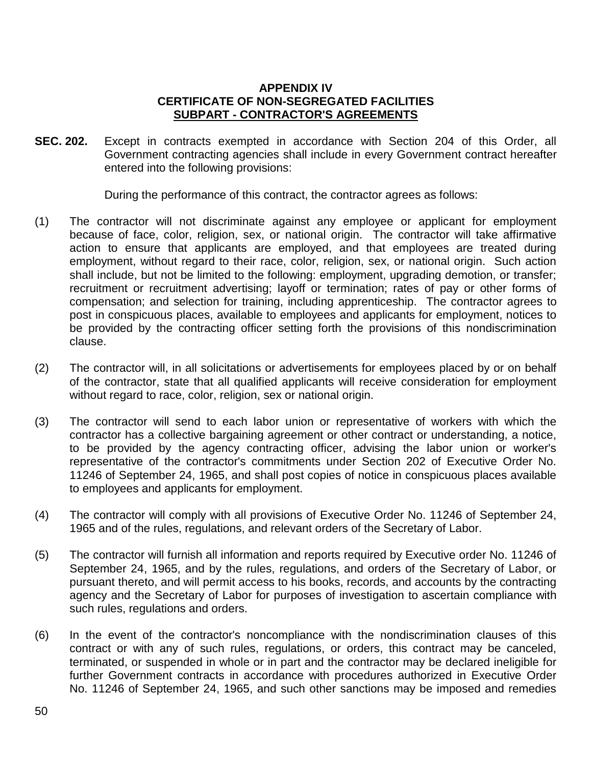**APPENDIX IV**
**CERTIFICATE OF NON-SEGREGATED FACILITIES**
**SUBPART - CONTRACTOR'S AGREEMENTS**

**SEC. 202.** Except in contracts exempted in accordance with Section 204 of this Order, all Government contracting agencies shall include in every Government contract hereafter entered into the following provisions:

During the performance of this contract, the contractor agrees as follows:

(1) The contractor will not discriminate against any employee or applicant for employment because of face, color, religion, sex, or national origin. The contractor will take affirmative action to ensure that applicants are employed, and that employees are treated during employment, without regard to their race, color, religion, sex, or national origin. Such action shall include, but not be limited to the following: employment, upgrading demotion, or transfer; recruitment or recruitment advertising; layoff or termination; rates of pay or other forms of compensation; and selection for training, including apprenticeship. The contractor agrees to post in conspicuous places, available to employees and applicants for employment, notices to be provided by the contracting officer setting forth the provisions of this nondiscrimination clause.

(2) The contractor will, in all solicitations or advertisements for employees placed by or on behalf of the contractor, state that all qualified applicants will receive consideration for employment without regard to race, color, religion, sex or national origin.

(3) The contractor will send to each labor union or representative of workers with which the contractor has a collective bargaining agreement or other contract or understanding, a notice, to be provided by the agency contracting officer, advising the labor union or worker's representative of the contractor's commitments under Section 202 of Executive Order No. 11246 of September 24, 1965, and shall post copies of notice in conspicuous places available to employees and applicants for employment.

(4) The contractor will comply with all provisions of Executive Order No. 11246 of September 24, 1965 and of the rules, regulations, and relevant orders of the Secretary of Labor.

(5) The contractor will furnish all information and reports required by Executive order No. 11246 of September 24, 1965, and by the rules, regulations, and orders of the Secretary of Labor, or pursuant thereto, and will permit access to his books, records, and accounts by the contracting agency and the Secretary of Labor for purposes of investigation to ascertain compliance with such rules, regulations and orders.

(6) In the event of the contractor's noncompliance with the nondiscrimination clauses of this contract or with any of such rules, regulations, or orders, this contract may be canceled, terminated, or suspended in whole or in part and the contractor may be declared ineligible for further Government contracts in accordance with procedures authorized in Executive Order No. 11246 of September 24, 1965, and such other sanctions may be imposed and remedies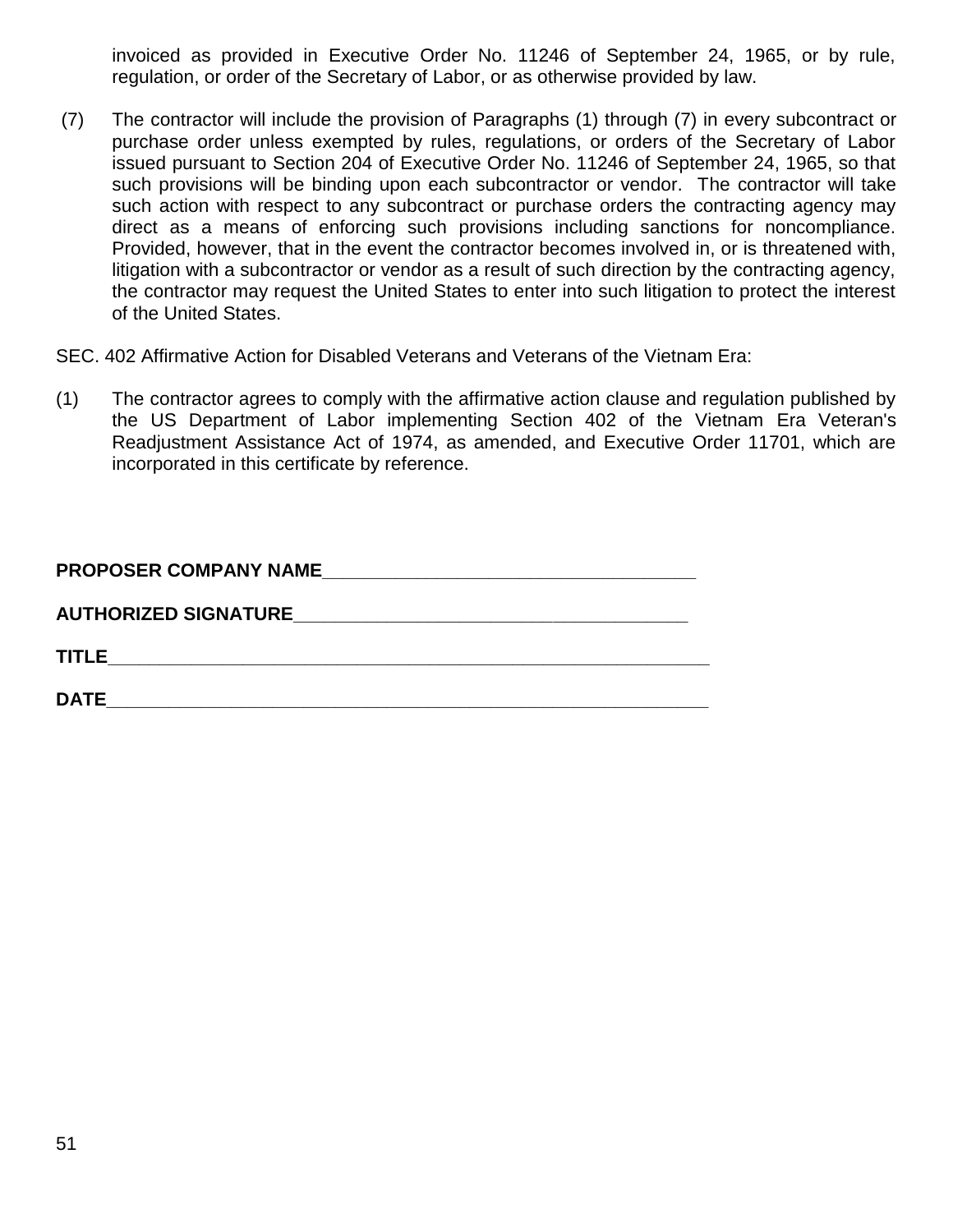invoiced as provided in Executive Order No. 11246 of September 24, 1965, or by rule, regulation, or order of the Secretary of Labor, or as otherwise provided by law.

(7) The contractor will include the provision of Paragraphs (1) through (7) in every subcontract or purchase order unless exempted by rules, regulations, or orders of the Secretary of Labor issued pursuant to Section 204 of Executive Order No. 11246 of September 24, 1965, so that such provisions will be binding upon each subcontractor or vendor. The contractor will take such action with respect to any subcontract or purchase orders the contracting agency may direct as a means of enforcing such provisions including sanctions for noncompliance. Provided, however, that in the event the contractor becomes involved in, or is threatened with, litigation with a subcontractor or vendor as a result of such direction by the contracting agency, the contractor may request the United States to enter into such litigation to protect the interest of the United States.

SEC. 402 Affirmative Action for Disabled Veterans and Veterans of the Vietnam Era:

(1) The contractor agrees to comply with the affirmative action clause and regulation published by the US Department of Labor implementing Section 402 of the Vietnam Era Veteran's Readjustment Assistance Act of 1974, as amended, and Executive Order 11701, which are incorporated in this certificate by reference.

**PROPOSER COMPANY NAME**_____________________________________

**AUTHORIZED SIGNATURE**_____________________________________

**TITLE**_____________________________________________________

**DATE**_____________________________________________________